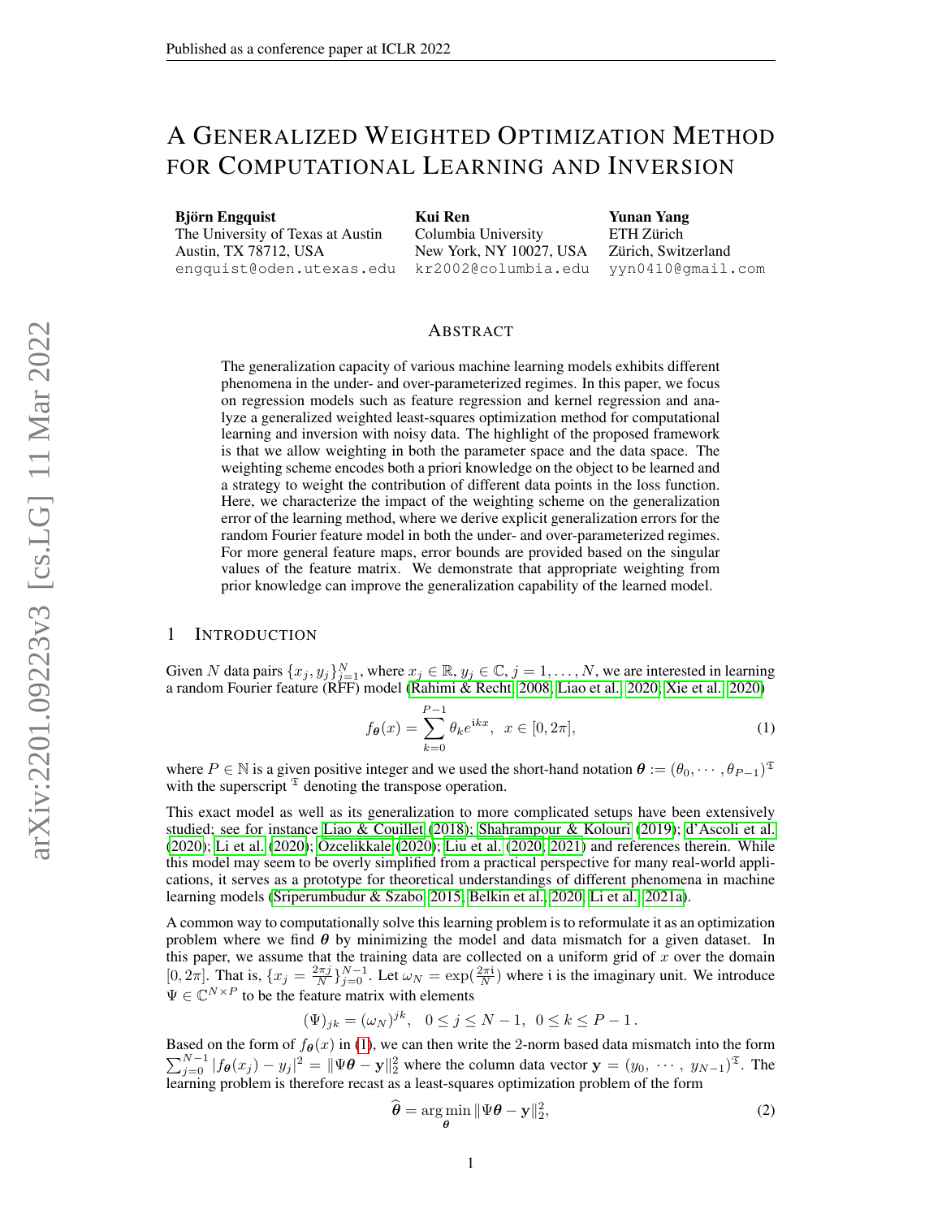# A Generalized Weighted Optimization Method for Computational Learning and Inversion

**Björn Engquist**
The University of Texas at Austin
Austin, TX 78712, USA
engquist@oden.utexas.edu

**Kui Ren**
Columbia University
New York, NY 10027, USA
kr2002@columbia.edu

**Yunan Yang**
ETH Zürich
Zürich, Switzerland
yyn0410@gmail.com

## Abstract

The generalization capacity of various machine learning models exhibits different phenomena in the under- and over-parameterized regimes. In this paper, we focus on regression models such as feature regression and kernel regression and analyze a generalized weighted least-squares optimization method for computational learning and inversion with noisy data. The highlight of the proposed framework is that we allow weighting in both the parameter space and the data space. The weighting scheme encodes both a priori knowledge on the object to be learned and a strategy to weight the contribution of different data points in the loss function. Here, we characterize the impact of the weighting scheme on the generalization error of the learning method, where we derive explicit generalization errors for the random Fourier feature model in both the under- and over-parameterized regimes. For more general feature maps, error bounds are provided based on the singular values of the feature matrix. We demonstrate that appropriate weighting from prior knowledge can improve the generalization capability of the learned model.

## 1 Introduction

Given $N$ data pairs $\{x_j, y_j\}_{j=1}^N$, where $x_j \in \mathbb{R}$, $y_j \in \mathbb{C}$, $j = 1, \ldots, N$, we are interested in learning a random Fourier feature (RFF) model (Rahimi & Recht, 2008; Liao et al., 2020; Xie et al., 2020)

$$f_{\boldsymbol{\theta}}(x) = \sum_{k=0}^{P-1} \theta_k e^{\mathrm{i}kx}, \quad x \in [0, 2\pi], \tag{1}$$

where $P \in \mathbb{N}$ is a given positive integer and we used the short-hand notation $\boldsymbol{\theta} := (\theta_0, \cdots, \theta_{P-1})^{\mathfrak{T}}$ with the superscript $^{\mathfrak{T}}$ denoting the transpose operation.

This exact model as well as its generalization to more complicated setups have been extensively studied; see for instance Liao & Couillet (2018); Shahrampour & Kolouri (2019); d'Ascoli et al. (2020); Li et al. (2020); Ozcelikkale (2020); Liu et al. (2020; 2021) and references therein. While this model may seem to be overly simplified from a practical perspective for many real-world applications, it serves as a prototype for theoretical understandings of different phenomena in machine learning models (Sriperumbudur & Szabo, 2015; Belkin et al., 2020; Li et al., 2021a).

A common way to computationally solve this learning problem is to reformulate it as an optimization problem where we find $\boldsymbol{\theta}$ by minimizing the model and data mismatch for a given dataset. In this paper, we assume that the training data are collected on a uniform grid of $x$ over the domain $[0, 2\pi]$. That is, $\{x_j = \frac{2\pi j}{N}\}_{j=0}^{N-1}$. Let $\omega_N = \exp(\frac{2\pi \mathrm{i}}{N})$ where $\mathrm{i}$ is the imaginary unit. We introduce $\Psi \in \mathbb{C}^{N \times P}$ to be the feature matrix with elements

$$(\Psi)_{jk} = (\omega_N)^{jk}, \quad 0 \le j \le N-1, \; 0 \le k \le P-1 \, .$$

Based on the form of $f_{\boldsymbol{\theta}}(x)$ in (1), we can then write the 2-norm based data mismatch into the form $\sum_{j=0}^{N-1} |f_{\boldsymbol{\theta}}(x_j) - y_j|^2 = \|\Psi\boldsymbol{\theta} - \mathbf{y}\|_2^2$ where the column data vector $\mathbf{y} = (y_0, \cdots, y_{N-1})^{\mathfrak{T}}$. The learning problem is therefore recast as a least-squares optimization problem of the form

$$\widehat{\boldsymbol{\theta}} = \arg\min_{\boldsymbol{\theta}} \|\Psi\boldsymbol{\theta} - \mathbf{y}\|_2^2, \tag{2}$$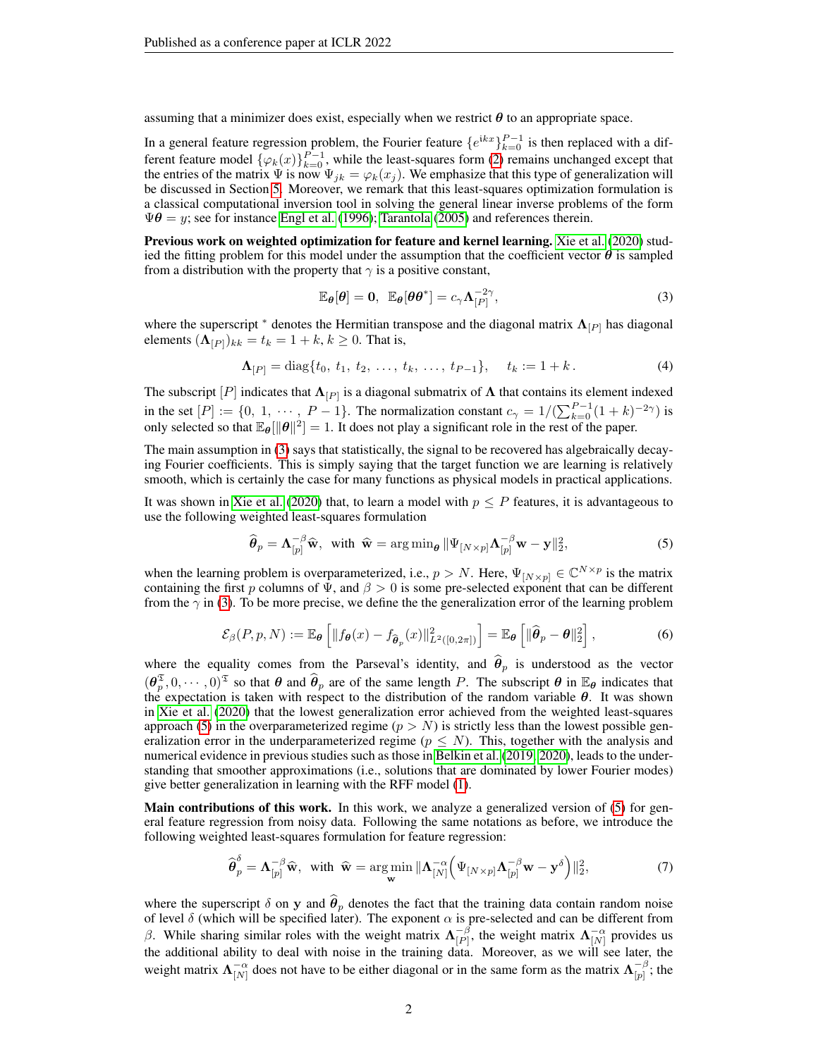assuming that a minimizer does exist, especially when we restrict $\boldsymbol{\theta}$ to an appropriate space.

In a general feature regression problem, the Fourier feature $\{e^{ikx}\}_{k=0}^{P-1}$ is then replaced with a different feature model $\{\varphi_k(x)\}_{k=0}^{P-1}$, while the least-squares form (2) remains unchanged except that the entries of the matrix $\Psi$ is now $\Psi_{jk} = \varphi_k(x_j)$. We emphasize that this type of generalization will be discussed in Section 5. Moreover, we remark that this least-squares optimization formulation is a classical computational inversion tool in solving the general linear inverse problems of the form $\Psi\boldsymbol{\theta} = y$; see for instance Engl et al. (1996); Tarantola (2005) and references therein.

**Previous work on weighted optimization for feature and kernel learning.** Xie et al. (2020) studied the fitting problem for this model under the assumption that the coefficient vector $\boldsymbol{\theta}$ is sampled from a distribution with the property that $\gamma$ is a positive constant,

$$\mathbb{E}_{\boldsymbol{\theta}}[\boldsymbol{\theta}] = \mathbf{0}, \;\; \mathbb{E}_{\boldsymbol{\theta}}[\boldsymbol{\theta}\boldsymbol{\theta}^*] = c_\gamma \boldsymbol{\Lambda}_{[P]}^{-2\gamma}, \tag{3}$$

where the superscript $^*$ denotes the Hermitian transpose and the diagonal matrix $\boldsymbol{\Lambda}_{[P]}$ has diagonal elements $(\boldsymbol{\Lambda}_{[P]})_{kk} = t_k = 1 + k, k \geq 0$. That is,

$$\boldsymbol{\Lambda}_{[P]} = \mathrm{diag}\{t_0,\, t_1,\, t_2,\, \ldots,\, t_k,\, \ldots,\, t_{P-1}\}, \quad t_k := 1 + k\,. \tag{4}$$

The subscript $[P]$ indicates that $\boldsymbol{\Lambda}_{[P]}$ is a diagonal submatrix of $\boldsymbol{\Lambda}$ that contains its element indexed in the set $[P] := \{0,\, 1,\, \cdots,\, P-1\}$. The normalization constant $c_\gamma = 1/(\sum_{k=0}^{P-1}(1+k)^{-2\gamma})$ is only selected so that $\mathbb{E}_{\boldsymbol{\theta}}[\|\boldsymbol{\theta}\|^2] = 1$. It does not play a significant role in the rest of the paper.

The main assumption in (3) says that statistically, the signal to be recovered has algebraically decaying Fourier coefficients. This is simply saying that the target function we are learning is relatively smooth, which is certainly the case for many functions as physical models in practical applications.

It was shown in Xie et al. (2020) that, to learn a model with $p \leq P$ features, it is advantageous to use the following weighted least-squares formulation

$$\widehat{\boldsymbol{\theta}}_p = \boldsymbol{\Lambda}_{[p]}^{-\beta}\widehat{\mathbf{w}}, \;\; \text{with} \;\; \widehat{\mathbf{w}} = \arg\min_{\boldsymbol{\theta}} \|\Psi_{[N\times p]}\boldsymbol{\Lambda}_{[p]}^{-\beta}\mathbf{w} - \mathbf{y}\|_2^2, \tag{5}$$

when the learning problem is overparameterized, i.e., $p > N$. Here, $\Psi_{[N\times p]} \in \mathbb{C}^{N\times p}$ is the matrix containing the first $p$ columns of $\Psi$, and $\beta > 0$ is some pre-selected exponent that can be different from the $\gamma$ in (3). To be more precise, we define the the generalization error of the learning problem

$$\mathcal{E}_\beta(P, p, N) := \mathbb{E}_{\boldsymbol{\theta}}\left[\|f_{\boldsymbol{\theta}}(x) - f_{\widehat{\boldsymbol{\theta}}_p}(x)\|_{L^2([0,2\pi])}^2\right] = \mathbb{E}_{\boldsymbol{\theta}}\left[\|\widehat{\boldsymbol{\theta}}_p - \boldsymbol{\theta}\|_2^2\right], \tag{6}$$

where the equality comes from the Parseval's identity, and $\widehat{\boldsymbol{\theta}}_p$ is understood as the vector $(\boldsymbol{\theta}_p^{\mathfrak{T}}, 0, \cdots, 0)^{\mathfrak{T}}$ so that $\boldsymbol{\theta}$ and $\widehat{\boldsymbol{\theta}}_p$ are of the same length $P$. The subscript $\boldsymbol{\theta}$ in $\mathbb{E}_{\boldsymbol{\theta}}$ indicates that the expectation is taken with respect to the distribution of the random variable $\boldsymbol{\theta}$. It was shown in Xie et al. (2020) that the lowest generalization error achieved from the weighted least-squares approach (5) in the overparameterized regime ($p > N$) is strictly less than the lowest possible generalization error in the underparameterized regime ($p \leq N$). This, together with the analysis and numerical evidence in previous studies such as those in Belkin et al. (2019; 2020), leads to the understanding that smoother approximations (i.e., solutions that are dominated by lower Fourier modes) give better generalization in learning with the RFF model (1).

**Main contributions of this work.** In this work, we analyze a generalized version of (5) for general feature regression from noisy data. Following the same notations as before, we introduce the following weighted least-squares formulation for feature regression:

$$\widehat{\boldsymbol{\theta}}_p^\delta = \boldsymbol{\Lambda}_{[p]}^{-\beta}\widehat{\mathbf{w}}, \;\; \text{with} \;\; \widehat{\mathbf{w}} = \arg\min_{\mathbf{w}} \|\boldsymbol{\Lambda}_{[N]}^{-\alpha}\Big(\Psi_{[N\times p]}\boldsymbol{\Lambda}_{[p]}^{-\beta}\mathbf{w} - \mathbf{y}^\delta\Big)\|_2^2, \tag{7}$$

where the superscript $\delta$ on $\mathbf{y}$ and $\widehat{\boldsymbol{\theta}}_p$ denotes the fact that the training data contain random noise of level $\delta$ (which will be specified later). The exponent $\alpha$ is pre-selected and can be different from $\beta$. While sharing similar roles with the weight matrix $\boldsymbol{\Lambda}_{[P]}^{-\beta}$, the weight matrix $\boldsymbol{\Lambda}_{[N]}^{-\alpha}$ provides us the additional ability to deal with noise in the training data. Moreover, as we will see later, the weight matrix $\boldsymbol{\Lambda}_{[N]}^{-\alpha}$ does not have to be either diagonal or in the same form as the matrix $\boldsymbol{\Lambda}_{[p]}^{-\beta}$; the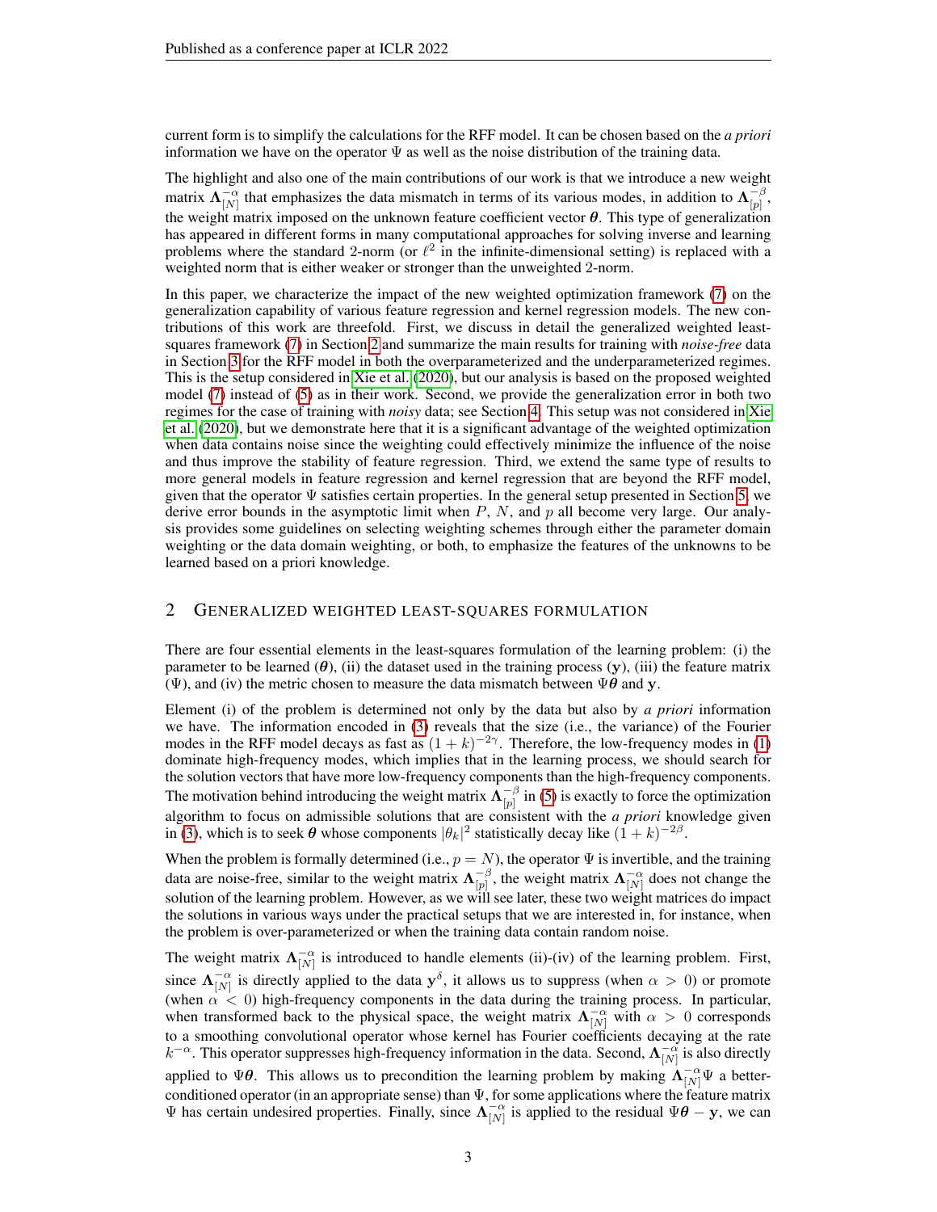current form is to simplify the calculations for the RFF model. It can be chosen based on the *a priori* information we have on the operator $\Psi$ as well as the noise distribution of the training data.

The highlight and also one of the main contributions of our work is that we introduce a new weight matrix $\mathbf{\Lambda}_{[N]}^{-\alpha}$ that emphasizes the data mismatch in terms of its various modes, in addition to $\mathbf{\Lambda}_{[p]}^{-\beta}$, the weight matrix imposed on the unknown feature coefficient vector $\boldsymbol{\theta}$. This type of generalization has appeared in different forms in many computational approaches for solving inverse and learning problems where the standard 2-norm (or $\ell^2$ in the infinite-dimensional setting) is replaced with a weighted norm that is either weaker or stronger than the unweighted 2-norm.

In this paper, we characterize the impact of the new weighted optimization framework (7) on the generalization capability of various feature regression and kernel regression models. The new contributions of this work are threefold. First, we discuss in detail the generalized weighted least-squares framework (7) in Section 2 and summarize the main results for training with *noise-free* data in Section 3 for the RFF model in both the overparameterized and the underparameterized regimes. This is the setup considered in Xie et al. (2020), but our analysis is based on the proposed weighted model (7) instead of (5) as in their work. Second, we provide the generalization error in both two regimes for the case of training with *noisy* data; see Section 4. This setup was not considered in Xie et al. (2020), but we demonstrate here that it is a significant advantage of the weighted optimization when data contains noise since the weighting could effectively minimize the influence of the noise and thus improve the stability of feature regression. Third, we extend the same type of results to more general models in feature regression and kernel regression that are beyond the RFF model, given that the operator $\Psi$ satisfies certain properties. In the general setup presented in Section 5, we derive error bounds in the asymptotic limit when $P$, $N$, and $p$ all become very large. Our analysis provides some guidelines on selecting weighting schemes through either the parameter domain weighting or the data domain weighting, or both, to emphasize the features of the unknowns to be learned based on a priori knowledge.

## 2 Generalized Weighted Least-Squares Formulation

There are four essential elements in the least-squares formulation of the learning problem: (i) the parameter to be learned ($\boldsymbol{\theta}$), (ii) the dataset used in the training process ($\mathbf{y}$), (iii) the feature matrix ($\Psi$), and (iv) the metric chosen to measure the data mismatch between $\Psi\boldsymbol{\theta}$ and $\mathbf{y}$.

Element (i) of the problem is determined not only by the data but also by *a priori* information we have. The information encoded in (3) reveals that the size (i.e., the variance) of the Fourier modes in the RFF model decays as fast as $(1+k)^{-2\gamma}$. Therefore, the low-frequency modes in (1) dominate high-frequency modes, which implies that in the learning process, we should search for the solution vectors that have more low-frequency components than the high-frequency components. The motivation behind introducing the weight matrix $\mathbf{\Lambda}_{[p]}^{-\beta}$ in (5) is exactly to force the optimization algorithm to focus on admissible solutions that are consistent with the *a priori* knowledge given in (3), which is to seek $\boldsymbol{\theta}$ whose components $|\theta_k|^2$ statistically decay like $(1+k)^{-2\beta}$.

When the problem is formally determined (i.e., $p = N$), the operator $\Psi$ is invertible, and the training data are noise-free, similar to the weight matrix $\mathbf{\Lambda}_{[p]}^{-\beta}$, the weight matrix $\mathbf{\Lambda}_{[N]}^{-\alpha}$ does not change the solution of the learning problem. However, as we will see later, these two weight matrices do impact the solutions in various ways under the practical setups that we are interested in, for instance, when the problem is over-parameterized or when the training data contain random noise.

The weight matrix $\mathbf{\Lambda}_{[N]}^{-\alpha}$ is introduced to handle elements (ii)-(iv) of the learning problem. First, since $\mathbf{\Lambda}_{[N]}^{-\alpha}$ is directly applied to the data $\mathbf{y}^\delta$, it allows us to suppress (when $\alpha > 0$) or promote (when $\alpha < 0$) high-frequency components in the data during the training process. In particular, when transformed back to the physical space, the weight matrix $\mathbf{\Lambda}_{[N]}^{-\alpha}$ with $\alpha > 0$ corresponds to a smoothing convolutional operator whose kernel has Fourier coefficients decaying at the rate $k^{-\alpha}$. This operator suppresses high-frequency information in the data. Second, $\mathbf{\Lambda}_{[N]}^{-\alpha}$ is also directly applied to $\Psi\boldsymbol{\theta}$. This allows us to precondition the learning problem by making $\mathbf{\Lambda}_{[N]}^{-\alpha}\Psi$ a better-conditioned operator (in an appropriate sense) than $\Psi$, for some applications where the feature matrix $\Psi$ has certain undesired properties. Finally, since $\mathbf{\Lambda}_{[N]}^{-\alpha}$ is applied to the residual $\Psi\boldsymbol{\theta} - \mathbf{y}$, we can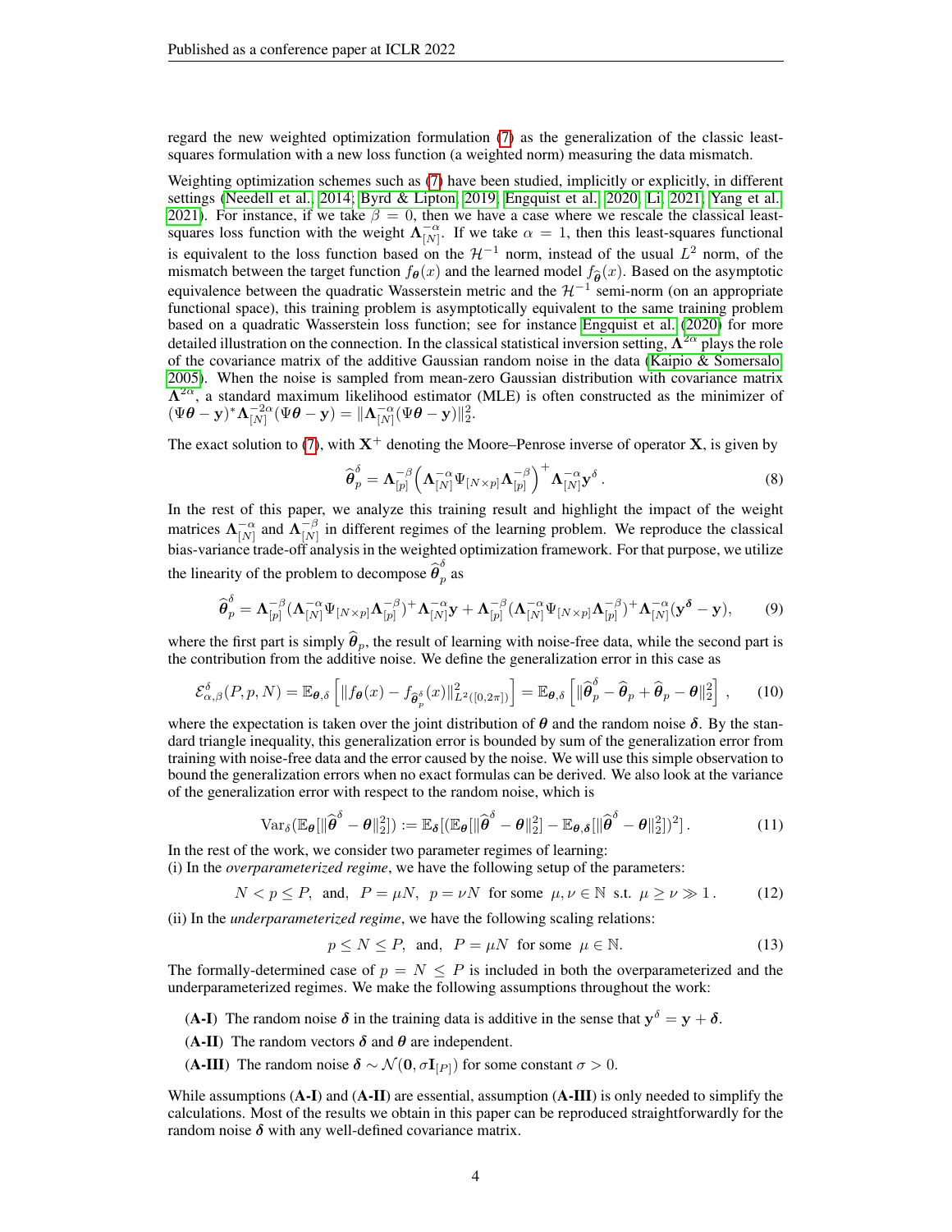regard the new weighted optimization formulation (7) as the generalization of the classic least-squares formulation with a new loss function (a weighted norm) measuring the data mismatch.

Weighting optimization schemes such as (7) have been studied, implicitly or explicitly, in different settings (Needell et al., 2014; Byrd & Lipton, 2019; Engquist et al., 2020; Li, 2021; Yang et al., 2021). For instance, if we take $\beta = 0$, then we have a case where we rescale the classical least-squares loss function with the weight $\mathbf{\Lambda}_{[N]}^{-\alpha}$. If we take $\alpha = 1$, then this least-squares functional is equivalent to the loss function based on the $\mathcal{H}^{-1}$ norm, instead of the usual $L^2$ norm, of the mismatch between the target function $f_{\boldsymbol{\theta}}(x)$ and the learned model $f_{\widehat{\boldsymbol{\theta}}}(x)$. Based on the asymptotic equivalence between the quadratic Wasserstein metric and the $\mathcal{H}^{-1}$ semi-norm (on an appropriate functional space), this training problem is asymptotically equivalent to the same training problem based on a quadratic Wasserstein loss function; see for instance Engquist et al. (2020) for more detailed illustration on the connection. In the classical statistical inversion setting, $\mathbf{\Lambda}^{2\alpha}$ plays the role of the covariance matrix of the additive Gaussian random noise in the data (Kaipio & Somersalo, 2005). When the noise is sampled from mean-zero Gaussian distribution with covariance matrix $\mathbf{\Lambda}^{2\alpha}$, a standard maximum likelihood estimator (MLE) is often constructed as the minimizer of $(\Psi\boldsymbol{\theta} - \mathbf{y})^* \mathbf{\Lambda}_{[N]}^{-2\alpha}(\Psi\boldsymbol{\theta} - \mathbf{y}) = \|\mathbf{\Lambda}_{[N]}^{-\alpha}(\Psi\boldsymbol{\theta} - \mathbf{y})\|_2^2$.

The exact solution to (7), with $\mathbf{X}^+$ denoting the Moore–Penrose inverse of operator $\mathbf{X}$, is given by

$$\widehat{\boldsymbol{\theta}}_p^\delta = \mathbf{\Lambda}_{[p]}^{-\beta}\Big(\mathbf{\Lambda}_{[N]}^{-\alpha}\Psi_{[N\times p]}\mathbf{\Lambda}_{[p]}^{-\beta}\Big)^+ \mathbf{\Lambda}_{[N]}^{-\alpha}\mathbf{y}^\delta \,. \tag{8}$$

In the rest of this paper, we analyze this training result and highlight the impact of the weight matrices $\mathbf{\Lambda}_{[N]}^{-\alpha}$ and $\mathbf{\Lambda}_{[N]}^{-\beta}$ in different regimes of the learning problem. We reproduce the classical bias-variance trade-off analysis in the weighted optimization framework. For that purpose, we utilize the linearity of the problem to decompose $\widehat{\boldsymbol{\theta}}_p^\delta$ as

$$\widehat{\boldsymbol{\theta}}_p^\delta = \mathbf{\Lambda}_{[p]}^{-\beta}(\mathbf{\Lambda}_{[N]}^{-\alpha}\Psi_{[N\times p]}\mathbf{\Lambda}_{[p]}^{-\beta})^+\mathbf{\Lambda}_{[N]}^{-\alpha}\mathbf{y} + \mathbf{\Lambda}_{[p]}^{-\beta}(\mathbf{\Lambda}_{[N]}^{-\alpha}\Psi_{[N\times p]}\mathbf{\Lambda}_{[p]}^{-\beta})^+\mathbf{\Lambda}_{[N]}^{-\alpha}(\mathbf{y}^{\boldsymbol{\delta}} - \mathbf{y}), \tag{9}$$

where the first part is simply $\widehat{\boldsymbol{\theta}}_p$, the result of learning with noise-free data, while the second part is the contribution from the additive noise. We define the generalization error in this case as

$$\mathcal{E}_{\alpha,\beta}^\delta(P,p,N) = \mathbb{E}_{\boldsymbol{\theta},\delta}\left[\|f_{\boldsymbol{\theta}}(x) - f_{\widehat{\boldsymbol{\theta}}_p^\delta}(x)\|_{L^2([0,2\pi])}^2\right] = \mathbb{E}_{\boldsymbol{\theta},\delta}\left[\|\widehat{\boldsymbol{\theta}}_p^\delta - \widehat{\boldsymbol{\theta}}_p + \widehat{\boldsymbol{\theta}}_p - \boldsymbol{\theta}\|_2^2\right], \tag{10}$$

where the expectation is taken over the joint distribution of $\boldsymbol{\theta}$ and the random noise $\boldsymbol{\delta}$. By the standard triangle inequality, this generalization error is bounded by sum of the generalization error from training with noise-free data and the error caused by the noise. We will use this simple observation to bound the generalization errors when no exact formulas can be derived. We also look at the variance of the generalization error with respect to the random noise, which is

$$\mathrm{Var}_\delta(\mathbb{E}_{\boldsymbol{\theta}}[\|\widehat{\boldsymbol{\theta}}^\delta - \boldsymbol{\theta}\|_2^2]) := \mathbb{E}_{\boldsymbol{\delta}}[(\mathbb{E}_{\boldsymbol{\theta}}[\|\widehat{\boldsymbol{\theta}}^\delta - \boldsymbol{\theta}\|_2^2] - \mathbb{E}_{\boldsymbol{\theta},\boldsymbol{\delta}}[\|\widehat{\boldsymbol{\theta}}^\delta - \boldsymbol{\theta}\|_2^2])^2]\,. \tag{11}$$

In the rest of the work, we consider two parameter regimes of learning:
(i) In the *overparameterized regime*, we have the following setup of the parameters:

$$N < p \le P, \;\text{ and, }\; P = \mu N, \;\; p = \nu N \;\text{ for some }\; \mu, \nu \in \mathbb{N} \;\text{ s.t. }\; \mu \ge \nu \gg 1\,. \tag{12}$$

(ii) In the *underparameterized regime*, we have the following scaling relations:

$$p \le N \le P, \;\text{ and, }\; P = \mu N \;\text{ for some }\; \mu \in \mathbb{N}. \tag{13}$$

The formally-determined case of $p = N \le P$ is included in both the overparameterized and the underparameterized regimes. We make the following assumptions throughout the work:

- **(A-I)** The random noise $\boldsymbol{\delta}$ in the training data is additive in the sense that $\mathbf{y}^\delta = \mathbf{y} + \boldsymbol{\delta}$.
- **(A-II)** The random vectors $\boldsymbol{\delta}$ and $\boldsymbol{\theta}$ are independent.
- **(A-III)** The random noise $\boldsymbol{\delta} \sim \mathcal{N}(\mathbf{0}, \sigma\mathbf{I}_{[P]})$ for some constant $\sigma > 0$.

While assumptions **(A-I)** and **(A-II)** are essential, assumption **(A-III)** is only needed to simplify the calculations. Most of the results we obtain in this paper can be reproduced straightforwardly for the random noise $\boldsymbol{\delta}$ with any well-defined covariance matrix.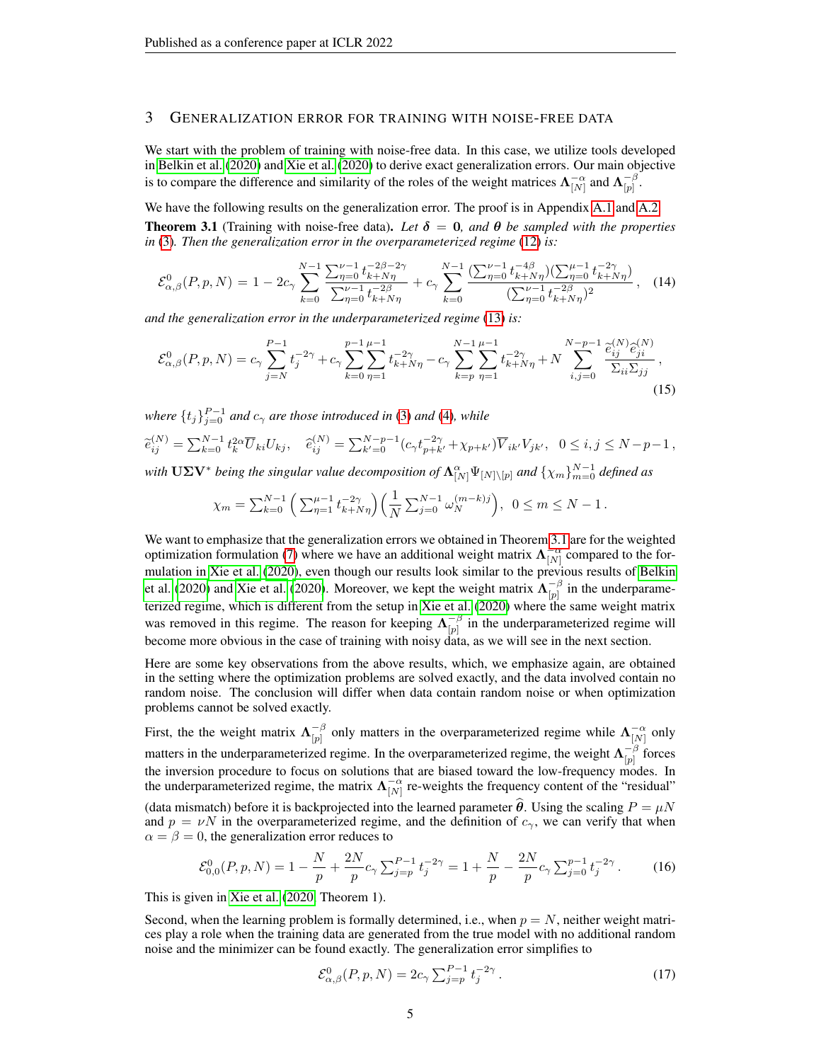## 3 Generalization error for training with noise-free data

We start with the problem of training with noise-free data. In this case, we utilize tools developed in Belkin et al. (2020) and Xie et al. (2020) to derive exact generalization errors. Our main objective is to compare the difference and similarity of the roles of the weight matrices $\mathbf{\Lambda}_{[N]}^{-\alpha}$ and $\mathbf{\Lambda}_{[p]}^{-\beta}$.

We have the following results on the generalization error. The proof is in Appendix A.1 and A.2.

**Theorem 3.1** (Training with noise-free data)**.** *Let $\boldsymbol{\delta} = \mathbf{0}$, and $\boldsymbol{\theta}$ be sampled with the properties in (3). Then the generalization error in the overparameterized regime (12) is:*

$$\mathcal{E}^0_{\alpha,\beta}(P,p,N) = 1 - 2c_\gamma \sum_{k=0}^{N-1} \frac{\sum_{\eta=0}^{\nu-1} t_{k+N\eta}^{-2\beta-2\gamma}}{\sum_{\eta=0}^{\nu-1} t_{k+N\eta}^{-2\beta}} + c_\gamma \sum_{k=0}^{N-1} \frac{(\sum_{\eta=0}^{\nu-1} t_{k+N\eta}^{-4\beta})(\sum_{\eta=0}^{\mu-1} t_{k+N\eta}^{-2\gamma})}{(\sum_{\eta=0}^{\nu-1} t_{k+N\eta}^{-2\beta})^2}, \quad (14)$$

*and the generalization error in the underparameterized regime (13) is:*

$$\mathcal{E}^0_{\alpha,\beta}(P,p,N) = c_\gamma \sum_{j=N}^{P-1} t_j^{-2\gamma} + c_\gamma \sum_{k=0}^{p-1}\sum_{\eta=1}^{\mu-1} t_{k+N\eta}^{-2\gamma} - c_\gamma \sum_{k=p}^{N-1}\sum_{\eta=1}^{\mu-1} t_{k+N\eta}^{-2\gamma} + N \sum_{i,j=0}^{N-p-1} \frac{\widetilde{e}_{ij}^{(N)} \widehat{e}_{ji}^{(N)}}{\Sigma_{ii}\Sigma_{jj}}, \quad (15)$$

*where $\{t_j\}_{j=0}^{P-1}$ and $c_\gamma$ are those introduced in (3) and (4), while*

$$\widetilde{e}_{ij}^{(N)} = \sum_{k=0}^{N-1} t_k^{2\alpha} \overline{U}_{ki} U_{kj}, \quad \widehat{e}_{ij}^{(N)} = \sum_{k'=0}^{N-p-1} (c_\gamma t_{p+k'}^{-2\gamma} + \chi_{p+k'}) \overline{V}_{ik'} V_{jk'}, \quad 0 \le i,j \le N-p-1,$$

*with $\mathbf{U}\mathbf{\Sigma}\mathbf{V}^*$ being the singular value decomposition of $\mathbf{\Lambda}_{[N]}^{\alpha}\Psi_{[N]\setminus[p]}$ and $\{\chi_m\}_{m=0}^{N-1}$ defined as*

$$\chi_m = \sum_{k=0}^{N-1} \Big( \sum_{\eta=1}^{\mu-1} t_{k+N\eta}^{-2\gamma} \Big) \Big( \frac{1}{N} \sum_{j=0}^{N-1} \omega_N^{(m-k)j} \Big), \quad 0 \le m \le N-1.$$

We want to emphasize that the generalization errors we obtained in Theorem 3.1 are for the weighted optimization formulation (7) where we have an additional weight matrix $\mathbf{\Lambda}_{[N]}^{-\alpha}$ compared to the formulation in Xie et al. (2020), even though our results look similar to the previous results of Belkin et al. (2020) and Xie et al. (2020). Moreover, we kept the weight matrix $\mathbf{\Lambda}_{[p]}^{-\beta}$ in the underparameterized regime, which is different from the setup in Xie et al. (2020) where the same weight matrix was removed in this regime. The reason for keeping $\mathbf{\Lambda}_{[p]}^{-\beta}$ in the underparameterized regime will become more obvious in the case of training with noisy data, as we will see in the next section.

Here are some key observations from the above results, which, we emphasize again, are obtained in the setting where the optimization problems are solved exactly, and the data involved contain no random noise. The conclusion will differ when data contain random noise or when optimization problems cannot be solved exactly.

First, the the weight matrix $\mathbf{\Lambda}_{[p]}^{-\beta}$ only matters in the overparameterized regime while $\mathbf{\Lambda}_{[N]}^{-\alpha}$ only matters in the underparameterized regime. In the overparameterized regime, the weight $\mathbf{\Lambda}_{[p]}^{-\beta}$ forces the inversion procedure to focus on solutions that are biased toward the low-frequency modes. In the underparameterized regime, the matrix $\mathbf{\Lambda}_{[N]}^{-\alpha}$ re-weights the frequency content of the "residual" (data mismatch) before it is backprojected into the learned parameter $\widehat{\boldsymbol{\theta}}$. Using the scaling $P = \mu N$ and $p = \nu N$ in the overparameterized regime, and the definition of $c_\gamma$, we can verify that when $\alpha = \beta = 0$, the generalization error reduces to

$$\mathcal{E}^0_{0,0}(P,p,N) = 1 - \frac{N}{p} + \frac{2N}{p} c_\gamma \sum_{j=p}^{P-1} t_j^{-2\gamma} = 1 + \frac{N}{p} - \frac{2N}{p} c_\gamma \sum_{j=0}^{p-1} t_j^{-2\gamma}. \quad (16)$$

This is given in Xie et al. (2020, Theorem 1).

Second, when the learning problem is formally determined, i.e., when $p = N$, neither weight matrices play a role when the training data are generated from the true model with no additional random noise and the minimizer can be found exactly. The generalization error simplifies to

$$\mathcal{E}^0_{\alpha,\beta}(P,p,N) = 2c_\gamma \sum_{j=p}^{P-1} t_j^{-2\gamma}. \quad (17)$$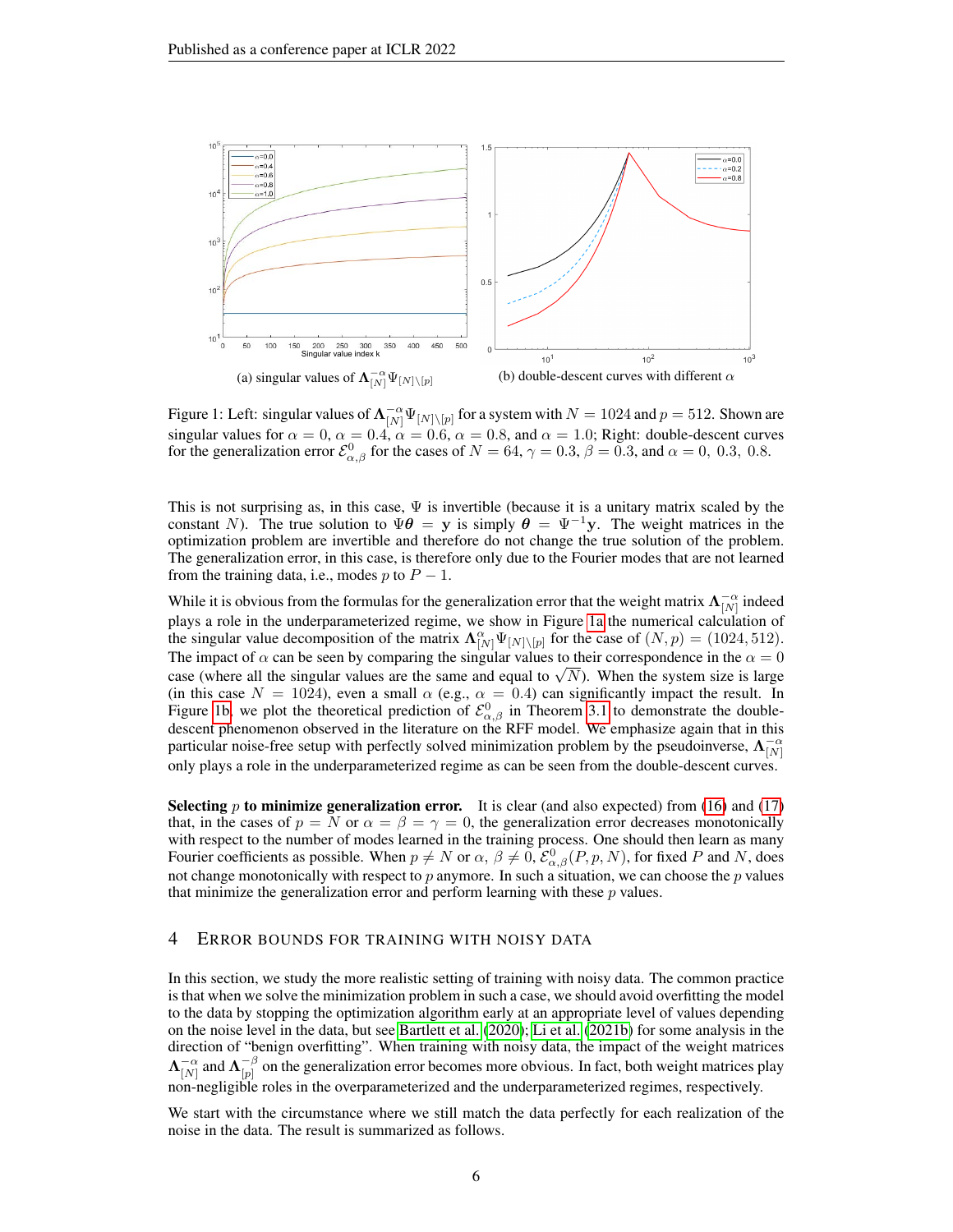(a) singular values of $\mathbf{\Lambda}_{[N]}^{-\alpha}\Psi_{[N]\backslash[p]}$

(b) double-descent curves with different $\alpha$

Figure 1: Left: singular values of $\mathbf{\Lambda}_{[N]}^{-\alpha}\Psi_{[N]\backslash[p]}$ for a system with $N = 1024$ and $p = 512$. Shown are singular values for $\alpha = 0$, $\alpha = 0.4$, $\alpha = 0.6$, $\alpha = 0.8$, and $\alpha = 1.0$; Right: double-descent curves for the generalization error $\mathcal{E}_{\alpha,\beta}^0$ for the cases of $N = 64$, $\gamma = 0.3$, $\beta = 0.3$, and $\alpha = 0,\ 0.3,\ 0.8$.

This is not surprising as, in this case, $\Psi$ is invertible (because it is a unitary matrix scaled by the constant $N$). The true solution to $\Psi\boldsymbol{\theta} = \mathbf{y}$ is simply $\boldsymbol{\theta} = \Psi^{-1}\mathbf{y}$. The weight matrices in the optimization problem are invertible and therefore do not change the true solution of the problem. The generalization error, in this case, is therefore only due to the Fourier modes that are not learned from the training data, i.e., modes $p$ to $P-1$.

While it is obvious from the formulas for the generalization error that the weight matrix $\mathbf{\Lambda}_{[N]}^{-\alpha}$ indeed plays a role in the underparameterized regime, we show in Figure 1a the numerical calculation of the singular value decomposition of the matrix $\mathbf{\Lambda}_{[N]}^{\alpha}\Psi_{[N]\backslash[p]}$ for the case of $(N,p) = (1024, 512)$. The impact of $\alpha$ can be seen by comparing the singular values to their correspondence in the $\alpha = 0$ case (where all the singular values are the same and equal to $\sqrt{N}$). When the system size is large (in this case $N = 1024$), even a small $\alpha$ (e.g., $\alpha = 0.4$) can significantly impact the result. In Figure 1b, we plot the theoretical prediction of $\mathcal{E}_{\alpha,\beta}^0$ in Theorem 3.1 to demonstrate the double-descent phenomenon observed in the literature on the RFF model. We emphasize again that in this particular noise-free setup with perfectly solved minimization problem by the pseudoinverse, $\mathbf{\Lambda}_{[N]}^{-\alpha}$ only plays a role in the underparameterized regime as can be seen from the double-descent curves.

**Selecting $p$ to minimize generalization error.** It is clear (and also expected) from (16) and (17) that, in the cases of $p = N$ or $\alpha = \beta = \gamma = 0$, the generalization error decreases monotonically with respect to the number of modes learned in the training process. One should then learn as many Fourier coefficients as possible. When $p \neq N$ or $\alpha,\ \beta \neq 0$, $\mathcal{E}_{\alpha,\beta}^0(P, p, N)$, for fixed $P$ and $N$, does not change monotonically with respect to $p$ anymore. In such a situation, we can choose the $p$ values that minimize the generalization error and perform learning with these $p$ values.

## 4 Error bounds for training with noisy data

In this section, we study the more realistic setting of training with noisy data. The common practice is that when we solve the minimization problem in such a case, we should avoid overfitting the model to the data by stopping the optimization algorithm early at an appropriate level of values depending on the noise level in the data, but see Bartlett et al. (2020); Li et al. (2021b) for some analysis in the direction of "benign overfitting". When training with noisy data, the impact of the weight matrices $\mathbf{\Lambda}_{[N]}^{-\alpha}$ and $\mathbf{\Lambda}_{[p]}^{-\beta}$ on the generalization error becomes more obvious. In fact, both weight matrices play non-negligible roles in the overparameterized and the underparameterized regimes, respectively.

We start with the circumstance where we still match the data perfectly for each realization of the noise in the data. The result is summarized as follows.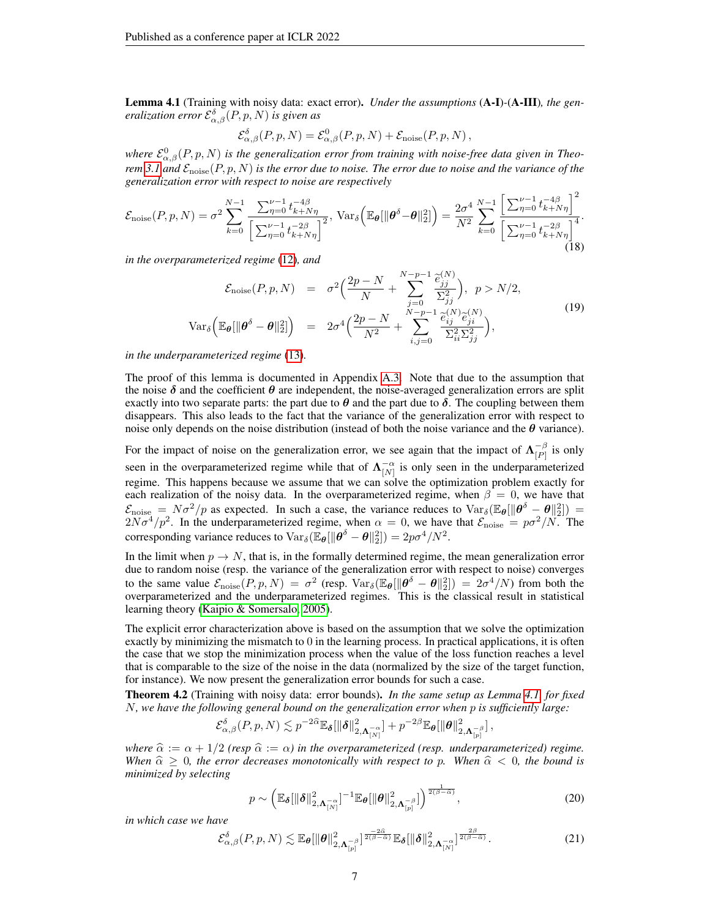**Lemma 4.1** (Training with noisy data: exact error)**.** *Under the assumptions* (**A-I**)-(**A-III**)*, the generalization error $\mathcal{E}^{\delta}_{\alpha,\beta}(P,p,N)$ is given as*

$$\mathcal{E}^{\delta}_{\alpha,\beta}(P,p,N) = \mathcal{E}^{0}_{\alpha,\beta}(P,p,N) + \mathcal{E}_{\rm noise}(P,p,N)\,,$$

*where $\mathcal{E}^{0}_{\alpha,\beta}(P,p,N)$ is the generalization error from training with noise-free data given in Theorem 3.1 and $\mathcal{E}_{\rm noise}(P,p,N)$ is the error due to noise. The error due to noise and the variance of the generalization error with respect to noise are respectively*

$$\mathcal{E}_{\rm noise}(P,p,N) = \sigma^2 \sum_{k=0}^{N-1} \frac{\sum_{\eta=0}^{\nu-1} t_{k+N\eta}^{-4\beta}}{\Big[\sum_{\eta=0}^{\nu-1} t_{k+N\eta}^{-2\beta}\Big]^2},\ {\rm Var}_{\delta}\Big(\mathbb{E}_{\boldsymbol\theta}[\|\boldsymbol\theta^{\delta}-\boldsymbol\theta\|_2^2]\Big) = \frac{2\sigma^4}{N^2}\sum_{k=0}^{N-1}\frac{\Big[\sum_{\eta=0}^{\nu-1} t_{k+N\eta}^{-4\beta}\Big]^2}{\Big[\sum_{\eta=0}^{\nu-1} t_{k+N\eta}^{-2\beta}\Big]^4}. \tag{18}$$

*in the overparameterized regime* (12)*, and*

$$\begin{aligned}
\mathcal{E}_{\rm noise}(P,p,N) &= \sigma^2\Big(\frac{2p-N}{N} + \sum_{j=0}^{N-p-1}\frac{\widetilde{e}_{jj}^{(N)}}{\Sigma_{jj}^2}\Big),\ \ p > N/2,\\
{\rm Var}_{\delta}\Big(\mathbb{E}_{\boldsymbol\theta}[\|\boldsymbol\theta^{\delta}-\boldsymbol\theta\|_2^2]\Big) &= 2\sigma^4\Big(\frac{2p-N}{N^2} + \sum_{i,j=0}^{N-p-1}\frac{\widetilde{e}_{ij}^{(N)}\widetilde{e}_{ji}^{(N)}}{\Sigma_{ii}^2\Sigma_{jj}^2}\Big),
\end{aligned} \tag{19}$$

*in the underparameterized regime* (13)*.*

The proof of this lemma is documented in Appendix A.3. Note that due to the assumption that the noise $\boldsymbol\delta$ and the coefficient $\boldsymbol\theta$ are independent, the noise-averaged generalization errors are split exactly into two separate parts: the part due to $\boldsymbol\theta$ and the part due to $\boldsymbol\delta$. The coupling between them disappears. This also leads to the fact that the variance of the generalization error with respect to noise only depends on the noise distribution (instead of both the noise variance and the $\boldsymbol\theta$ variance).

For the impact of noise on the generalization error, we see again that the impact of $\boldsymbol\Lambda_{[P]}^{-\beta}$ is only seen in the overparameterized regime while that of $\boldsymbol\Lambda_{[N]}^{-\alpha}$ is only seen in the underparameterized regime. This happens because we assume that we can solve the optimization problem exactly for each realization of the noisy data. In the overparameterized regime, when $\beta = 0$, we have that $\mathcal{E}_{\rm noise} = N\sigma^2/p$ as expected. In such a case, the variance reduces to ${\rm Var}_{\delta}(\mathbb{E}_{\boldsymbol\theta}[\|\boldsymbol\theta^{\delta}-\boldsymbol\theta\|_2^2]) = 2N\sigma^4/p^2$. In the underparameterized regime, when $\alpha = 0$, we have that $\mathcal{E}_{\rm noise} = p\sigma^2/N$. The corresponding variance reduces to ${\rm Var}_{\delta}(\mathbb{E}_{\boldsymbol\theta}[\|\boldsymbol\theta^{\delta}-\boldsymbol\theta\|_2^2]) = 2p\sigma^4/N^2$.

In the limit when $p \to N$, that is, in the formally determined regime, the mean generalization error due to random noise (resp. the variance of the generalization error with respect to noise) converges to the same value $\mathcal{E}_{\rm noise}(P,p,N) = \sigma^2$ (resp. ${\rm Var}_{\delta}(\mathbb{E}_{\boldsymbol\theta}[\|\boldsymbol\theta^{\delta}-\boldsymbol\theta\|_2^2]) = 2\sigma^4/N$) from both the overparameterized and the underparameterized regimes. This is the classical result in statistical learning theory (Kaipio & Somersalo, 2005).

The explicit error characterization above is based on the assumption that we solve the optimization exactly by minimizing the mismatch to 0 in the learning process. In practical applications, it is often the case that we stop the minimization process when the value of the loss function reaches a level that is comparable to the size of the noise in the data (normalized by the size of the target function, for instance). We now present the generalization error bounds for such a case.

**Theorem 4.2** (Training with noisy data: error bounds)**.** *In the same setup as Lemma 4.1, for fixed $N$, we have the following general bound on the generalization error when $p$ is sufficiently large:*

$$\mathcal{E}^{\delta}_{\alpha,\beta}(P,p,N) \lesssim p^{-2\widehat\alpha}\mathbb{E}_{\boldsymbol\delta}[\|\boldsymbol\delta\|^2_{2,\boldsymbol\Lambda_{[N]}^{-\alpha}}] + p^{-2\beta}\mathbb{E}_{\boldsymbol\theta}[\|\boldsymbol\theta\|^2_{2,\boldsymbol\Lambda_{[p]}^{-\beta}}]\,,$$

*where $\widehat\alpha := \alpha + 1/2$ (resp $\widehat\alpha := \alpha$) in the overparameterized (resp. underparameterized) regime. When $\widehat\alpha \geq 0$, the error decreases monotonically with respect to $p$. When $\widehat\alpha < 0$, the bound is minimized by selecting*

$$p \sim \Big(\mathbb{E}_{\boldsymbol\delta}[\|\boldsymbol\delta\|^2_{2,\boldsymbol\Lambda_{[N]}^{-\alpha}}]^{-1}\mathbb{E}_{\boldsymbol\theta}[\|\boldsymbol\theta\|^2_{2,\boldsymbol\Lambda_{[p]}^{-\beta}}]\Big)^{\frac{1}{2(\beta-\widehat\alpha)}}, \tag{20}$$

*in which case we have*

$$\mathcal{E}^{\delta}_{\alpha,\beta}(P,p,N) \lesssim \mathbb{E}_{\boldsymbol\theta}[\|\boldsymbol\theta\|^2_{2,\boldsymbol\Lambda_{[p]}^{-\beta}}]^{\frac{-2\widehat\alpha}{2(\beta-\widehat\alpha)}}\mathbb{E}_{\boldsymbol\delta}[\|\boldsymbol\delta\|^2_{2,\boldsymbol\Lambda_{[N]}^{-\alpha}}]^{\frac{2\beta}{2(\beta-\widehat\alpha)}}. \tag{21}$$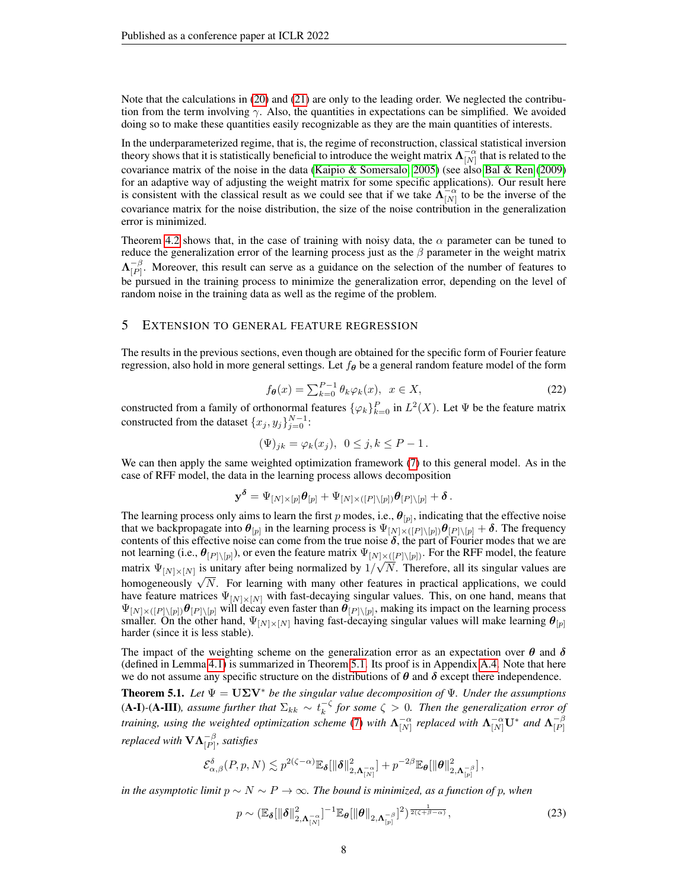Note that the calculations in (20) and (21) are only to the leading order. We neglected the contribution from the term involving $\gamma$. Also, the quantities in expectations can be simplified. We avoided doing so to make these quantities easily recognizable as they are the main quantities of interests.

In the underparameterized regime, that is, the regime of reconstruction, classical statistical inversion theory shows that it is statistically beneficial to introduce the weight matrix $\mathbf{\Lambda}_{[N]}^{-\alpha}$ that is related to the covariance matrix of the noise in the data (Kaipio & Somersalo, 2005) (see also Bal & Ren (2009) for an adaptive way of adjusting the weight matrix for some specific applications). Our result here is consistent with the classical result as we could see that if we take $\mathbf{\Lambda}_{[N]}^{-\alpha}$ to be the inverse of the covariance matrix for the noise distribution, the size of the noise contribution in the generalization error is minimized.

Theorem 4.2 shows that, in the case of training with noisy data, the $\alpha$ parameter can be tuned to reduce the generalization error of the learning process just as the $\beta$ parameter in the weight matrix $\mathbf{\Lambda}_{[P]}^{-\beta}$. Moreover, this result can serve as a guidance on the selection of the number of features to be pursued in the training process to minimize the generalization error, depending on the level of random noise in the training data as well as the regime of the problem.

## 5 Extension to General Feature Regression

The results in the previous sections, even though are obtained for the specific form of Fourier feature regression, also hold in more general settings. Let $f_{\boldsymbol{\theta}}$ be a general random feature model of the form

$$f_{\boldsymbol{\theta}}(x) = \sum_{k=0}^{P-1} \theta_k \varphi_k(x), \quad x \in X, \tag{22}$$

constructed from a family of orthonormal features $\{\varphi_k\}_{k=0}^{P}$ in $L^2(X)$. Let $\Psi$ be the feature matrix constructed from the dataset $\{x_j, y_j\}_{j=0}^{N-1}$:

$$(\Psi)_{jk} = \varphi_k(x_j), \quad 0 \le j, k \le P-1\,.$$

We can then apply the same weighted optimization framework (7) to this general model. As in the case of RFF model, the data in the learning process allows decomposition

$$\mathbf{y}^{\boldsymbol{\delta}} = \Psi_{[N]\times[p]}\boldsymbol{\theta}_{[p]} + \Psi_{[N]\times([P]\backslash[p])}\boldsymbol{\theta}_{[P]\backslash[p]} + \boldsymbol{\delta}\,.$$

The learning process only aims to learn the first $p$ modes, i.e., $\boldsymbol{\theta}_{[p]}$, indicating that the effective noise that we backpropagate into $\boldsymbol{\theta}_{[p]}$ in the learning process is $\Psi_{[N]\times([P]\backslash[p])}\boldsymbol{\theta}_{[P]\backslash[p]} + \boldsymbol{\delta}$. The frequency contents of this effective noise can come from the true noise $\boldsymbol{\delta}$, the part of Fourier modes that we are not learning (i.e., $\boldsymbol{\theta}_{[P]\backslash[p]}$), or even the feature matrix $\Psi_{[N]\times([P]\backslash[p])}$. For the RFF model, the feature matrix $\Psi_{[N]\times[N]}$ is unitary after being normalized by $1/\sqrt{N}$. Therefore, all its singular values are homogeneously $\sqrt{N}$. For learning with many other features in practical applications, we could have feature matrices $\Psi_{[N]\times[N]}$ with fast-decaying singular values. This, on one hand, means that $\Psi_{[N]\times([P]\backslash[p])}\boldsymbol{\theta}_{[P]\backslash[p]}$ will decay even faster than $\boldsymbol{\theta}_{[P]\backslash[p]}$, making its impact on the learning process smaller. On the other hand, $\Psi_{[N]\times[N]}$ having fast-decaying singular values will make learning $\boldsymbol{\theta}_{[p]}$ harder (since it is less stable).

The impact of the weighting scheme on the generalization error as an expectation over $\boldsymbol{\theta}$ and $\boldsymbol{\delta}$ (defined in Lemma 4.1) is summarized in Theorem 5.1. Its proof is in Appendix A.4. Note that here we do not assume any specific structure on the distributions of $\boldsymbol{\theta}$ and $\boldsymbol{\delta}$ except there independence.

**Theorem 5.1.** *Let $\Psi = \mathbf{U}\mathbf{\Sigma}\mathbf{V}^*$ be the singular value decomposition of $\Psi$. Under the assumptions* **(A-I)**-**(A-III)***, assume further that $\Sigma_{kk} \sim t_k^{-\zeta}$ for some $\zeta > 0$. Then the generalization error of training, using the weighted optimization scheme (7) with $\mathbf{\Lambda}_{[N]}^{-\alpha}$ replaced with $\mathbf{\Lambda}_{[N]}^{-\alpha}\mathbf{U}^*$ and $\mathbf{\Lambda}_{[P]}^{-\beta}$ replaced with $\mathbf{V}\mathbf{\Lambda}_{[P]}^{-\beta}$, satisfies*

$$\mathcal{E}_{\alpha,\beta}^{\delta}(P,p,N) \lesssim p^{2(\zeta-\alpha)}\mathbb{E}_{\boldsymbol{\delta}}[\|\boldsymbol{\delta}\|^2_{2,\mathbf{\Lambda}_{[N]}^{-\alpha}}] + p^{-2\beta}\mathbb{E}_{\boldsymbol{\theta}}[\|\boldsymbol{\theta}\|^2_{2,\mathbf{\Lambda}_{[p]}^{-\beta}}]\,,$$

*in the asymptotic limit $p \sim N \sim P \to \infty$. The bound is minimized, as a function of $p$, when*

$$p \sim (\mathbb{E}_{\boldsymbol{\delta}}[\|\boldsymbol{\delta}\|^2_{2,\mathbf{\Lambda}_{[N]}^{-\alpha}}]^{-1}\mathbb{E}_{\boldsymbol{\theta}}[\|\boldsymbol{\theta}\|_{2,\mathbf{\Lambda}_{[p]}^{-\beta}}]^2)^{\frac{1}{2(\zeta+\beta-\alpha)}}\,, \tag{23}$$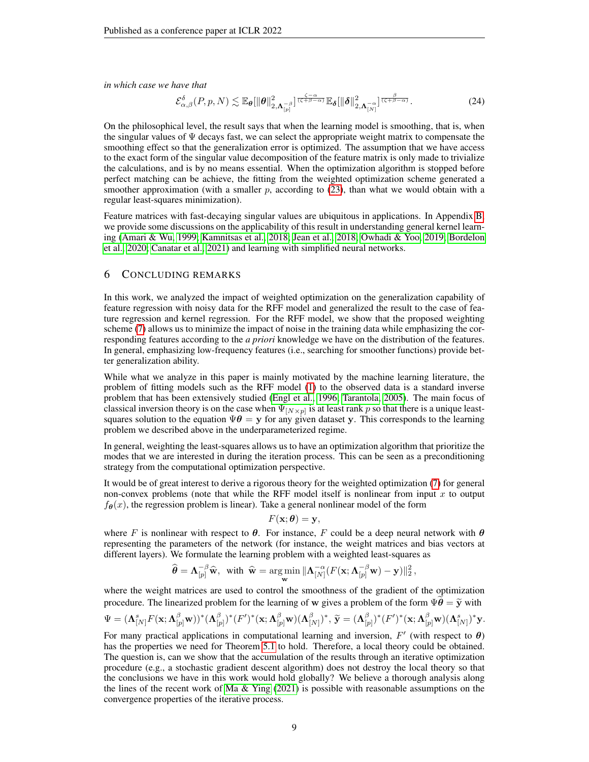*in which case we have that*

$$\mathcal{E}^{\delta}_{\alpha,\beta}(P,p,N) \lesssim \mathbb{E}_{\boldsymbol{\theta}}[\|\boldsymbol{\theta}\|^2_{2,\boldsymbol{\Lambda}^{-\beta}_{[p]}}]^{\frac{\zeta-\alpha}{(\zeta+\beta-\alpha)}} \mathbb{E}_{\boldsymbol{\delta}}[\|\boldsymbol{\delta}\|^2_{2,\boldsymbol{\Lambda}^{-\alpha}_{[N]}}]^{\frac{\beta}{(\zeta+\beta-\alpha)}}. \tag{24}$$

On the philosophical level, the result says that when the learning model is smoothing, that is, when the singular values of $\Psi$ decays fast, we can select the appropriate weight matrix to compensate the smoothing effect so that the generalization error is optimized. The assumption that we have access to the exact form of the singular value decomposition of the feature matrix is only made to trivialize the calculations, and is by no means essential. When the optimization algorithm is stopped before perfect matching can be achieve, the fitting from the weighted optimization scheme generated a smoother approximation (with a smaller $p$, according to (23), than what we would obtain with a regular least-squares minimization).

Feature matrices with fast-decaying singular values are ubiquitous in applications. In Appendix B, we provide some discussions on the applicability of this result in understanding general kernel learning (Amari & Wu, 1999; Kamnitsas et al., 2018; Jean et al., 2018; Owhadi & Yoo, 2019; Bordelon et al., 2020; Canatar et al., 2021) and learning with simplified neural networks.

## 6 Concluding Remarks

In this work, we analyzed the impact of weighted optimization on the generalization capability of feature regression with noisy data for the RFF model and generalized the result to the case of feature regression and kernel regression. For the RFF model, we show that the proposed weighting scheme (7) allows us to minimize the impact of noise in the training data while emphasizing the corresponding features according to the *a priori* knowledge we have on the distribution of the features. In general, emphasizing low-frequency features (i.e., searching for smoother functions) provide better generalization ability.

While what we analyze in this paper is mainly motivated by the machine learning literature, the problem of fitting models such as the RFF model (1) to the observed data is a standard inverse problem that has been extensively studied (Engl et al., 1996; Tarantola, 2005). The main focus of classical inversion theory is on the case when $\Psi_{[N\times p]}$ is at least rank $p$ so that there is a unique least-squares solution to the equation $\Psi\boldsymbol{\theta} = \mathbf{y}$ for any given dataset $\mathbf{y}$. This corresponds to the learning problem we described above in the underparameterized regime.

In general, weighting the least-squares allows us to have an optimization algorithm that prioritize the modes that we are interested in during the iteration process. This can be seen as a preconditioning strategy from the computational optimization perspective.

It would be of great interest to derive a rigorous theory for the weighted optimization (7) for general non-convex problems (note that while the RFF model itself is nonlinear from input $x$ to output $f_{\boldsymbol{\theta}}(x)$, the regression problem is linear). Take a general nonlinear model of the form

$$F(\mathbf{x};\boldsymbol{\theta}) = \mathbf{y},$$

where $F$ is nonlinear with respect to $\boldsymbol{\theta}$. For instance, $F$ could be a deep neural network with $\boldsymbol{\theta}$ representing the parameters of the network (for instance, the weight matrices and bias vectors at different layers). We formulate the learning problem with a weighted least-squares as

$$\widehat{\boldsymbol{\theta}} = \boldsymbol{\Lambda}^{-\beta}_{[p]}\widehat{\mathbf{w}}, \;\text{ with }\; \widehat{\mathbf{w}} = \arg\min_{\mathbf{w}} \|\boldsymbol{\Lambda}^{-\alpha}_{[N]}(F(\mathbf{x};\boldsymbol{\Lambda}^{-\beta}_{[p]}\mathbf{w}) - \mathbf{y})\|^2_2,$$

where the weight matrices are used to control the smoothness of the gradient of the optimization procedure. The linearized problem for the learning of $\mathbf{w}$ gives a problem of the form $\Psi\widetilde{\boldsymbol{\theta}} = \widetilde{\mathbf{y}}$ with

$$\Psi = (\boldsymbol{\Lambda}^s_{[N]}F(\mathbf{x};\boldsymbol{\Lambda}^{\beta}_{[p]}\mathbf{w}))^*(\boldsymbol{\Lambda}^{\beta}_{[p]})^*(F')^*(\mathbf{x};\boldsymbol{\Lambda}^{\beta}_{[p]}\mathbf{w})(\boldsymbol{\Lambda}^{\beta}_{[N]})^*,\; \widetilde{\mathbf{y}} = (\boldsymbol{\Lambda}^{\beta}_{[p]})^*(F')^*(\mathbf{x};\boldsymbol{\Lambda}^{\beta}_{[p]}\mathbf{w})(\boldsymbol{\Lambda}^s_{[N]})^*\mathbf{y}.$$

For many practical applications in computational learning and inversion, $F'$ (with respect to $\boldsymbol{\theta}$) has the properties we need for Theorem 5.1 to hold. Therefore, a local theory could be obtained. The question is, can we show that the accumulation of the results through an iterative optimization procedure (e.g., a stochastic gradient descent algorithm) does not destroy the local theory so that the conclusions we have in this work would hold globally? We believe a thorough analysis along the lines of the recent work of Ma & Ying (2021) is possible with reasonable assumptions on the convergence properties of the iterative process.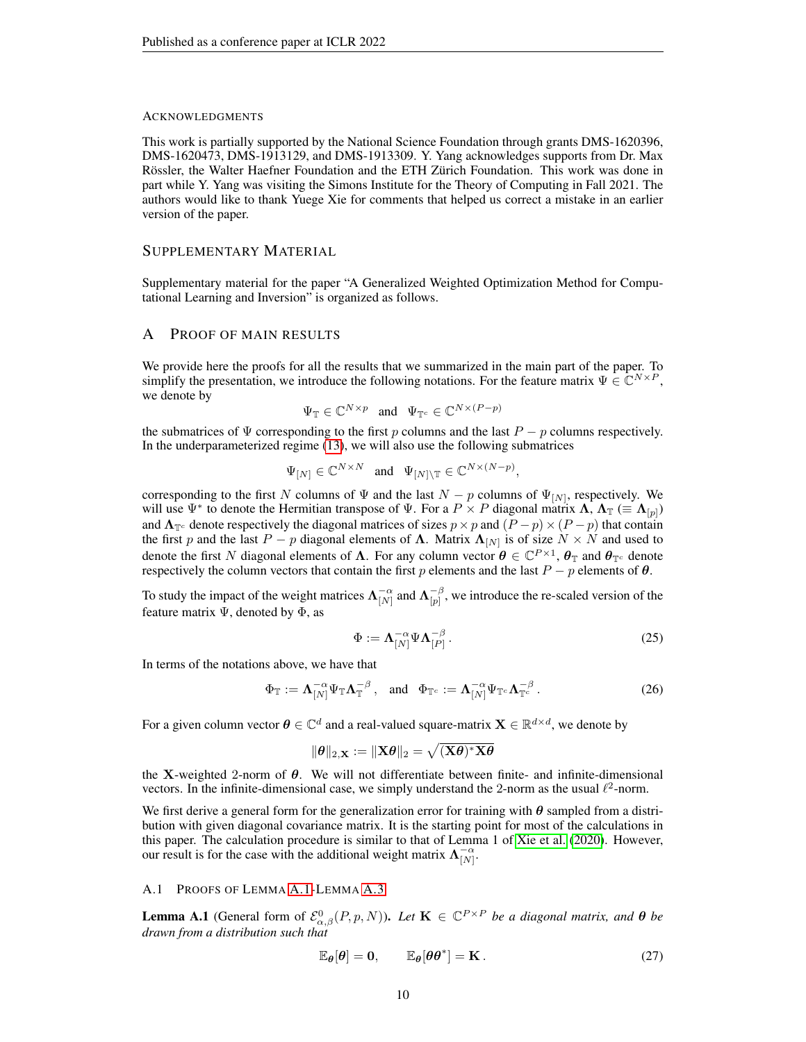## ACKNOWLEDGMENTS

This work is partially supported by the National Science Foundation through grants DMS-1620396, DMS-1620473, DMS-1913129, and DMS-1913309. Y. Yang acknowledges supports from Dr. Max Rössler, the Walter Haefner Foundation and the ETH Zürich Foundation. This work was done in part while Y. Yang was visiting the Simons Institute for the Theory of Computing in Fall 2021. The authors would like to thank Yuege Xie for comments that helped us correct a mistake in an earlier version of the paper.

## SUPPLEMENTARY MATERIAL

Supplementary material for the paper "A Generalized Weighted Optimization Method for Computational Learning and Inversion" is organized as follows.

# A PROOF OF MAIN RESULTS

We provide here the proofs for all the results that we summarized in the main part of the paper. To simplify the presentation, we introduce the following notations. For the feature matrix $\Psi \in \mathbb{C}^{N \times P}$, we denote by

$$\Psi_{\mathbb{T}} \in \mathbb{C}^{N \times p} \quad \text{and} \quad \Psi_{\mathbb{T}^c} \in \mathbb{C}^{N \times (P-p)}$$

the submatrices of $\Psi$ corresponding to the first $p$ columns and the last $P-p$ columns respectively. In the underparameterized regime (13), we will also use the following submatrices

$$\Psi_{[N]} \in \mathbb{C}^{N \times N} \quad \text{and} \quad \Psi_{[N]\setminus\mathbb{T}} \in \mathbb{C}^{N \times (N-p)},$$

corresponding to the first $N$ columns of $\Psi$ and the last $N-p$ columns of $\Psi_{[N]}$, respectively. We will use $\Psi^*$ to denote the Hermitian transpose of $\Psi$. For a $P \times P$ diagonal matrix $\mathbf{\Lambda}$, $\mathbf{\Lambda}_{\mathbb{T}}$ ($\equiv \mathbf{\Lambda}_{[p]}$) and $\mathbf{\Lambda}_{\mathbb{T}^c}$ denote respectively the diagonal matrices of sizes $p \times p$ and $(P-p) \times (P-p)$ that contain the first $p$ and the last $P-p$ diagonal elements of $\mathbf{\Lambda}$. Matrix $\mathbf{\Lambda}_{[N]}$ is of size $N \times N$ and used to denote the first $N$ diagonal elements of $\mathbf{\Lambda}$. For any column vector $\boldsymbol{\theta} \in \mathbb{C}^{P \times 1}$, $\boldsymbol{\theta}_{\mathbb{T}}$ and $\boldsymbol{\theta}_{\mathbb{T}^c}$ denote respectively the column vectors that contain the first $p$ elements and the last $P-p$ elements of $\boldsymbol{\theta}$.

To study the impact of the weight matrices $\mathbf{\Lambda}_{[N]}^{-\alpha}$ and $\mathbf{\Lambda}_{[p]}^{-\beta}$, we introduce the re-scaled version of the feature matrix $\Psi$, denoted by $\Phi$, as

$$\Phi := \mathbf{\Lambda}_{[N]}^{-\alpha} \Psi \mathbf{\Lambda}_{[P]}^{-\beta}. \tag{25}$$

In terms of the notations above, we have that

$$\Phi_{\mathbb{T}} := \mathbf{\Lambda}_{[N]}^{-\alpha} \Psi_{\mathbb{T}} \mathbf{\Lambda}_{\mathbb{T}}^{-\beta}, \quad \text{and} \quad \Phi_{\mathbb{T}^c} := \mathbf{\Lambda}_{[N]}^{-\alpha} \Psi_{\mathbb{T}^c} \mathbf{\Lambda}_{\mathbb{T}^c}^{-\beta}. \tag{26}$$

For a given column vector $\boldsymbol{\theta} \in \mathbb{C}^d$ and a real-valued square-matrix $\mathbf{X} \in \mathbb{R}^{d \times d}$, we denote by

$$\|\boldsymbol{\theta}\|_{2,\mathbf{X}} := \|\mathbf{X}\boldsymbol{\theta}\|_2 = \sqrt{(\mathbf{X}\boldsymbol{\theta})^* \mathbf{X}\boldsymbol{\theta}}$$

the $\mathbf{X}$-weighted 2-norm of $\boldsymbol{\theta}$. We will not differentiate between finite- and infinite-dimensional vectors. In the infinite-dimensional case, we simply understand the 2-norm as the usual $\ell^2$-norm.

We first derive a general form for the generalization error for training with $\boldsymbol{\theta}$ sampled from a distribution with given diagonal covariance matrix. It is the starting point for most of the calculations in this paper. The calculation procedure is similar to that of Lemma 1 of Xie et al. (2020). However, our result is for the case with the additional weight matrix $\mathbf{\Lambda}_{[N]}^{-\alpha}$.

### A.1 PROOFS OF LEMMA A.1-LEMMA A.3

**Lemma A.1** (General form of $\mathcal{E}_{\alpha,\beta}^0(P,p,N)$). *Let $\mathbf{K} \in \mathbb{C}^{P \times P}$ be a diagonal matrix, and $\boldsymbol{\theta}$ be drawn from a distribution such that*

$$\mathbb{E}_{\boldsymbol{\theta}}[\boldsymbol{\theta}] = \mathbf{0}, \qquad \mathbb{E}_{\boldsymbol{\theta}}[\boldsymbol{\theta}\boldsymbol{\theta}^*] = \mathbf{K}. \tag{27}$$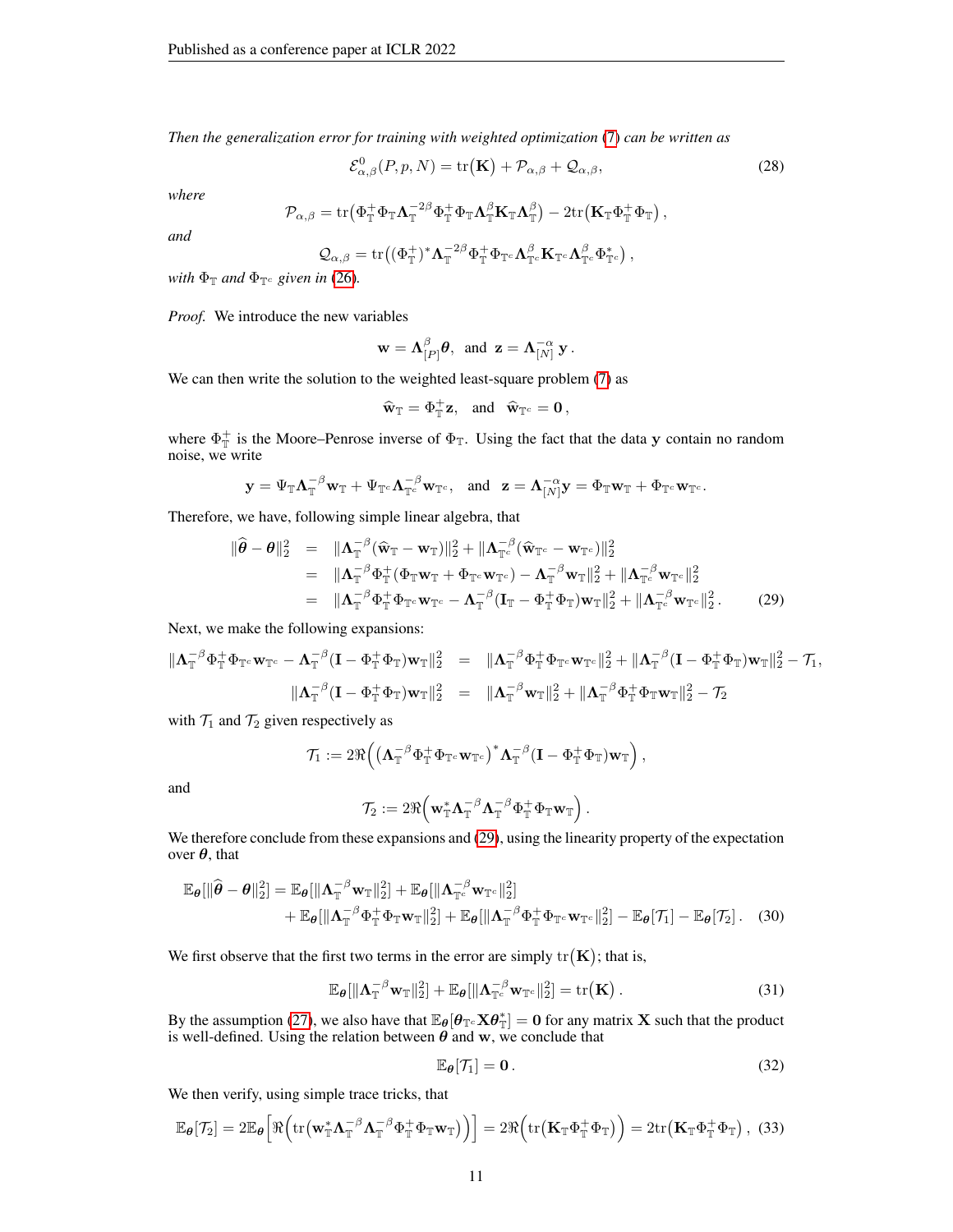*Then the generalization error for training with weighted optimization (7) can be written as*

$$\mathcal{E}^0_{\alpha,\beta}(P,p,N) = \mathrm{tr}\big(\mathbf{K}\big) + \mathcal{P}_{\alpha,\beta} + \mathcal{Q}_{\alpha,\beta}, \tag{28}$$

*where*

$$\mathcal{P}_{\alpha,\beta} = \mathrm{tr}\big(\Phi_{\mathbb{T}}^{+}\Phi_{\mathbb{T}}\mathbf{\Lambda}_{\mathbb{T}}^{-2\beta}\Phi_{\mathbb{T}}^{+}\Phi_{\mathbb{T}}\mathbf{\Lambda}_{\mathbb{T}}^{\beta}\mathbf{K}_{\mathbb{T}}\mathbf{\Lambda}_{\mathbb{T}}^{\beta}\big) - 2\mathrm{tr}\big(\mathbf{K}_{\mathbb{T}}\Phi_{\mathbb{T}}^{+}\Phi_{\mathbb{T}}\big)\,,$$

*and*

$$\mathcal{Q}_{\alpha,\beta} = \mathrm{tr}\big((\Phi_{\mathbb{T}}^{+})^{*}\mathbf{\Lambda}_{\mathbb{T}}^{-2\beta}\Phi_{\mathbb{T}}^{+}\Phi_{\mathbb{T}^c}\mathbf{\Lambda}_{\mathbb{T}^c}^{\beta}\mathbf{K}_{\mathbb{T}^c}\mathbf{\Lambda}_{\mathbb{T}^c}^{\beta}\Phi_{\mathbb{T}^c}^{*}\big)\,,$$

*with $\Phi_{\mathbb{T}}$ and $\Phi_{\mathbb{T}^c}$ given in (26).*

*Proof.* We introduce the new variables

$$\mathbf{w} = \mathbf{\Lambda}_{[P]}^{\beta}\boldsymbol{\theta}, \;\text{ and }\; \mathbf{z} = \mathbf{\Lambda}_{[N]}^{-\alpha}\,\mathbf{y}\,.$$

We can then write the solution to the weighted least-square problem (7) as

$$\widehat{\mathbf{w}}_{\mathbb{T}} = \Phi_{\mathbb{T}}^{+}\mathbf{z}, \quad\text{and}\quad \widehat{\mathbf{w}}_{\mathbb{T}^c} = \mathbf{0}\,,$$

where $\Phi_{\mathbb{T}}^{+}$ is the Moore–Penrose inverse of $\Phi_{\mathbb{T}}$. Using the fact that the data $\mathbf{y}$ contain no random noise, we write

$$\mathbf{y} = \Psi_{\mathbb{T}}\mathbf{\Lambda}_{\mathbb{T}}^{-\beta}\mathbf{w}_{\mathbb{T}} + \Psi_{\mathbb{T}^c}\mathbf{\Lambda}_{\mathbb{T}^c}^{-\beta}\mathbf{w}_{\mathbb{T}^c}, \quad\text{and}\quad \mathbf{z} = \mathbf{\Lambda}_{[N]}^{-\alpha}\mathbf{y} = \Phi_{\mathbb{T}}\mathbf{w}_{\mathbb{T}} + \Phi_{\mathbb{T}^c}\mathbf{w}_{\mathbb{T}^c}.$$

Therefore, we have, following simple linear algebra, that

$$\begin{aligned}
\|\widehat{\boldsymbol{\theta}} - \boldsymbol{\theta}\|_2^2 &= \|\mathbf{\Lambda}_{\mathbb{T}}^{-\beta}(\widehat{\mathbf{w}}_{\mathbb{T}} - \mathbf{w}_{\mathbb{T}})\|_2^2 + \|\mathbf{\Lambda}_{\mathbb{T}^c}^{-\beta}(\widehat{\mathbf{w}}_{\mathbb{T}^c} - \mathbf{w}_{\mathbb{T}^c})\|_2^2 \\
&= \|\mathbf{\Lambda}_{\mathbb{T}}^{-\beta}\Phi_{\mathbb{T}}^{+}(\Phi_{\mathbb{T}}\mathbf{w}_{\mathbb{T}} + \Phi_{\mathbb{T}^c}\mathbf{w}_{\mathbb{T}^c}) - \mathbf{\Lambda}_{\mathbb{T}}^{-\beta}\mathbf{w}_{\mathbb{T}}\|_2^2 + \|\mathbf{\Lambda}_{\mathbb{T}^c}^{-\beta}\mathbf{w}_{\mathbb{T}^c}\|_2^2 \\
&= \|\mathbf{\Lambda}_{\mathbb{T}}^{-\beta}\Phi_{\mathbb{T}}^{+}\Phi_{\mathbb{T}^c}\mathbf{w}_{\mathbb{T}^c} - \mathbf{\Lambda}_{\mathbb{T}}^{-\beta}(\mathbf{I}_{\mathbb{T}} - \Phi_{\mathbb{T}}^{+}\Phi_{\mathbb{T}})\mathbf{w}_{\mathbb{T}}\|_2^2 + \|\mathbf{\Lambda}_{\mathbb{T}^c}^{-\beta}\mathbf{w}_{\mathbb{T}^c}\|_2^2\,.
\end{aligned} \tag{29}$$

Next, we make the following expansions:

$$\begin{aligned}
\|\mathbf{\Lambda}_{\mathbb{T}}^{-\beta}\Phi_{\mathbb{T}}^{+}\Phi_{\mathbb{T}^c}\mathbf{w}_{\mathbb{T}^c} - \mathbf{\Lambda}_{\mathbb{T}}^{-\beta}(\mathbf{I} - \Phi_{\mathbb{T}}^{+}\Phi_{\mathbb{T}})\mathbf{w}_{\mathbb{T}}\|_2^2 &= \|\mathbf{\Lambda}_{\mathbb{T}}^{-\beta}\Phi_{\mathbb{T}}^{+}\Phi_{\mathbb{T}^c}\mathbf{w}_{\mathbb{T}^c}\|_2^2 + \|\mathbf{\Lambda}_{\mathbb{T}}^{-\beta}(\mathbf{I} - \Phi_{\mathbb{T}}^{+}\Phi_{\mathbb{T}})\mathbf{w}_{\mathbb{T}}\|_2^2 - \mathcal{T}_1, \\
\|\mathbf{\Lambda}_{\mathbb{T}}^{-\beta}(\mathbf{I} - \Phi_{\mathbb{T}}^{+}\Phi_{\mathbb{T}})\mathbf{w}_{\mathbb{T}}\|_2^2 &= \|\mathbf{\Lambda}_{\mathbb{T}}^{-\beta}\mathbf{w}_{\mathbb{T}}\|_2^2 + \|\mathbf{\Lambda}_{\mathbb{T}}^{-\beta}\Phi_{\mathbb{T}}^{+}\Phi_{\mathbb{T}}\mathbf{w}_{\mathbb{T}}\|_2^2 - \mathcal{T}_2
\end{aligned}$$

with $\mathcal{T}_1$ and $\mathcal{T}_2$ given respectively as

$$\mathcal{T}_1 := 2\Re\Big(\big(\mathbf{\Lambda}_{\mathbb{T}}^{-\beta}\Phi_{\mathbb{T}}^{+}\Phi_{\mathbb{T}^c}\mathbf{w}_{\mathbb{T}^c}\big)^{*}\mathbf{\Lambda}_{\mathbb{T}}^{-\beta}(\mathbf{I} - \Phi_{\mathbb{T}}^{+}\Phi_{\mathbb{T}})\mathbf{w}_{\mathbb{T}}\Big)\,,$$

and

$$\mathcal{T}_2 := 2\Re\Big(\mathbf{w}_{\mathbb{T}}^{*}\mathbf{\Lambda}_{\mathbb{T}}^{-\beta}\mathbf{\Lambda}_{\mathbb{T}}^{-\beta}\Phi_{\mathbb{T}}^{+}\Phi_{\mathbb{T}}\mathbf{w}_{\mathbb{T}}\Big)\,.$$

We therefore conclude from these expansions and (29), using the linearity property of the expectation over $\boldsymbol{\theta}$, that

$$\begin{aligned}
\mathbb{E}_{\boldsymbol{\theta}}[\|\widehat{\boldsymbol{\theta}} - \boldsymbol{\theta}\|_2^2] = \mathbb{E}_{\boldsymbol{\theta}}[\|\mathbf{\Lambda}_{\mathbb{T}}^{-\beta}\mathbf{w}_{\mathbb{T}}\|_2^2] + \mathbb{E}_{\boldsymbol{\theta}}[\|\mathbf{\Lambda}_{\mathbb{T}^c}^{-\beta}\mathbf{w}_{\mathbb{T}^c}\|_2^2] \\
+ \mathbb{E}_{\boldsymbol{\theta}}[\|\mathbf{\Lambda}_{\mathbb{T}}^{-\beta}\Phi_{\mathbb{T}}^{+}\Phi_{\mathbb{T}}\mathbf{w}_{\mathbb{T}}\|_2^2] + \mathbb{E}_{\boldsymbol{\theta}}[\|\mathbf{\Lambda}_{\mathbb{T}}^{-\beta}\Phi_{\mathbb{T}}^{+}\Phi_{\mathbb{T}^c}\mathbf{w}_{\mathbb{T}^c}\|_2^2] - \mathbb{E}_{\boldsymbol{\theta}}[\mathcal{T}_1] - \mathbb{E}_{\boldsymbol{\theta}}[\mathcal{T}_2]\,.
\end{aligned} \tag{30}$$

We first observe that the first two terms in the error are simply $\mathrm{tr}\big(\mathbf{K}\big)$; that is,

$$\mathbb{E}_{\boldsymbol{\theta}}[\|\mathbf{\Lambda}_{\mathbb{T}}^{-\beta}\mathbf{w}_{\mathbb{T}}\|_2^2] + \mathbb{E}_{\boldsymbol{\theta}}[\|\mathbf{\Lambda}_{\mathbb{T}^c}^{-\beta}\mathbf{w}_{\mathbb{T}^c}\|_2^2] = \mathrm{tr}\big(\mathbf{K}\big)\,. \tag{31}$$

By the assumption (27), we also have that $\mathbb{E}_{\boldsymbol{\theta}}[\boldsymbol{\theta}_{\mathbb{T}^c}\mathbf{X}\boldsymbol{\theta}_{\mathbb{T}}^{*}] = \mathbf{0}$ for any matrix $\mathbf{X}$ such that the product is well-defined. Using the relation between $\boldsymbol{\theta}$ and $\mathbf{w}$, we conclude that

$$\mathbb{E}_{\boldsymbol{\theta}}[\mathcal{T}_1] = \mathbf{0}\,. \tag{32}$$

We then verify, using simple trace tricks, that

$$\mathbb{E}_{\boldsymbol{\theta}}[\mathcal{T}_2] = 2\mathbb{E}_{\boldsymbol{\theta}}\Big[\Re\Big(\mathrm{tr}\big(\mathbf{w}_{\mathbb{T}}^{*}\mathbf{\Lambda}_{\mathbb{T}}^{-\beta}\mathbf{\Lambda}_{\mathbb{T}}^{-\beta}\Phi_{\mathbb{T}}^{+}\Phi_{\mathbb{T}}\mathbf{w}_{\mathbb{T}}\big)\Big)\Big] = 2\Re\Big(\mathrm{tr}\big(\mathbf{K}_{\mathbb{T}}\Phi_{\mathbb{T}}^{+}\Phi_{\mathbb{T}}\big)\Big) = 2\mathrm{tr}\big(\mathbf{K}_{\mathbb{T}}\Phi_{\mathbb{T}}^{+}\Phi_{\mathbb{T}}\big)\,, \tag{33}$$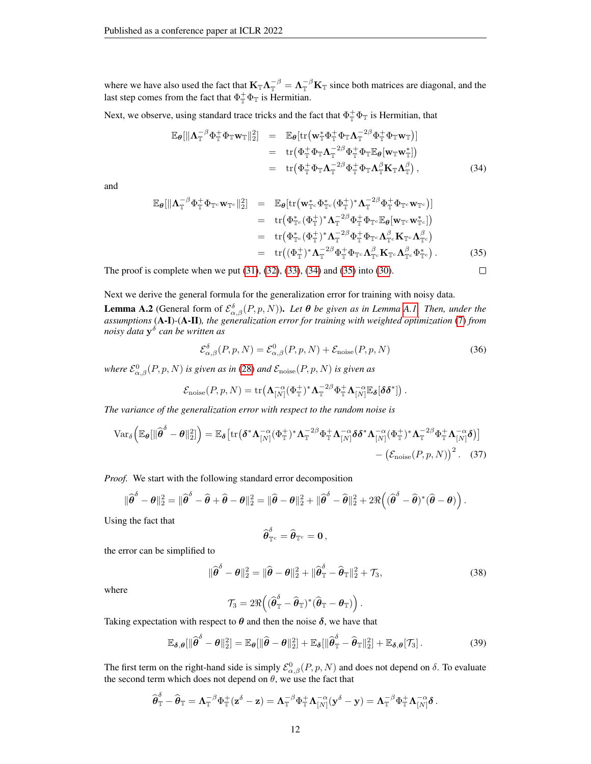where we have also used the fact that $\mathbf{K}_{\mathbb{T}}\mathbf{\Lambda}_{\mathbb{T}}^{-\beta} = \mathbf{\Lambda}_{\mathbb{T}}^{-\beta}\mathbf{K}_{\mathbb{T}}$ since both matrices are diagonal, and the last step comes from the fact that $\Phi_{\mathbb{T}}^{+}\Phi_{\mathbb{T}}$ is Hermitian.

Next, we observe, using standard trace tricks and the fact that $\Phi_{\mathbb{T}}^{+}\Phi_{\mathbb{T}}$ is Hermitian, that

$$
\begin{aligned}
\mathbb{E}_{\boldsymbol{\theta}}[\|\mathbf{\Lambda}_{\mathbb{T}}^{-\beta}\Phi_{\mathbb{T}}^{+}\Phi_{\mathbb{T}}\mathbf{w}_{\mathbb{T}}\|_2^2] &= \mathbb{E}_{\boldsymbol{\theta}}[\mathrm{tr}\big(\mathbf{w}_{\mathbb{T}}^{*}\Phi_{\mathbb{T}}^{+}\Phi_{\mathbb{T}}\mathbf{\Lambda}_{\mathbb{T}}^{-2\beta}\Phi_{\mathbb{T}}^{+}\Phi_{\mathbb{T}}\mathbf{w}_{\mathbb{T}}\big)] \\
&= \mathrm{tr}\big(\Phi_{\mathbb{T}}^{+}\Phi_{\mathbb{T}}\mathbf{\Lambda}_{\mathbb{T}}^{-2\beta}\Phi_{\mathbb{T}}^{+}\Phi_{\mathbb{T}}\mathbb{E}_{\boldsymbol{\theta}}[\mathbf{w}_{\mathbb{T}}\mathbf{w}_{\mathbb{T}}^{*}]\big) \\
&= \mathrm{tr}\big(\Phi_{\mathbb{T}}^{+}\Phi_{\mathbb{T}}\mathbf{\Lambda}_{\mathbb{T}}^{-2\beta}\Phi_{\mathbb{T}}^{+}\Phi_{\mathbb{T}}\mathbf{\Lambda}_{\mathbb{T}}^{\beta}\mathbf{K}_{\mathbb{T}}\mathbf{\Lambda}_{\mathbb{T}}^{\beta}\big),
\end{aligned}
\tag{34}
$$

and

$$
\begin{aligned}
\mathbb{E}_{\boldsymbol{\theta}}[\|\mathbf{\Lambda}_{\mathbb{T}}^{-\beta}\Phi_{\mathbb{T}}^{+}\Phi_{\mathbb{T}^c}\mathbf{w}_{\mathbb{T}^c}\|_2^2] &= \mathbb{E}_{\boldsymbol{\theta}}[\mathrm{tr}\big(\mathbf{w}_{\mathbb{T}^c}^{*}\Phi_{\mathbb{T}^c}^{*}(\Phi_{\mathbb{T}}^{+})^{*}\mathbf{\Lambda}_{\mathbb{T}}^{-2\beta}\Phi_{\mathbb{T}}^{+}\Phi_{\mathbb{T}^c}\mathbf{w}_{\mathbb{T}^c}\big)] \\
&= \mathrm{tr}\big(\Phi_{\mathbb{T}^c}^{*}(\Phi_{\mathbb{T}}^{+})^{*}\mathbf{\Lambda}_{\mathbb{T}}^{-2\beta}\Phi_{\mathbb{T}}^{+}\Phi_{\mathbb{T}^c}\mathbb{E}_{\boldsymbol{\theta}}[\mathbf{w}_{\mathbb{T}^c}\mathbf{w}_{\mathbb{T}^c}^{*}]\big) \\
&= \mathrm{tr}\big(\Phi_{\mathbb{T}^c}^{*}(\Phi_{\mathbb{T}}^{+})^{*}\mathbf{\Lambda}_{\mathbb{T}}^{-2\beta}\Phi_{\mathbb{T}}^{+}\Phi_{\mathbb{T}^c}\mathbf{\Lambda}_{\mathbb{T}^c}^{\beta}\mathbf{K}_{\mathbb{T}^c}\mathbf{\Lambda}_{\mathbb{T}^c}^{\beta}\big) \\
&= \mathrm{tr}\big((\Phi_{\mathbb{T}}^{+})^{*}\mathbf{\Lambda}_{\mathbb{T}}^{-2\beta}\Phi_{\mathbb{T}}^{+}\Phi_{\mathbb{T}^c}\mathbf{\Lambda}_{\mathbb{T}^c}^{\beta}\mathbf{K}_{\mathbb{T}^c}\mathbf{\Lambda}_{\mathbb{T}^c}^{\beta}\Phi_{\mathbb{T}^c}^{*}\big).
\end{aligned}
\tag{35}
$$

The proof is complete when we put (31), (32), (33), (34) and (35) into (30). ∎

Next we derive the general formula for the generalization error for training with noisy data.

**Lemma A.2** (General form of $\mathcal{E}_{\alpha,\beta}^{\delta}(P,p,N)$). *Let $\boldsymbol{\theta}$ be given as in Lemma A.1. Then, under the assumptions* (**A-I**)-(**A-II**)*, the generalization error for training with weighted optimization* (7) *from noisy data $\mathbf{y}^{\delta}$ can be written as*

$$
\mathcal{E}_{\alpha,\beta}^{\delta}(P,p,N) = \mathcal{E}_{\alpha,\beta}^{0}(P,p,N) + \mathcal{E}_{\mathrm{noise}}(P,p,N)
\tag{36}
$$

*where $\mathcal{E}_{\alpha,\beta}^{0}(P,p,N)$ is given as in* (28) *and $\mathcal{E}_{\mathrm{noise}}(P,p,N)$ is given as*

$$
\mathcal{E}_{\mathrm{noise}}(P,p,N) = \mathrm{tr}\big(\mathbf{\Lambda}_{[N]}^{-\alpha}(\Phi_{\mathbb{T}}^{+})^{*}\mathbf{\Lambda}_{\mathbb{T}}^{-2\beta}\Phi_{\mathbb{T}}^{+}\mathbf{\Lambda}_{[N]}^{-\alpha}\mathbb{E}_{\boldsymbol{\delta}}[\boldsymbol{\delta}\boldsymbol{\delta}^{*}]\big).
$$

*The variance of the generalization error with respect to the random noise is*

$$
\begin{aligned}
\mathrm{Var}_{\delta}\Big(\mathbb{E}_{\boldsymbol{\theta}}[\|\widehat{\boldsymbol{\theta}}^{\delta} - \boldsymbol{\theta}\|_2^2]\Big) = \mathbb{E}_{\boldsymbol{\delta}}\big[\mathrm{tr}\big(\boldsymbol{\delta}^{*}\mathbf{\Lambda}_{[N]}^{-\alpha}(\Phi_{\mathbb{T}}^{+})^{*}\mathbf{\Lambda}_{\mathbb{T}}^{-2\beta}\Phi_{\mathbb{T}}^{+}\mathbf{\Lambda}_{[N]}^{-\alpha}\boldsymbol{\delta}\boldsymbol{\delta}^{*}\mathbf{\Lambda}_{[N]}^{-\alpha}(\Phi_{\mathbb{T}}^{+})^{*}\mathbf{\Lambda}_{\mathbb{T}}^{-2\beta}\Phi_{\mathbb{T}}^{+}\mathbf{\Lambda}_{[N]}^{-\alpha}\boldsymbol{\delta}\big)\big] \\
- \big(\mathcal{E}_{\mathrm{noise}}(P,p,N)\big)^2.
\end{aligned}
\tag{37}
$$

*Proof.* We start with the following standard error decomposition

$$
\|\widehat{\boldsymbol{\theta}}^{\delta} - \boldsymbol{\theta}\|_2^2 = \|\widehat{\boldsymbol{\theta}}^{\delta} - \widehat{\boldsymbol{\theta}} + \widehat{\boldsymbol{\theta}} - \boldsymbol{\theta}\|_2^2 = \|\widehat{\boldsymbol{\theta}} - \boldsymbol{\theta}\|_2^2 + \|\widehat{\boldsymbol{\theta}}^{\delta} - \widehat{\boldsymbol{\theta}}\|_2^2 + 2\Re\Big((\widehat{\boldsymbol{\theta}}^{\delta} - \widehat{\boldsymbol{\theta}})^{*}(\widehat{\boldsymbol{\theta}} - \boldsymbol{\theta})\Big).
$$

Using the fact that

$$
\widehat{\boldsymbol{\theta}}_{\mathbb{T}^c}^{\delta} = \widehat{\boldsymbol{\theta}}_{\mathbb{T}^c} = \mathbf{0},
$$

the error can be simplified to

$$
\|\widehat{\boldsymbol{\theta}}^{\delta} - \boldsymbol{\theta}\|_2^2 = \|\widehat{\boldsymbol{\theta}} - \boldsymbol{\theta}\|_2^2 + \|\widehat{\boldsymbol{\theta}}_{\mathbb{T}}^{\delta} - \widehat{\boldsymbol{\theta}}_{\mathbb{T}}\|_2^2 + \mathcal{T}_3,
\tag{38}
$$

where

$$
\mathcal{T}_3 = 2\Re\Big((\widehat{\boldsymbol{\theta}}_{\mathbb{T}}^{\delta} - \widehat{\boldsymbol{\theta}}_{\mathbb{T}})^{*}(\widehat{\boldsymbol{\theta}}_{\mathbb{T}} - \boldsymbol{\theta}_{\mathbb{T}})\Big).
$$

Taking expectation with respect to $\boldsymbol{\theta}$ and then the noise $\boldsymbol{\delta}$, we have that

$$
\mathbb{E}_{\boldsymbol{\delta},\boldsymbol{\theta}}[\|\widehat{\boldsymbol{\theta}}^{\delta} - \boldsymbol{\theta}\|_2^2] = \mathbb{E}_{\boldsymbol{\theta}}[\|\widehat{\boldsymbol{\theta}} - \boldsymbol{\theta}\|_2^2] + \mathbb{E}_{\boldsymbol{\delta}}[\|\widehat{\boldsymbol{\theta}}_{\mathbb{T}}^{\delta} - \widehat{\boldsymbol{\theta}}_{\mathbb{T}}\|_2^2] + \mathbb{E}_{\boldsymbol{\delta},\boldsymbol{\theta}}[\mathcal{T}_3].
\tag{39}
$$

The first term on the right-hand side is simply $\mathcal{E}_{\alpha,\beta}^{0}(P,p,N)$ and does not depend on $\delta$. To evaluate the second term which does not depend on $\theta$, we use the fact that

$$
\widehat{\boldsymbol{\theta}}_{\mathbb{T}}^{\delta} - \widehat{\boldsymbol{\theta}}_{\mathbb{T}} = \mathbf{\Lambda}_{\mathbb{T}}^{-\beta}\Phi_{\mathbb{T}}^{+}(\mathbf{z}^{\delta} - \mathbf{z}) = \mathbf{\Lambda}_{\mathbb{T}}^{-\beta}\Phi_{\mathbb{T}}^{+}\mathbf{\Lambda}_{[N]}^{-\alpha}(\mathbf{y}^{\delta} - \mathbf{y}) = \mathbf{\Lambda}_{\mathbb{T}}^{-\beta}\Phi_{\mathbb{T}}^{+}\mathbf{\Lambda}_{[N]}^{-\alpha}\boldsymbol{\delta}.
$$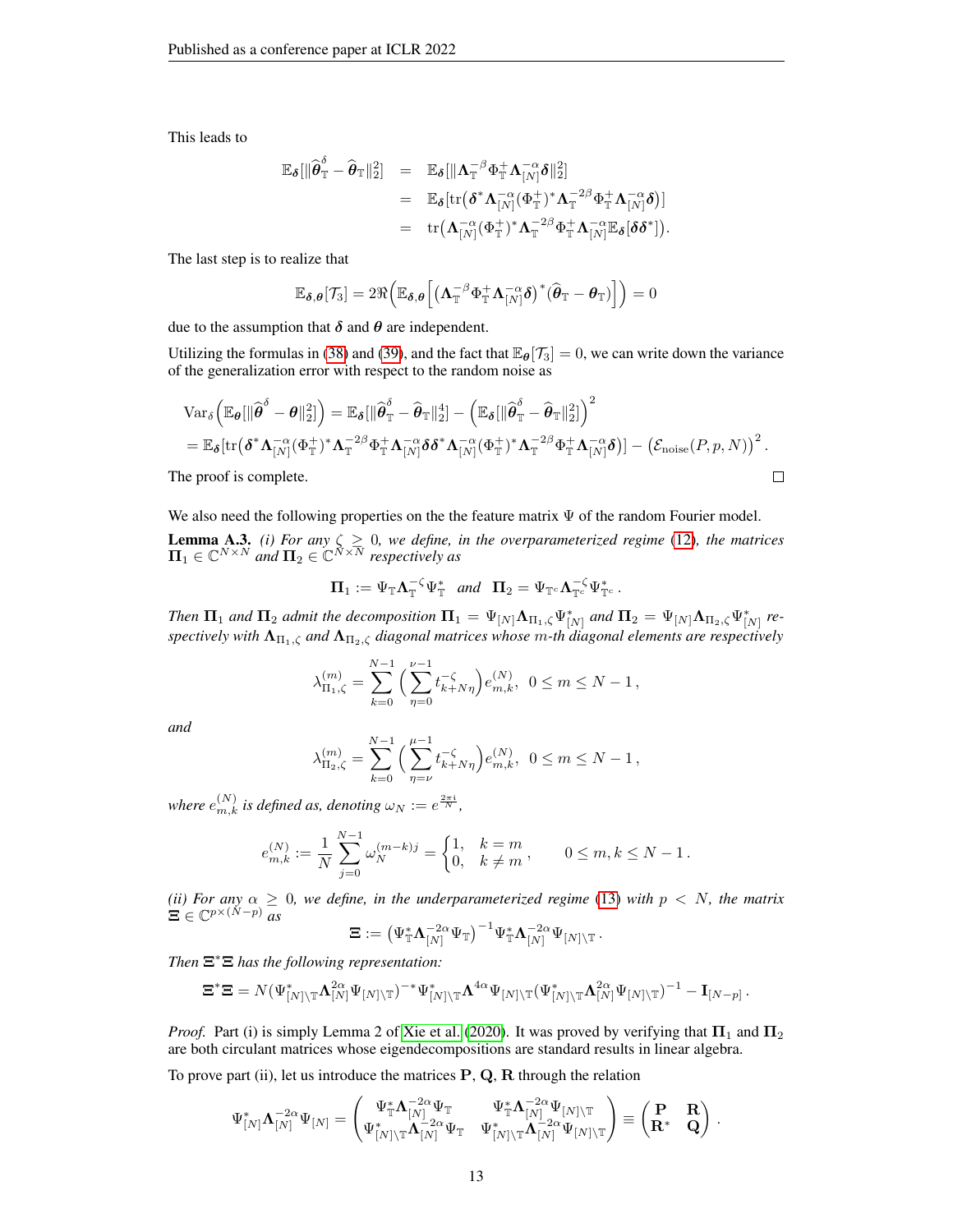This leads to

$$
\begin{aligned}
\mathbb{E}_{\boldsymbol{\delta}}[\|\widehat{\boldsymbol{\theta}}_{\mathbb{T}}^{\delta} - \widehat{\boldsymbol{\theta}}_{\mathbb{T}}\|_2^2] &= \mathbb{E}_{\boldsymbol{\delta}}[\|\boldsymbol{\Lambda}_{\mathbb{T}}^{-\beta}\Phi_{\mathbb{T}}^{+}\boldsymbol{\Lambda}_{[N]}^{-\alpha}\boldsymbol{\delta}\|_2^2] \\
&= \mathbb{E}_{\boldsymbol{\delta}}[\mathrm{tr}\big(\boldsymbol{\delta}^*\boldsymbol{\Lambda}_{[N]}^{-\alpha}(\Phi_{\mathbb{T}}^{+})^*\boldsymbol{\Lambda}_{\mathbb{T}}^{-2\beta}\Phi_{\mathbb{T}}^{+}\boldsymbol{\Lambda}_{[N]}^{-\alpha}\boldsymbol{\delta}\big)] \\
&= \mathrm{tr}\big(\boldsymbol{\Lambda}_{[N]}^{-\alpha}(\Phi_{\mathbb{T}}^{+})^*\boldsymbol{\Lambda}_{\mathbb{T}}^{-2\beta}\Phi_{\mathbb{T}}^{+}\boldsymbol{\Lambda}_{[N]}^{-\alpha}\mathbb{E}_{\boldsymbol{\delta}}[\boldsymbol{\delta}\boldsymbol{\delta}^*]\big).
\end{aligned}
$$

The last step is to realize that

$$
\mathbb{E}_{\boldsymbol{\delta},\boldsymbol{\theta}}[\mathcal{T}_3] = 2\Re\Big(\mathbb{E}_{\boldsymbol{\delta},\boldsymbol{\theta}}\Big[\big(\boldsymbol{\Lambda}_{\mathbb{T}}^{-\beta}\Phi_{\mathbb{T}}^{+}\boldsymbol{\Lambda}_{[N]}^{-\alpha}\boldsymbol{\delta}\big)^*(\widehat{\boldsymbol{\theta}}_{\mathbb{T}} - \boldsymbol{\theta}_{\mathbb{T}})\Big]\Big) = 0
$$

due to the assumption that $\boldsymbol{\delta}$ and $\boldsymbol{\theta}$ are independent.

Utilizing the formulas in (38) and (39), and the fact that $\mathbb{E}_{\boldsymbol{\theta}}[\mathcal{T}_3] = 0$, we can write down the variance of the generalization error with respect to the random noise as

$$
\begin{aligned}
&\mathrm{Var}_{\delta}\Big(\mathbb{E}_{\boldsymbol{\theta}}[\|\widehat{\boldsymbol{\theta}}^{\delta} - \boldsymbol{\theta}\|_2^2]\Big) = \mathbb{E}_{\boldsymbol{\delta}}[\|\widehat{\boldsymbol{\theta}}_{\mathbb{T}}^{\delta} - \widehat{\boldsymbol{\theta}}_{\mathbb{T}}\|_2^4] - \Big(\mathbb{E}_{\boldsymbol{\delta}}[\|\widehat{\boldsymbol{\theta}}_{\mathbb{T}}^{\delta} - \widehat{\boldsymbol{\theta}}_{\mathbb{T}}\|_2^2]\Big)^2 \\
&= \mathbb{E}_{\boldsymbol{\delta}}[\mathrm{tr}\big(\boldsymbol{\delta}^*\boldsymbol{\Lambda}_{[N]}^{-\alpha}(\Phi_{\mathbb{T}}^{+})^*\boldsymbol{\Lambda}_{\mathbb{T}}^{-2\beta}\Phi_{\mathbb{T}}^{+}\boldsymbol{\Lambda}_{[N]}^{-\alpha}\boldsymbol{\delta}\boldsymbol{\delta}^*\boldsymbol{\Lambda}_{[N]}^{-\alpha}(\Phi_{\mathbb{T}}^{+})^*\boldsymbol{\Lambda}_{\mathbb{T}}^{-2\beta}\Phi_{\mathbb{T}}^{+}\boldsymbol{\Lambda}_{[N]}^{-\alpha}\boldsymbol{\delta}\big)] - \big(\mathcal{E}_{\mathrm{noise}}(P,p,N)\big)^2\,.
\end{aligned}
$$

The proof is complete. □

We also need the following properties on the the feature matrix $\Psi$ of the random Fourier model.

**Lemma A.3.** *(i) For any $\zeta \geq 0$, we define, in the overparameterized regime (12), the matrices $\boldsymbol{\Pi}_1 \in \mathbb{C}^{N\times N}$ and $\boldsymbol{\Pi}_2 \in \mathbb{C}^{N\times N}$ respectively as*

$$
\boldsymbol{\Pi}_1 := \Psi_{\mathbb{T}}\boldsymbol{\Lambda}_{\mathbb{T}}^{-\zeta}\Psi_{\mathbb{T}}^* \quad \text{and} \quad \boldsymbol{\Pi}_2 = \Psi_{\mathbb{T}^c}\boldsymbol{\Lambda}_{\mathbb{T}^c}^{-\zeta}\Psi_{\mathbb{T}^c}^*\,.
$$

*Then $\boldsymbol{\Pi}_1$ and $\boldsymbol{\Pi}_2$ admit the decomposition $\boldsymbol{\Pi}_1 = \Psi_{[N]}\boldsymbol{\Lambda}_{\Pi_1,\zeta}\Psi_{[N]}^*$ and $\boldsymbol{\Pi}_2 = \Psi_{[N]}\boldsymbol{\Lambda}_{\Pi_2,\zeta}\Psi_{[N]}^*$ respectively with $\boldsymbol{\Lambda}_{\Pi_1,\zeta}$ and $\boldsymbol{\Lambda}_{\Pi_2,\zeta}$ diagonal matrices whose $m$-th diagonal elements are respectively*

$$
\lambda_{\Pi_1,\zeta}^{(m)} = \sum_{k=0}^{N-1}\Big(\sum_{\eta=0}^{\nu-1} t_{k+N\eta}^{-\zeta}\Big)e_{m,k}^{(N)},\quad 0 \leq m \leq N-1\,,
$$

*and*

$$
\lambda_{\Pi_2,\zeta}^{(m)} = \sum_{k=0}^{N-1}\Big(\sum_{\eta=\nu}^{\mu-1} t_{k+N\eta}^{-\zeta}\Big)e_{m,k}^{(N)},\quad 0 \leq m \leq N-1\,,
$$

*where $e_{m,k}^{(N)}$ is defined as, denoting $\omega_N := e^{\frac{2\pi i}{N}}$,*

$$
e_{m,k}^{(N)} := \frac{1}{N}\sum_{j=0}^{N-1}\omega_N^{(m-k)j} = \begin{cases} 1, & k = m \\ 0, & k \neq m \end{cases},\qquad 0 \leq m, k \leq N-1\,.
$$

*(ii) For any $\alpha \geq 0$, we define, in the underparameterized regime (13) with $p < N$, the matrix $\boldsymbol{\Xi} \in \mathbb{C}^{p\times(N-p)}$ as*

$$
\boldsymbol{\Xi} := \big(\Psi_{\mathbb{T}}^*\boldsymbol{\Lambda}_{[N]}^{-2\alpha}\Psi_{\mathbb{T}}\big)^{-1}\Psi_{\mathbb{T}}^*\boldsymbol{\Lambda}_{[N]}^{-2\alpha}\Psi_{[N]\backslash\mathbb{T}}\,.
$$

*Then $\boldsymbol{\Xi}^*\boldsymbol{\Xi}$ has the following representation:*

$$
\boldsymbol{\Xi}^*\boldsymbol{\Xi} = N(\Psi_{[N]\backslash\mathbb{T}}^*\boldsymbol{\Lambda}_{[N]}^{2\alpha}\Psi_{[N]\backslash\mathbb{T}})^{-*}\Psi_{[N]\backslash\mathbb{T}}^*\boldsymbol{\Lambda}^{4\alpha}\Psi_{[N]\backslash\mathbb{T}}(\Psi_{[N]\backslash\mathbb{T}}^*\boldsymbol{\Lambda}_{[N]}^{2\alpha}\Psi_{[N]\backslash\mathbb{T}})^{-1} - \mathbf{I}_{[N-p]}\,.
$$

*Proof.* Part (i) is simply Lemma 2 of Xie et al. (2020). It was proved by verifying that $\boldsymbol{\Pi}_1$ and $\boldsymbol{\Pi}_2$ are both circulant matrices whose eigendecompositions are standard results in linear algebra.

To prove part (ii), let us introduce the matrices $\mathbf{P}$, $\mathbf{Q}$, $\mathbf{R}$ through the relation

$$
\Psi_{[N]}^*\boldsymbol{\Lambda}_{[N]}^{-2\alpha}\Psi_{[N]} = \begin{pmatrix} \Psi_{\mathbb{T}}^*\boldsymbol{\Lambda}_{[N]}^{-2\alpha}\Psi_{\mathbb{T}} & \Psi_{\mathbb{T}}^*\boldsymbol{\Lambda}_{[N]}^{-2\alpha}\Psi_{[N]\backslash\mathbb{T}} \\ \Psi_{[N]\backslash\mathbb{T}}^*\boldsymbol{\Lambda}_{[N]}^{-2\alpha}\Psi_{\mathbb{T}} & \Psi_{[N]\backslash\mathbb{T}}^*\boldsymbol{\Lambda}_{[N]}^{-2\alpha}\Psi_{[N]\backslash\mathbb{T}} \end{pmatrix} \equiv \begin{pmatrix} \mathbf{P} & \mathbf{R} \\ \mathbf{R}^* & \mathbf{Q} \end{pmatrix}.
$$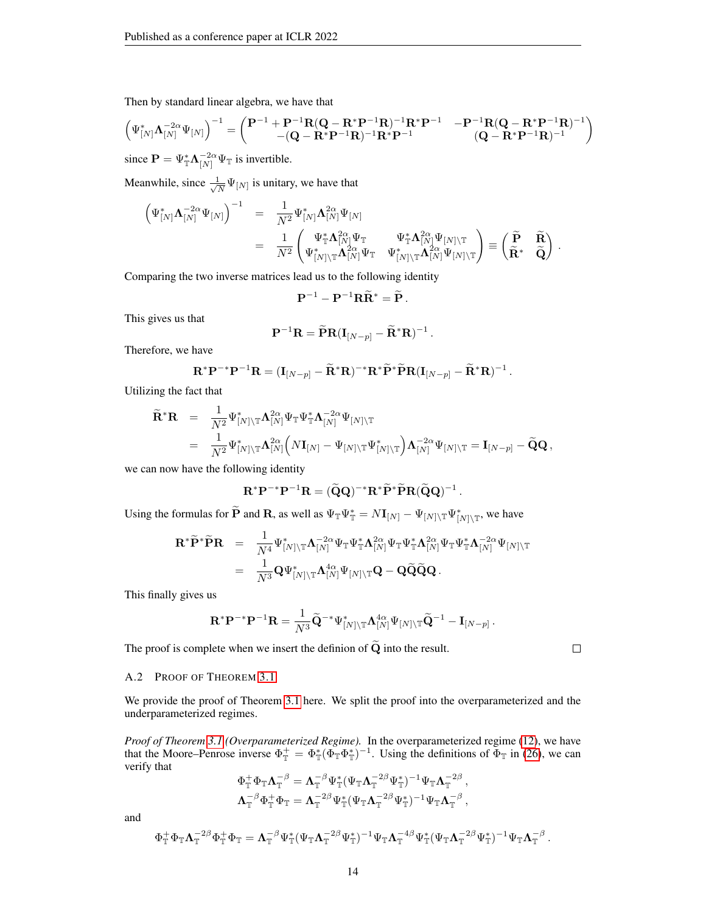Then by standard linear algebra, we have that

$$\left(\Psi_{[N]}^* \mathbf{\Lambda}_{[N]}^{-2\alpha} \Psi_{[N]}\right)^{-1} = \begin{pmatrix} \mathbf{P}^{-1} + \mathbf{P}^{-1}\mathbf{R}(\mathbf{Q} - \mathbf{R}^*\mathbf{P}^{-1}\mathbf{R})^{-1}\mathbf{R}^*\mathbf{P}^{-1} & -\mathbf{P}^{-1}\mathbf{R}(\mathbf{Q} - \mathbf{R}^*\mathbf{P}^{-1}\mathbf{R})^{-1} \\ -(\mathbf{Q} - \mathbf{R}^*\mathbf{P}^{-1}\mathbf{R})^{-1}\mathbf{R}^*\mathbf{P}^{-1} & (\mathbf{Q} - \mathbf{R}^*\mathbf{P}^{-1}\mathbf{R})^{-1} \end{pmatrix}$$

since $\mathbf{P} = \Psi_{\mathbb{T}}^* \mathbf{\Lambda}_{[N]}^{-2\alpha} \Psi_{\mathbb{T}}$ is invertible.

Meanwhile, since $\frac{1}{\sqrt{N}} \Psi_{[N]}$ is unitary, we have that

$$\begin{aligned} \left(\Psi_{[N]}^* \mathbf{\Lambda}_{[N]}^{-2\alpha} \Psi_{[N]}\right)^{-1} &= \frac{1}{N^2} \Psi_{[N]}^* \mathbf{\Lambda}_{[N]}^{2\alpha} \Psi_{[N]} \\ &= \frac{1}{N^2} \begin{pmatrix} \Psi_{\mathbb{T}}^* \mathbf{\Lambda}_{[N]}^{2\alpha} \Psi_{\mathbb{T}} & \Psi_{\mathbb{T}}^* \mathbf{\Lambda}_{[N]}^{2\alpha} \Psi_{[N]\backslash\mathbb{T}} \\ \Psi_{[N]\backslash\mathbb{T}}^* \mathbf{\Lambda}_{[N]}^{2\alpha} \Psi_{\mathbb{T}} & \Psi_{[N]\backslash\mathbb{T}}^* \mathbf{\Lambda}_{[N]}^{2\alpha} \Psi_{[N]\backslash\mathbb{T}} \end{pmatrix} \equiv \begin{pmatrix} \widetilde{\mathbf{P}} & \widetilde{\mathbf{R}} \\ \widetilde{\mathbf{R}}^* & \widetilde{\mathbf{Q}} \end{pmatrix}. \end{aligned}$$

Comparing the two inverse matrices lead us to the following identity

$$\mathbf{P}^{-1} - \mathbf{P}^{-1}\mathbf{R}\widetilde{\mathbf{R}}^* = \widetilde{\mathbf{P}}.$$

This gives us that

$$\mathbf{P}^{-1}\mathbf{R} = \widetilde{\mathbf{P}}\mathbf{R}(\mathbf{I}_{[N-p]} - \widetilde{\mathbf{R}}^*\mathbf{R})^{-1}.$$

Therefore, we have

$$\mathbf{R}^*\mathbf{P}^{-*}\mathbf{P}^{-1}\mathbf{R} = (\mathbf{I}_{[N-p]} - \widetilde{\mathbf{R}}^*\mathbf{R})^{-*}\mathbf{R}^*\widetilde{\mathbf{P}}^*\widetilde{\mathbf{P}}\mathbf{R}(\mathbf{I}_{[N-p]} - \widetilde{\mathbf{R}}^*\mathbf{R})^{-1}.$$

Utilizing the fact that

$$\begin{aligned} \widetilde{\mathbf{R}}^*\mathbf{R} &= \frac{1}{N^2} \Psi_{[N]\backslash\mathbb{T}}^* \mathbf{\Lambda}_{[N]}^{2\alpha} \Psi_{\mathbb{T}} \Psi_{\mathbb{T}}^* \mathbf{\Lambda}_{[N]}^{-2\alpha} \Psi_{[N]\backslash\mathbb{T}} \\ &= \frac{1}{N^2} \Psi_{[N]\backslash\mathbb{T}}^* \mathbf{\Lambda}_{[N]}^{2\alpha} \Big(N\mathbf{I}_{[N]} - \Psi_{[N]\backslash\mathbb{T}} \Psi_{[N]\backslash\mathbb{T}}^*\Big) \mathbf{\Lambda}_{[N]}^{-2\alpha} \Psi_{[N]\backslash\mathbb{T}} = \mathbf{I}_{[N-p]} - \widetilde{\mathbf{Q}}\mathbf{Q}, \end{aligned}$$

we can now have the following identity

$$\mathbf{R}^*\mathbf{P}^{-*}\mathbf{P}^{-1}\mathbf{R} = (\widetilde{\mathbf{Q}}\mathbf{Q})^{-*}\mathbf{R}^*\widetilde{\mathbf{P}}^*\widetilde{\mathbf{P}}\mathbf{R}(\widetilde{\mathbf{Q}}\mathbf{Q})^{-1}.$$

Using the formulas for $\widetilde{\mathbf{P}}$ and $\mathbf{R}$, as well as $\Psi_{\mathbb{T}}\Psi_{\mathbb{T}}^* = N\mathbf{I}_{[N]} - \Psi_{[N]\backslash\mathbb{T}}\Psi_{[N]\backslash\mathbb{T}}^*$, we have

$$\begin{aligned} \mathbf{R}^*\widetilde{\mathbf{P}}^*\widetilde{\mathbf{P}}\mathbf{R} &= \frac{1}{N^4} \Psi_{[N]\backslash\mathbb{T}}^* \mathbf{\Lambda}_{[N]}^{-2\alpha} \Psi_{\mathbb{T}} \Psi_{\mathbb{T}}^* \mathbf{\Lambda}_{[N]}^{2\alpha} \Psi_{\mathbb{T}} \Psi_{\mathbb{T}}^* \mathbf{\Lambda}_{[N]}^{2\alpha} \Psi_{\mathbb{T}} \Psi_{\mathbb{T}}^* \mathbf{\Lambda}_{[N]}^{-2\alpha} \Psi_{[N]\backslash\mathbb{T}} \\ &= \frac{1}{N^3} \mathbf{Q} \Psi_{[N]\backslash\mathbb{T}}^* \mathbf{\Lambda}_{[N]}^{4\alpha} \Psi_{[N]\backslash\mathbb{T}} \mathbf{Q} - \mathbf{Q}\widetilde{\mathbf{Q}}\widetilde{\mathbf{Q}}\mathbf{Q}. \end{aligned}$$

This finally gives us

$$\mathbf{R}^*\mathbf{P}^{-*}\mathbf{P}^{-1}\mathbf{R} = \frac{1}{N^3} \widetilde{\mathbf{Q}}^{-*} \Psi_{[N]\backslash\mathbb{T}}^* \mathbf{\Lambda}_{[N]}^{4\alpha} \Psi_{[N]\backslash\mathbb{T}} \widetilde{\mathbf{Q}}^{-1} - \mathbf{I}_{[N-p]}.$$

The proof is complete when we insert the definion of $\widetilde{\mathbf{Q}}$ into the result. □

### A.2 Proof of Theorem 3.1

We provide the proof of Theorem 3.1 here. We split the proof into the overparameterized and the underparameterized regimes.

*Proof of Theorem 3.1 (Overparameterized Regime).* In the overparameterized regime (12), we have that the Moore–Penrose inverse $\Phi_{\mathbb{T}}^+ = \Phi_{\mathbb{T}}^*(\Phi_{\mathbb{T}}\Phi_{\mathbb{T}}^*)^{-1}$. Using the definitions of $\Phi_{\mathbb{T}}$ in (26), we can verify that

$$\begin{aligned} \Phi_{\mathbb{T}}^+ \Phi_{\mathbb{T}} \mathbf{\Lambda}_{\mathbb{T}}^{-\beta} &= \mathbf{\Lambda}_{\mathbb{T}}^{-\beta} \Psi_{\mathbb{T}}^* (\Psi_{\mathbb{T}} \mathbf{\Lambda}_{\mathbb{T}}^{-2\beta} \Psi_{\mathbb{T}}^*)^{-1} \Psi_{\mathbb{T}} \mathbf{\Lambda}_{\mathbb{T}}^{-2\beta}, \\ \mathbf{\Lambda}_{\mathbb{T}}^{-\beta} \Phi_{\mathbb{T}}^+ \Phi_{\mathbb{T}} &= \mathbf{\Lambda}_{\mathbb{T}}^{-2\beta} \Psi_{\mathbb{T}}^* (\Psi_{\mathbb{T}} \mathbf{\Lambda}_{\mathbb{T}}^{-2\beta} \Psi_{\mathbb{T}}^*)^{-1} \Psi_{\mathbb{T}} \mathbf{\Lambda}_{\mathbb{T}}^{-\beta}, \end{aligned}$$

and

$$\Phi_{\mathbb{T}}^+ \Phi_{\mathbb{T}} \mathbf{\Lambda}_{\mathbb{T}}^{-2\beta} \Phi_{\mathbb{T}}^+ \Phi_{\mathbb{T}} = \mathbf{\Lambda}_{\mathbb{T}}^{-\beta} \Psi_{\mathbb{T}}^* (\Psi_{\mathbb{T}} \mathbf{\Lambda}_{\mathbb{T}}^{-2\beta} \Psi_{\mathbb{T}}^*)^{-1} \Psi_{\mathbb{T}} \mathbf{\Lambda}_{\mathbb{T}}^{-4\beta} \Psi_{\mathbb{T}}^* (\Psi_{\mathbb{T}} \mathbf{\Lambda}_{\mathbb{T}}^{-2\beta} \Psi_{\mathbb{T}}^*)^{-1} \Psi_{\mathbb{T}} \mathbf{\Lambda}_{\mathbb{T}}^{-\beta}.$$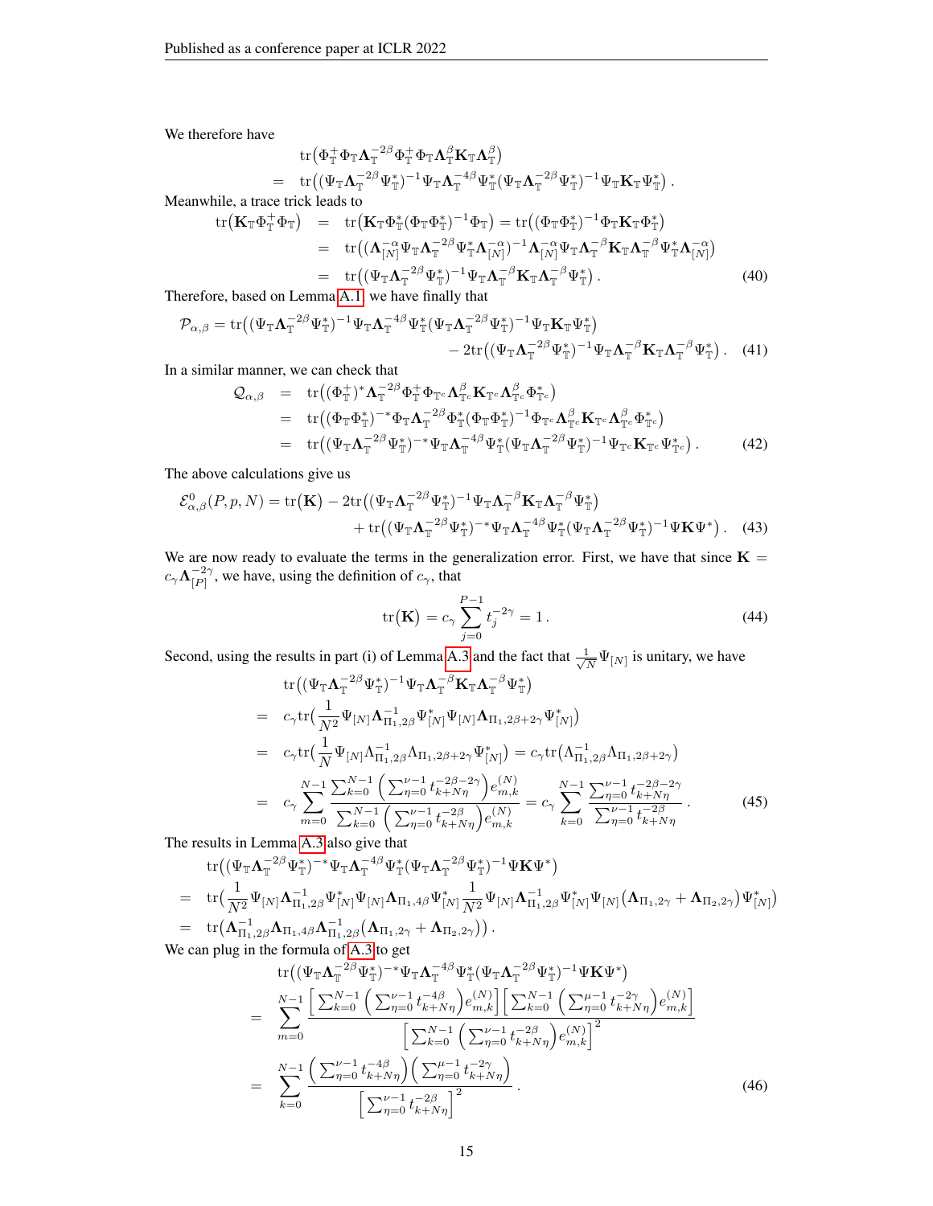We therefore have

$$
\begin{aligned}
&\operatorname{tr}\big(\Phi_{\mathbb{T}}^{+}\Phi_{\mathbb{T}}\mathbf{\Lambda}_{\mathbb{T}}^{-2\beta}\Phi_{\mathbb{T}}^{+}\Phi_{\mathbb{T}}\mathbf{\Lambda}_{\mathbb{T}}^{\beta}\mathbf{K}_{\mathbb{T}}\mathbf{\Lambda}_{\mathbb{T}}^{\beta}\big) \\
=\;& \operatorname{tr}\big((\Psi_{\mathbb{T}}\mathbf{\Lambda}_{\mathbb{T}}^{-2\beta}\Psi_{\mathbb{T}}^{*})^{-1}\Psi_{\mathbb{T}}\mathbf{\Lambda}_{\mathbb{T}}^{-4\beta}\Psi_{\mathbb{T}}^{*}(\Psi_{\mathbb{T}}\mathbf{\Lambda}_{\mathbb{T}}^{-2\beta}\Psi_{\mathbb{T}}^{*})^{-1}\Psi_{\mathbb{T}}\mathbf{K}_{\mathbb{T}}\Psi_{\mathbb{T}}^{*}\big).
\end{aligned}
$$

Meanwhile, a trace trick leads to

$$
\begin{aligned}
\operatorname{tr}\big(\mathbf{K}_{\mathbb{T}}\Phi_{\mathbb{T}}^{+}\Phi_{\mathbb{T}}\big) &= \operatorname{tr}\big(\mathbf{K}_{\mathbb{T}}\Phi_{\mathbb{T}}^{*}(\Phi_{\mathbb{T}}\Phi_{\mathbb{T}}^{*})^{-1}\Phi_{\mathbb{T}}\big) = \operatorname{tr}\big((\Phi_{\mathbb{T}}\Phi_{\mathbb{T}}^{*})^{-1}\Phi_{\mathbb{T}}\mathbf{K}_{\mathbb{T}}\Phi_{\mathbb{T}}^{*}\big) \\
&= \operatorname{tr}\big((\mathbf{\Lambda}_{[N]}^{-\alpha}\Psi_{\mathbb{T}}\mathbf{\Lambda}_{\mathbb{T}}^{-2\beta}\Psi_{\mathbb{T}}^{*}\mathbf{\Lambda}_{[N]}^{-\alpha})^{-1}\mathbf{\Lambda}_{[N]}^{-\alpha}\Psi_{\mathbb{T}}\mathbf{\Lambda}_{\mathbb{T}}^{-\beta}\mathbf{K}_{\mathbb{T}}\mathbf{\Lambda}_{\mathbb{T}}^{-\beta}\Psi_{\mathbb{T}}^{*}\mathbf{\Lambda}_{[N]}^{-\alpha}\big) \\
&= \operatorname{tr}\big((\Psi_{\mathbb{T}}\mathbf{\Lambda}_{\mathbb{T}}^{-2\beta}\Psi_{\mathbb{T}}^{*})^{-1}\Psi_{\mathbb{T}}\mathbf{\Lambda}_{\mathbb{T}}^{-\beta}\mathbf{K}_{\mathbb{T}}\mathbf{\Lambda}_{\mathbb{T}}^{-\beta}\Psi_{\mathbb{T}}^{*}\big). \qquad (40)
\end{aligned}
$$

Therefore, based on Lemma A.1, we have finally that

$$
\begin{aligned}
\mathcal{P}_{\alpha,\beta} = \operatorname{tr}\big((\Psi_{\mathbb{T}}\mathbf{\Lambda}_{\mathbb{T}}^{-2\beta}\Psi_{\mathbb{T}}^{*})^{-1}\Psi_{\mathbb{T}}\mathbf{\Lambda}_{\mathbb{T}}^{-4\beta}\Psi_{\mathbb{T}}^{*}(\Psi_{\mathbb{T}}\mathbf{\Lambda}_{\mathbb{T}}^{-2\beta}\Psi_{\mathbb{T}}^{*})^{-1}\Psi_{\mathbb{T}}\mathbf{K}_{\mathbb{T}}\Psi_{\mathbb{T}}^{*}\big) \\
- 2\operatorname{tr}\big((\Psi_{\mathbb{T}}\mathbf{\Lambda}_{\mathbb{T}}^{-2\beta}\Psi_{\mathbb{T}}^{*})^{-1}\Psi_{\mathbb{T}}\mathbf{\Lambda}_{\mathbb{T}}^{-\beta}\mathbf{K}_{\mathbb{T}}\mathbf{\Lambda}_{\mathbb{T}}^{-\beta}\Psi_{\mathbb{T}}^{*}\big). \qquad (41)
\end{aligned}
$$

In a similar manner, we can check that

$$
\begin{aligned}
\mathcal{Q}_{\alpha,\beta} &= \operatorname{tr}\big((\Phi_{\mathbb{T}}^{+})^{*}\mathbf{\Lambda}_{\mathbb{T}}^{-2\beta}\Phi_{\mathbb{T}}^{+}\Phi_{\mathbb{T}^c}\mathbf{\Lambda}_{\mathbb{T}^c}^{\beta}\mathbf{K}_{\mathbb{T}^c}\mathbf{\Lambda}_{\mathbb{T}^c}^{\beta}\Phi_{\mathbb{T}^c}^{*}\big) \\
&= \operatorname{tr}\big((\Phi_{\mathbb{T}}\Phi_{\mathbb{T}}^{*})^{-*}\Phi_{\mathbb{T}}\mathbf{\Lambda}_{\mathbb{T}}^{-2\beta}\Phi_{\mathbb{T}}^{*}(\Phi_{\mathbb{T}}\Phi_{\mathbb{T}}^{*})^{-1}\Phi_{\mathbb{T}^c}\mathbf{\Lambda}_{\mathbb{T}^c}^{\beta}\mathbf{K}_{\mathbb{T}^c}\mathbf{\Lambda}_{\mathbb{T}^c}^{\beta}\Phi_{\mathbb{T}^c}^{*}\big) \\
&= \operatorname{tr}\big((\Psi_{\mathbb{T}}\mathbf{\Lambda}_{\mathbb{T}}^{-2\beta}\Psi_{\mathbb{T}}^{*})^{-*}\Psi_{\mathbb{T}}\mathbf{\Lambda}_{\mathbb{T}}^{-4\beta}\Psi_{\mathbb{T}}^{*}(\Psi_{\mathbb{T}}\mathbf{\Lambda}_{\mathbb{T}}^{-2\beta}\Psi_{\mathbb{T}}^{*})^{-1}\Psi_{\mathbb{T}^c}\mathbf{K}_{\mathbb{T}^c}\Psi_{\mathbb{T}^c}^{*}\big). \qquad (42)
\end{aligned}
$$

The above calculations give us

$$
\begin{aligned}
\mathcal{E}_{\alpha,\beta}^{0}(P,p,N) = \operatorname{tr}\big(\mathbf{K}\big) - 2\operatorname{tr}\big((\Psi_{\mathbb{T}}\mathbf{\Lambda}_{\mathbb{T}}^{-2\beta}\Psi_{\mathbb{T}}^{*})^{-1}\Psi_{\mathbb{T}}\mathbf{\Lambda}_{\mathbb{T}}^{-\beta}\mathbf{K}_{\mathbb{T}}\mathbf{\Lambda}_{\mathbb{T}}^{-\beta}\Psi_{\mathbb{T}}^{*}\big) \\
+ \operatorname{tr}\big((\Psi_{\mathbb{T}}\mathbf{\Lambda}_{\mathbb{T}}^{-2\beta}\Psi_{\mathbb{T}}^{*})^{-*}\Psi_{\mathbb{T}}\mathbf{\Lambda}_{\mathbb{T}}^{-4\beta}\Psi_{\mathbb{T}}^{*}(\Psi_{\mathbb{T}}\mathbf{\Lambda}_{\mathbb{T}}^{-2\beta}\Psi_{\mathbb{T}}^{*})^{-1}\Psi\mathbf{K}\Psi^{*}\big). \qquad (43)
\end{aligned}
$$

We are now ready to evaluate the terms in the generalization error. First, we have that since $\mathbf{K} = c_\gamma \mathbf{\Lambda}_{[P]}^{-2\gamma}$, we have, using the definition of $c_\gamma$, that

$$
\operatorname{tr}\big(\mathbf{K}\big) = c_\gamma \sum_{j=0}^{P-1} t_j^{-2\gamma} = 1. \qquad (44)
$$

Second, using the results in part (i) of Lemma A.3 and the fact that $\frac{1}{\sqrt{N}}\Psi_{[N]}$ is unitary, we have

$$
\begin{aligned}
&\operatorname{tr}\big((\Psi_{\mathbb{T}}\mathbf{\Lambda}_{\mathbb{T}}^{-2\beta}\Psi_{\mathbb{T}}^{*})^{-1}\Psi_{\mathbb{T}}\mathbf{\Lambda}_{\mathbb{T}}^{-\beta}\mathbf{K}_{\mathbb{T}}\mathbf{\Lambda}_{\mathbb{T}}^{-\beta}\Psi_{\mathbb{T}}^{*}\big) \\
=\;& c_\gamma \operatorname{tr}\big(\frac{1}{N^2}\Psi_{[N]}\mathbf{\Lambda}_{\Pi_1,2\beta}^{-1}\Psi_{[N]}^{*}\Psi_{[N]}\mathbf{\Lambda}_{\Pi_1,2\beta+2\gamma}\Psi_{[N]}^{*}\big) \\
=\;& c_\gamma \operatorname{tr}\big(\frac{1}{N}\Psi_{[N]}\Lambda_{\Pi_1,2\beta}^{-1}\Lambda_{\Pi_1,2\beta+2\gamma}\Psi_{[N]}^{*}\big) = c_\gamma \operatorname{tr}\big(\Lambda_{\Pi_1,2\beta}^{-1}\Lambda_{\Pi_1,2\beta+2\gamma}\big) \\
=\;& c_\gamma \sum_{m=0}^{N-1} \frac{\sum_{k=0}^{N-1}\Big(\sum_{\eta=0}^{\nu-1} t_{k+N\eta}^{-2\beta-2\gamma}\Big)e_{m,k}^{(N)}}{\sum_{k=0}^{N-1}\Big(\sum_{\eta=0}^{\nu-1} t_{k+N\eta}^{-2\beta}\Big)e_{m,k}^{(N)}} = c_\gamma \sum_{k=0}^{N-1} \frac{\sum_{\eta=0}^{\nu-1} t_{k+N\eta}^{-2\beta-2\gamma}}{\sum_{\eta=0}^{\nu-1} t_{k+N\eta}^{-2\beta}}. \qquad (45)
\end{aligned}
$$

The results in Lemma A.3 also give that

$$
\begin{aligned}
&\operatorname{tr}\big((\Psi_{\mathbb{T}}\mathbf{\Lambda}_{\mathbb{T}}^{-2\beta}\Psi_{\mathbb{T}}^{*})^{-*}\Psi_{\mathbb{T}}\mathbf{\Lambda}_{\mathbb{T}}^{-4\beta}\Psi_{\mathbb{T}}^{*}(\Psi_{\mathbb{T}}\mathbf{\Lambda}_{\mathbb{T}}^{-2\beta}\Psi_{\mathbb{T}}^{*})^{-1}\Psi\mathbf{K}\Psi^{*}\big) \\
=\;& \operatorname{tr}\big(\frac{1}{N^2}\Psi_{[N]}\mathbf{\Lambda}_{\Pi_1,2\beta}^{-1}\Psi_{[N]}^{*}\Psi_{[N]}\mathbf{\Lambda}_{\Pi_1,4\beta}\Psi_{[N]}^{*}\frac{1}{N^2}\Psi_{[N]}\mathbf{\Lambda}_{\Pi_1,2\beta}^{-1}\Psi_{[N]}^{*}\Psi_{[N]}\big(\mathbf{\Lambda}_{\Pi_1,2\gamma}+\mathbf{\Lambda}_{\Pi_2,2\gamma}\big)\Psi_{[N]}^{*}\big) \\
=\;& \operatorname{tr}\big(\mathbf{\Lambda}_{\Pi_1,2\beta}^{-1}\mathbf{\Lambda}_{\Pi_1,4\beta}\mathbf{\Lambda}_{\Pi_1,2\beta}^{-1}\big(\mathbf{\Lambda}_{\Pi_1,2\gamma}+\mathbf{\Lambda}_{\Pi_2,2\gamma}\big)\big).
\end{aligned}
$$

We can plug in the formula of A.3 to get

$$
\begin{aligned}
&\operatorname{tr}\big((\Psi_{\mathbb{T}}\mathbf{\Lambda}_{\mathbb{T}}^{-2\beta}\Psi_{\mathbb{T}}^{*})^{-*}\Psi_{\mathbb{T}}\mathbf{\Lambda}_{\mathbb{T}}^{-4\beta}\Psi_{\mathbb{T}}^{*}(\Psi_{\mathbb{T}}\mathbf{\Lambda}_{\mathbb{T}}^{-2\beta}\Psi_{\mathbb{T}}^{*})^{-1}\Psi\mathbf{K}\Psi^{*}\big) \\
=\;& \sum_{m=0}^{N-1} \frac{\Big[\sum_{k=0}^{N-1}\Big(\sum_{\eta=0}^{\nu-1} t_{k+N\eta}^{-4\beta}\Big)e_{m,k}^{(N)}\Big]\Big[\sum_{k=0}^{N-1}\Big(\sum_{\eta=0}^{\mu-1} t_{k+N\eta}^{-2\gamma}\Big)e_{m,k}^{(N)}\Big]}{\Big[\sum_{k=0}^{N-1}\Big(\sum_{\eta=0}^{\nu-1} t_{k+N\eta}^{-2\beta}\Big)e_{m,k}^{(N)}\Big]^2} \\
=\;& \sum_{k=0}^{N-1} \frac{\Big(\sum_{\eta=0}^{\nu-1} t_{k+N\eta}^{-4\beta}\Big)\Big(\sum_{\eta=0}^{\mu-1} t_{k+N\eta}^{-2\gamma}\Big)}{\Big[\sum_{\eta=0}^{\nu-1} t_{k+N\eta}^{-2\beta}\Big]^2}. \qquad (46)
\end{aligned}
$$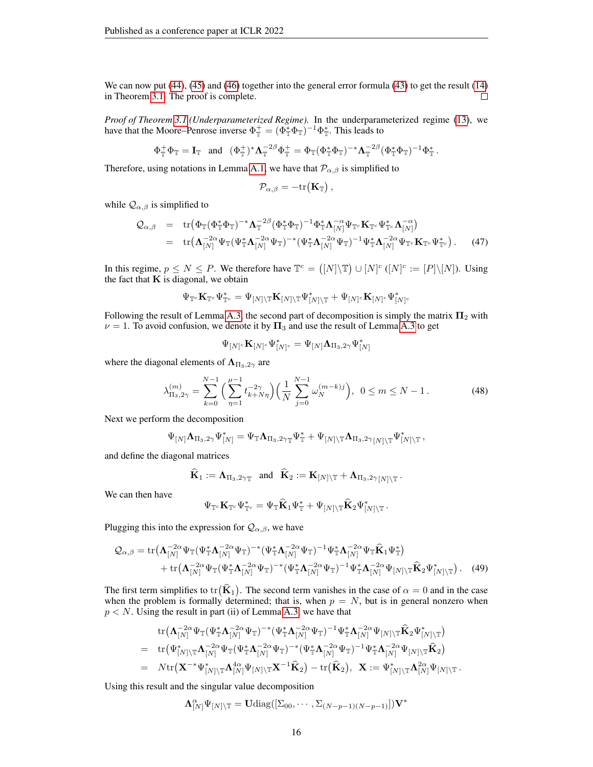We can now put (44), (45) and (46) together into the general error formula (43) to get the result (14) in Theorem 3.1. The proof is complete. ☐

*Proof of Theorem 3.1 (Underparameterized Regime).* In the underparameterized regime (13), we have that the Moore–Penrose inverse $\Phi_{\mathbb{T}}^{+} = (\Phi_{\mathbb{T}}^{*}\Phi_{\mathbb{T}})^{-1}\Phi_{\mathbb{T}}^{*}$. This leads to

$$\Phi_{\mathbb{T}}^{+}\Phi_{\mathbb{T}} = \mathbf{I}_{\mathbb{T}} \quad \text{and} \quad (\Phi_{\mathbb{T}}^{+})^{*}\mathbf{\Lambda}_{\mathbb{T}}^{-2\beta}\Phi_{\mathbb{T}}^{+} = \Phi_{\mathbb{T}}(\Phi_{\mathbb{T}}^{*}\Phi_{\mathbb{T}})^{-*}\mathbf{\Lambda}_{\mathbb{T}}^{-2\beta}(\Phi_{\mathbb{T}}^{*}\Phi_{\mathbb{T}})^{-1}\Phi_{\mathbb{T}}^{*}\,.$$

Therefore, using notations in Lemma A.1, we have that $\mathcal{P}_{\alpha,\beta}$ is simplified to

$$\mathcal{P}_{\alpha,\beta} = -\mathrm{tr}\big(\mathbf{K}_{\mathbb{T}}\big)\,,$$

while $\mathcal{Q}_{\alpha,\beta}$ is simplified to

$$\begin{aligned}
\mathcal{Q}_{\alpha,\beta} &= \mathrm{tr}\big(\Phi_{\mathbb{T}}(\Phi_{\mathbb{T}}^{*}\Phi_{\mathbb{T}})^{-*}\mathbf{\Lambda}_{\mathbb{T}}^{-2\beta}(\Phi_{\mathbb{T}}^{*}\Phi_{\mathbb{T}})^{-1}\Phi_{\mathbb{T}}^{*}\mathbf{\Lambda}_{[N]}^{-\alpha}\Psi_{\mathbb{T}^c}\mathbf{K}_{\mathbb{T}^c}\Psi_{\mathbb{T}^c}^{*}\mathbf{\Lambda}_{[N]}^{-\alpha}\big) \\
&= \mathrm{tr}\big(\mathbf{\Lambda}_{[N]}^{-2\alpha}\Psi_{\mathbb{T}}(\Psi_{\mathbb{T}}^{*}\mathbf{\Lambda}_{[N]}^{-2\alpha}\Psi_{\mathbb{T}})^{-*}(\Psi_{\mathbb{T}}^{*}\mathbf{\Lambda}_{[N]}^{-2\alpha}\Psi_{\mathbb{T}})^{-1}\Psi_{\mathbb{T}}^{*}\mathbf{\Lambda}_{[N]}^{-2\alpha}\Psi_{\mathbb{T}^c}\mathbf{K}_{\mathbb{T}^c}\Psi_{\mathbb{T}^c}^{*}\big)\,. \qquad (47)
\end{aligned}$$

In this regime, $p \le N \le P$. We therefore have $\mathbb{T}^c = \big([N]\backslash\mathbb{T}\big) \cup [N]^c$ ($[N]^c := [P]\backslash[N]$). Using the fact that $\mathbf{K}$ is diagonal, we obtain

$$\Psi_{\mathbb{T}^c}\mathbf{K}_{\mathbb{T}^c}\Psi_{\mathbb{T}^c}^{*} = \Psi_{[N]\backslash\mathbb{T}}\mathbf{K}_{[N]\backslash\mathbb{T}}\Psi_{[N]\backslash\mathbb{T}}^{*} + \Psi_{[N]^c}\mathbf{K}_{[N]^c}\Psi_{[N]^c}^{*}$$

Following the result of Lemma A.3, the second part of decomposition is simply the matrix $\mathbf{\Pi}_2$ with $\nu = 1$. To avoid confusion, we denote it by $\mathbf{\Pi}_3$ and use the result of Lemma A.3 to get

$$\Psi_{[N]^c}\mathbf{K}_{[N]^c}\Psi_{[N]^c}^{*} = \Psi_{[N]}\mathbf{\Lambda}_{\Pi_3,2\gamma}\Psi_{[N]}^{*}$$

where the diagonal elements of $\mathbf{\Lambda}_{\Pi_3,2\gamma}$ are

$$\lambda_{\Pi_3,2\gamma}^{(m)} = \sum_{k=0}^{N-1}\Big(\sum_{\eta=1}^{\mu-1} t_{k+N\eta}^{-2\gamma}\Big)\Big(\frac{1}{N}\sum_{j=0}^{N-1}\omega_N^{(m-k)j}\Big),\ \ 0 \le m \le N-1\,. \qquad (48)$$

Next we perform the decomposition

$$\Psi_{[N]}\mathbf{\Lambda}_{\Pi_3,2\gamma}\Psi_{[N]}^{*} = \Psi_{\mathbb{T}}\mathbf{\Lambda}_{\Pi_3,2\gamma_{\mathbb{T}}}\Psi_{\mathbb{T}}^{*} + \Psi_{[N]\backslash\mathbb{T}}\mathbf{\Lambda}_{\Pi_3,2\gamma_{[N]\backslash\mathbb{T}}}\Psi_{[N]\backslash\mathbb{T}}^{*}\,,$$

and define the diagonal matrices

$$\widehat{\mathbf{K}}_1 := \mathbf{\Lambda}_{\Pi_3,2\gamma_{\mathbb{T}}} \quad \text{and} \quad \widehat{\mathbf{K}}_2 := \mathbf{K}_{[N]\backslash\mathbb{T}} + \mathbf{\Lambda}_{\Pi_3,2\gamma_{[N]\backslash\mathbb{T}}}\,.$$

We can then have

$$\Psi_{\mathbb{T}^c}\mathbf{K}_{\mathbb{T}^c}\Psi_{\mathbb{T}^c}^{*} = \Psi_{\mathbb{T}}\widehat{\mathbf{K}}_1\Psi_{\mathbb{T}}^{*} + \Psi_{[N]\backslash\mathbb{T}}\widehat{\mathbf{K}}_2\Psi_{[N]\backslash\mathbb{T}}^{*}\,.$$

Plugging this into the expression for $\mathcal{Q}_{\alpha,\beta}$, we have

$$\begin{aligned}
\mathcal{Q}_{\alpha,\beta} = &\,\mathrm{tr}\big(\mathbf{\Lambda}_{[N]}^{-2\alpha}\Psi_{\mathbb{T}}(\Psi_{\mathbb{T}}^{*}\mathbf{\Lambda}_{[N]}^{-2\alpha}\Psi_{\mathbb{T}})^{-*}(\Psi_{\mathbb{T}}^{*}\mathbf{\Lambda}_{[N]}^{-2\alpha}\Psi_{\mathbb{T}})^{-1}\Psi_{\mathbb{T}}^{*}\mathbf{\Lambda}_{[N]}^{-2\alpha}\Psi_{\mathbb{T}}\widehat{\mathbf{K}}_1\Psi_{\mathbb{T}}^{*}\big) \\
&+ \mathrm{tr}\big(\mathbf{\Lambda}_{[N]}^{-2\alpha}\Psi_{\mathbb{T}}(\Psi_{\mathbb{T}}^{*}\mathbf{\Lambda}_{[N]}^{-2\alpha}\Psi_{\mathbb{T}})^{-*}(\Psi_{\mathbb{T}}^{*}\mathbf{\Lambda}_{[N]}^{-2\alpha}\Psi_{\mathbb{T}})^{-1}\Psi_{\mathbb{T}}^{*}\mathbf{\Lambda}_{[N]}^{-2\alpha}\Psi_{[N]\backslash\mathbb{T}}\widehat{\mathbf{K}}_2\Psi_{[N]\backslash\mathbb{T}}^{*}\big)\,. \qquad (49)
\end{aligned}$$

The first term simplifies to $\mathrm{tr}\big(\widehat{\mathbf{K}}_1\big)$. The second term vanishes in the case of $\alpha = 0$ and in the case when the problem is formally determined; that is, when $p = N$, but is in general nonzero when $p < N$. Using the result in part (ii) of Lemma A.3, we have that

$$\begin{aligned}
&\mathrm{tr}\big(\mathbf{\Lambda}_{[N]}^{-2\alpha}\Psi_{\mathbb{T}}(\Psi_{\mathbb{T}}^{*}\mathbf{\Lambda}_{[N]}^{-2\alpha}\Psi_{\mathbb{T}})^{-*}(\Psi_{\mathbb{T}}^{*}\mathbf{\Lambda}_{[N]}^{-2\alpha}\Psi_{\mathbb{T}})^{-1}\Psi_{\mathbb{T}}^{*}\mathbf{\Lambda}_{[N]}^{-2\alpha}\Psi_{[N]\backslash\mathbb{T}}\widehat{\mathbf{K}}_2\Psi_{[N]\backslash\mathbb{T}}^{*}\big) \\
=\ &\mathrm{tr}\big(\Psi_{[N]\backslash\mathbb{T}}^{*}\mathbf{\Lambda}_{[N]}^{-2\alpha}\Psi_{\mathbb{T}}(\Psi_{\mathbb{T}}^{*}\mathbf{\Lambda}_{[N]}^{-2\alpha}\Psi_{\mathbb{T}})^{-*}(\Psi_{\mathbb{T}}^{*}\mathbf{\Lambda}_{[N]}^{-2\alpha}\Psi_{\mathbb{T}})^{-1}\Psi_{\mathbb{T}}^{*}\mathbf{\Lambda}_{[N]}^{-2\alpha}\Psi_{[N]\backslash\mathbb{T}}\widehat{\mathbf{K}}_2\big) \\
=\ &N\mathrm{tr}\big(\mathbf{X}^{-*}\Psi_{[N]\backslash\mathbb{T}}^{*}\mathbf{\Lambda}_{[N]}^{4\alpha}\Psi_{[N]\backslash\mathbb{T}}\mathbf{X}^{-1}\widehat{\mathbf{K}}_2\big) - \mathrm{tr}\big(\widehat{\mathbf{K}}_2\big),\ \ \mathbf{X} := \Psi_{[N]\backslash\mathbb{T}}^{*}\mathbf{\Lambda}_{[N]}^{2\alpha}\Psi_{[N]\backslash\mathbb{T}}\,.
\end{aligned}$$

Using this result and the singular value decomposition

$$\mathbf{\Lambda}_{[N]}^{\alpha}\Psi_{[N]\backslash\mathbb{T}} = \mathbf{U}\mathrm{diag}([\Sigma_{00},\cdots,\Sigma_{(N-p-1)(N-p-1)}])\mathbf{V}^{*}$$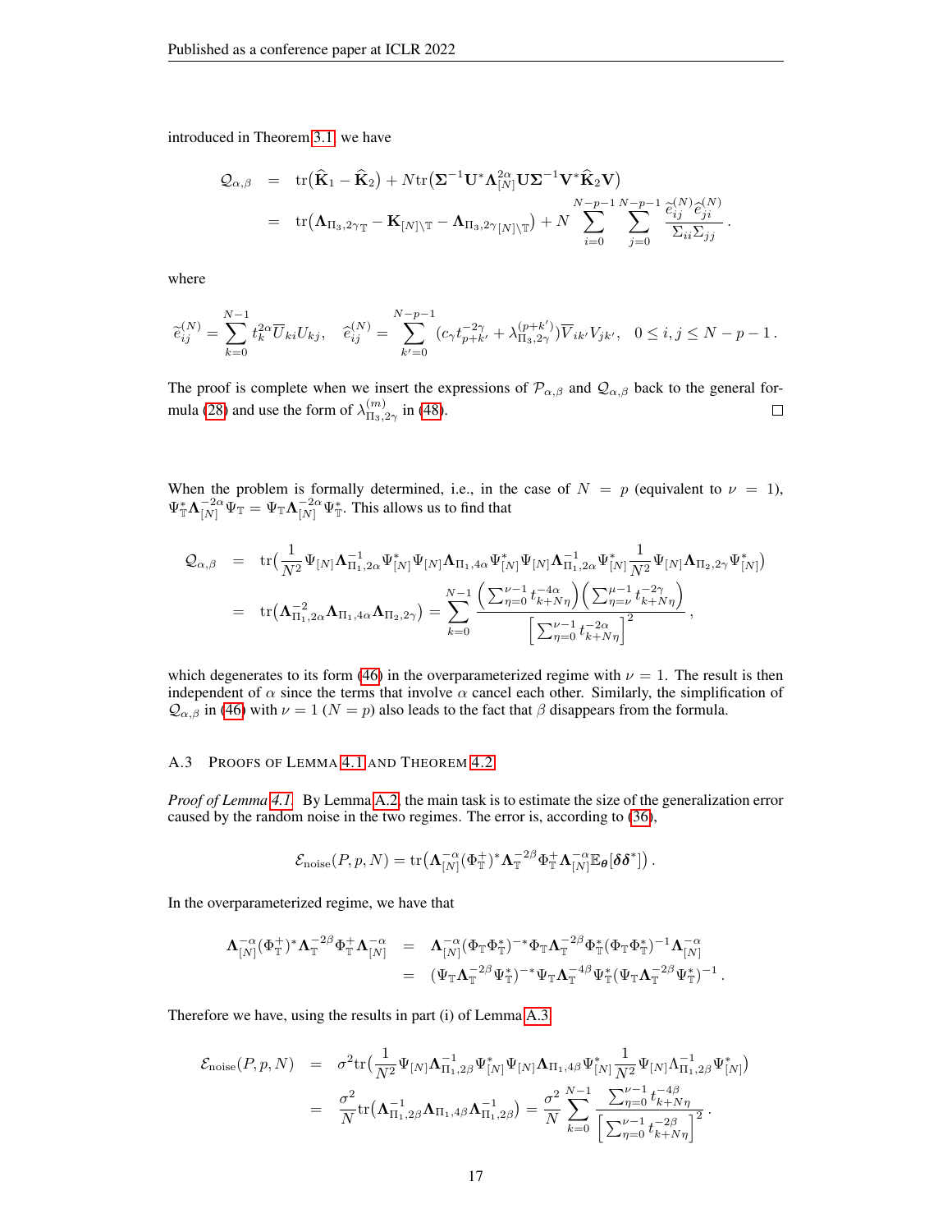introduced in Theorem 3.1, we have

$$
\begin{aligned}
\mathcal{Q}_{\alpha,\beta} &= \operatorname{tr}\big(\widehat{\mathbf{K}}_1 - \widehat{\mathbf{K}}_2\big) + N \operatorname{tr}\big(\mathbf{\Sigma}^{-1}\mathbf{U}^*\mathbf{\Lambda}_{[N]}^{2\alpha}\mathbf{U}\mathbf{\Sigma}^{-1}\mathbf{V}^*\widehat{\mathbf{K}}_2\mathbf{V}\big) \\
&= \operatorname{tr}\big(\mathbf{\Lambda}_{\Pi_3,2\gamma_{\mathbb{T}}} - \mathbf{K}_{[N]\setminus\mathbb{T}} - \mathbf{\Lambda}_{\Pi_3,2\gamma_{[N]\setminus\mathbb{T}}}\big) + N \sum_{i=0}^{N-p-1}\sum_{j=0}^{N-p-1} \frac{\widetilde{e}_{ij}^{(N)}\widehat{e}_{ji}^{(N)}}{\Sigma_{ii}\Sigma_{jj}}\,.
\end{aligned}
$$

where

$$
\widetilde{e}_{ij}^{(N)} = \sum_{k=0}^{N-1} t_k^{2\alpha}\overline{U}_{ki}U_{kj}, \quad \widehat{e}_{ij}^{(N)} = \sum_{k'=0}^{N-p-1}\big(c_\gamma t_{p+k'}^{-2\gamma} + \lambda_{\Pi_3,2\gamma}^{(p+k')}\big)\overline{V}_{ik'}V_{jk'}, \quad 0 \le i,j \le N-p-1\,.
$$

The proof is complete when we insert the expressions of $\mathcal{P}_{\alpha,\beta}$ and $\mathcal{Q}_{\alpha,\beta}$ back to the general formula (28) and use the form of $\lambda_{\Pi_3,2\gamma}^{(m)}$ in (48). $\square$

When the problem is formally determined, i.e., in the case of $N = p$ (equivalent to $\nu = 1$), $\Psi_{\mathbb{T}}^*\mathbf{\Lambda}_{[N]}^{-2\alpha}\Psi_{\mathbb{T}} = \Psi_{\mathbb{T}}\mathbf{\Lambda}_{[N]}^{-2\alpha}\Psi_{\mathbb{T}}^*$. This allows us to find that

$$
\begin{aligned}
\mathcal{Q}_{\alpha,\beta} &= \operatorname{tr}\Big(\frac{1}{N^2}\Psi_{[N]}\mathbf{\Lambda}_{\Pi_1,2\alpha}^{-1}\Psi_{[N]}^*\Psi_{[N]}\mathbf{\Lambda}_{\Pi_1,4\alpha}\Psi_{[N]}^*\Psi_{[N]}\mathbf{\Lambda}_{\Pi_1,2\alpha}^{-1}\Psi_{[N]}^*\frac{1}{N^2}\Psi_{[N]}\mathbf{\Lambda}_{\Pi_2,2\gamma}\Psi_{[N]}^*\Big) \\
&= \operatorname{tr}\big(\mathbf{\Lambda}_{\Pi_1,2\alpha}^{-2}\mathbf{\Lambda}_{\Pi_1,4\alpha}\mathbf{\Lambda}_{\Pi_2,2\gamma}\big) = \sum_{k=0}^{N-1}\frac{\Big(\sum_{\eta=0}^{\nu-1} t_{k+N\eta}^{-4\alpha}\Big)\Big(\sum_{\eta=\nu}^{\mu-1} t_{k+N\eta}^{-2\gamma}\Big)}{\Big[\sum_{\eta=0}^{\nu-1} t_{k+N\eta}^{-2\alpha}\Big]^2}\,,
\end{aligned}
$$

which degenerates to its form (46) in the overparameterized regime with $\nu = 1$. The result is then independent of $\alpha$ since the terms that involve $\alpha$ cancel each other. Similarly, the simplification of $\mathcal{Q}_{\alpha,\beta}$ in (46) with $\nu = 1$ ($N = p$) also leads to the fact that $\beta$ disappears from the formula.

### A.3 Proofs of Lemma 4.1 and Theorem 4.2

*Proof of Lemma 4.1.* By Lemma A.2, the main task is to estimate the size of the generalization error caused by the random noise in the two regimes. The error is, according to (36),

$$
\mathcal{E}_{\text{noise}}(P,p,N) = \operatorname{tr}\big(\mathbf{\Lambda}_{[N]}^{-\alpha}(\Phi_{\mathbb{T}}^+)^*\mathbf{\Lambda}_{\mathbb{T}}^{-2\beta}\Phi_{\mathbb{T}}^+\mathbf{\Lambda}_{[N]}^{-\alpha}\mathbb{E}_{\boldsymbol{\theta}}[\boldsymbol{\delta}\boldsymbol{\delta}^*]\big)\,.
$$

In the overparameterized regime, we have that

$$
\begin{aligned}
\mathbf{\Lambda}_{[N]}^{-\alpha}(\Phi_{\mathbb{T}}^+)^*\mathbf{\Lambda}_{\mathbb{T}}^{-2\beta}\Phi_{\mathbb{T}}^+\mathbf{\Lambda}_{[N]}^{-\alpha} &= \mathbf{\Lambda}_{[N]}^{-\alpha}(\Phi_{\mathbb{T}}\Phi_{\mathbb{T}}^*)^{-*}\Phi_{\mathbb{T}}\mathbf{\Lambda}_{\mathbb{T}}^{-2\beta}\Phi_{\mathbb{T}}^*(\Phi_{\mathbb{T}}\Phi_{\mathbb{T}}^*)^{-1}\mathbf{\Lambda}_{[N]}^{-\alpha} \\
&= (\Psi_{\mathbb{T}}\mathbf{\Lambda}_{\mathbb{T}}^{-2\beta}\Psi_{\mathbb{T}}^*)^{-*}\Psi_{\mathbb{T}}\mathbf{\Lambda}_{\mathbb{T}}^{-4\beta}\Psi_{\mathbb{T}}^*(\Psi_{\mathbb{T}}\mathbf{\Lambda}_{\mathbb{T}}^{-2\beta}\Psi_{\mathbb{T}}^*)^{-1}\,.
\end{aligned}
$$

Therefore we have, using the results in part (i) of Lemma A.3,

$$
\begin{aligned}
\mathcal{E}_{\text{noise}}(P,p,N) &= \sigma^2\operatorname{tr}\Big(\frac{1}{N^2}\Psi_{[N]}\mathbf{\Lambda}_{\Pi_1,2\beta}^{-1}\Psi_{[N]}^*\Psi_{[N]}\mathbf{\Lambda}_{\Pi_1,4\beta}\Psi_{[N]}^*\frac{1}{N^2}\Psi_{[N]}\Lambda_{\Pi_1,2\beta}^{-1}\Psi_{[N]}^*\Big) \\
&= \frac{\sigma^2}{N}\operatorname{tr}\big(\mathbf{\Lambda}_{\Pi_1,2\beta}^{-1}\mathbf{\Lambda}_{\Pi_1,4\beta}\mathbf{\Lambda}_{\Pi_1,2\beta}^{-1}\big) = \frac{\sigma^2}{N}\sum_{k=0}^{N-1}\frac{\sum_{\eta=0}^{\nu-1}t_{k+N\eta}^{-4\beta}}{\Big[\sum_{\eta=0}^{\nu-1}t_{k+N\eta}^{-2\beta}\Big]^2}\,.
\end{aligned}
$$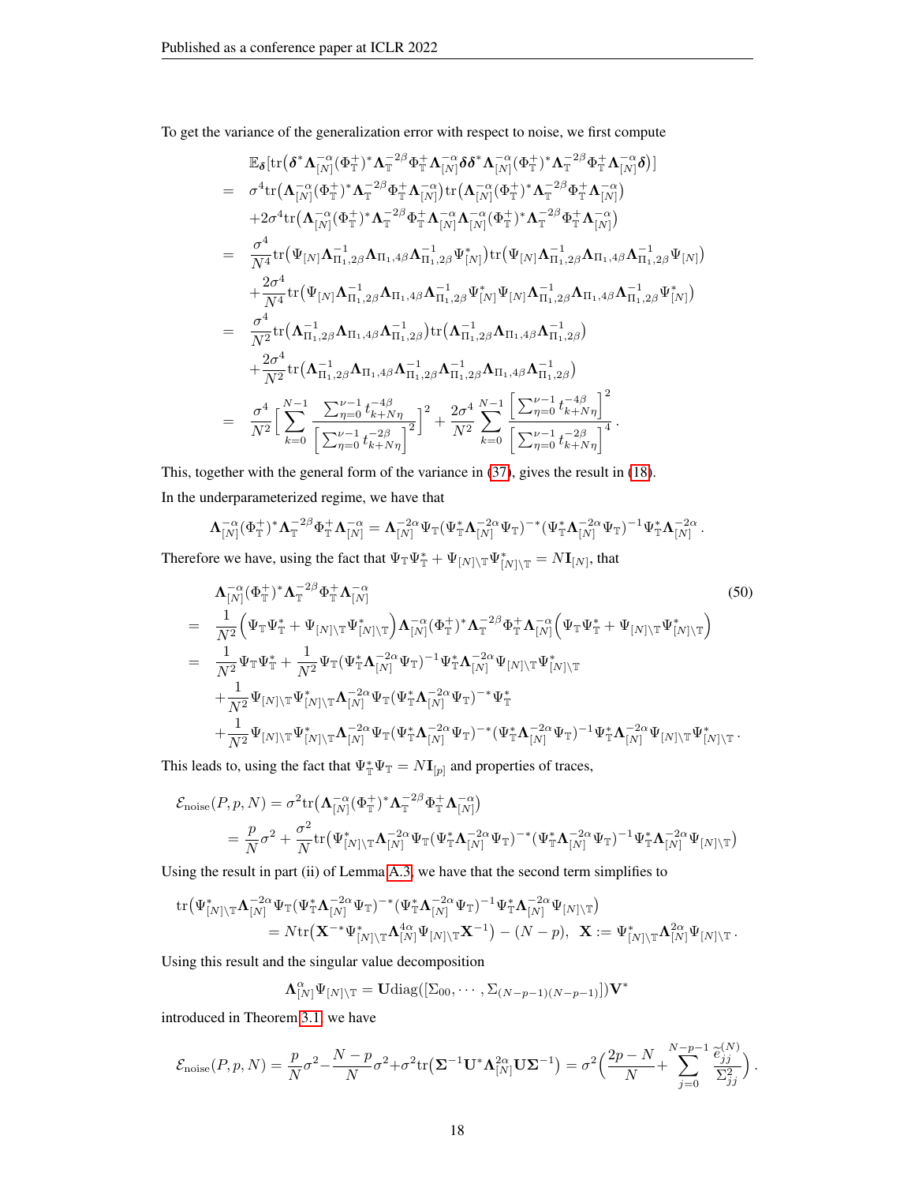To get the variance of the generalization error with respect to noise, we first compute

$$
\begin{aligned}
& \mathbb{E}_{\boldsymbol{\delta}}[\mathrm{tr}\big(\boldsymbol{\delta}^*\boldsymbol{\Lambda}_{[N]}^{-\alpha}(\Phi_{\mathbb{T}}^{+})^*\boldsymbol{\Lambda}_{\mathbb{T}}^{-2\beta}\Phi_{\mathbb{T}}^{+}\boldsymbol{\Lambda}_{[N]}^{-\alpha}\boldsymbol{\delta}\boldsymbol{\delta}^*\boldsymbol{\Lambda}_{[N]}^{-\alpha}(\Phi_{\mathbb{T}}^{+})^*\boldsymbol{\Lambda}_{\mathbb{T}}^{-2\beta}\Phi_{\mathbb{T}}^{+}\boldsymbol{\Lambda}_{[N]}^{-\alpha}\boldsymbol{\delta}\big)] \\
= \; & \sigma^4\mathrm{tr}\big(\boldsymbol{\Lambda}_{[N]}^{-\alpha}(\Phi_{\mathbb{T}}^{+})^*\boldsymbol{\Lambda}_{\mathbb{T}}^{-2\beta}\Phi_{\mathbb{T}}^{+}\boldsymbol{\Lambda}_{[N]}^{-\alpha}\big)\mathrm{tr}\big(\boldsymbol{\Lambda}_{[N]}^{-\alpha}(\Phi_{\mathbb{T}}^{+})^*\boldsymbol{\Lambda}_{\mathbb{T}}^{-2\beta}\Phi_{\mathbb{T}}^{+}\boldsymbol{\Lambda}_{[N]}^{-\alpha}\big) \\
& +2\sigma^4\mathrm{tr}\big(\boldsymbol{\Lambda}_{[N]}^{-\alpha}(\Phi_{\mathbb{T}}^{+})^*\boldsymbol{\Lambda}_{\mathbb{T}}^{-2\beta}\Phi_{\mathbb{T}}^{+}\boldsymbol{\Lambda}_{[N]}^{-\alpha}\boldsymbol{\Lambda}_{[N]}^{-\alpha}(\Phi_{\mathbb{T}}^{+})^*\boldsymbol{\Lambda}_{\mathbb{T}}^{-2\beta}\Phi_{\mathbb{T}}^{+}\boldsymbol{\Lambda}_{[N]}^{-\alpha}\big) \\
= \; & \frac{\sigma^4}{N^4}\mathrm{tr}\big(\Psi_{[N]}\boldsymbol{\Lambda}_{\Pi_1,2\beta}^{-1}\boldsymbol{\Lambda}_{\Pi_1,4\beta}\boldsymbol{\Lambda}_{\Pi_1,2\beta}^{-1}\Psi_{[N]}^*\big)\mathrm{tr}\big(\Psi_{[N]}\boldsymbol{\Lambda}_{\Pi_1,2\beta}^{-1}\boldsymbol{\Lambda}_{\Pi_1,4\beta}\boldsymbol{\Lambda}_{\Pi_1,2\beta}^{-1}\Psi_{[N]}\big) \\
& +\frac{2\sigma^4}{N^4}\mathrm{tr}\big(\Psi_{[N]}\boldsymbol{\Lambda}_{\Pi_1,2\beta}^{-1}\boldsymbol{\Lambda}_{\Pi_1,4\beta}\boldsymbol{\Lambda}_{\Pi_1,2\beta}^{-1}\Psi_{[N]}^*\Psi_{[N]}\boldsymbol{\Lambda}_{\Pi_1,2\beta}^{-1}\boldsymbol{\Lambda}_{\Pi_1,4\beta}\boldsymbol{\Lambda}_{\Pi_1,2\beta}^{-1}\Psi_{[N]}^*\big) \\
= \; & \frac{\sigma^4}{N^2}\mathrm{tr}\big(\boldsymbol{\Lambda}_{\Pi_1,2\beta}^{-1}\boldsymbol{\Lambda}_{\Pi_1,4\beta}\boldsymbol{\Lambda}_{\Pi_1,2\beta}^{-1}\big)\mathrm{tr}\big(\boldsymbol{\Lambda}_{\Pi_1,2\beta}^{-1}\boldsymbol{\Lambda}_{\Pi_1,4\beta}\boldsymbol{\Lambda}_{\Pi_1,2\beta}^{-1}\big) \\
& +\frac{2\sigma^4}{N^2}\mathrm{tr}\big(\boldsymbol{\Lambda}_{\Pi_1,2\beta}^{-1}\boldsymbol{\Lambda}_{\Pi_1,4\beta}\boldsymbol{\Lambda}_{\Pi_1,2\beta}^{-1}\boldsymbol{\Lambda}_{\Pi_1,2\beta}^{-1}\boldsymbol{\Lambda}_{\Pi_1,4\beta}\boldsymbol{\Lambda}_{\Pi_1,2\beta}^{-1}\big) \\
= \; & \frac{\sigma^4}{N^2}\Big[\sum_{k=0}^{N-1}\frac{\sum_{\eta=0}^{\nu-1}t_{k+N\eta}^{-4\beta}}{\Big[\sum_{\eta=0}^{\nu-1}t_{k+N\eta}^{-2\beta}\Big]^2}\Big]^2+\frac{2\sigma^4}{N^2}\sum_{k=0}^{N-1}\frac{\Big[\sum_{\eta=0}^{\nu-1}t_{k+N\eta}^{-4\beta}\Big]^2}{\Big[\sum_{\eta=0}^{\nu-1}t_{k+N\eta}^{-2\beta}\Big]^4}.
\end{aligned}
$$

This, together with the general form of the variance in (37), gives the result in (18).

In the underparameterized regime, we have that

$$
\boldsymbol{\Lambda}_{[N]}^{-\alpha}(\Phi_{\mathbb{T}}^{+})^*\boldsymbol{\Lambda}_{\mathbb{T}}^{-2\beta}\Phi_{\mathbb{T}}^{+}\boldsymbol{\Lambda}_{[N]}^{-\alpha}=\boldsymbol{\Lambda}_{[N]}^{-2\alpha}\Psi_{\mathbb{T}}(\Psi_{\mathbb{T}}^*\boldsymbol{\Lambda}_{[N]}^{-2\alpha}\Psi_{\mathbb{T}})^{-*}(\Psi_{\mathbb{T}}^*\boldsymbol{\Lambda}_{[N]}^{-2\alpha}\Psi_{\mathbb{T}})^{-1}\Psi_{\mathbb{T}}^*\boldsymbol{\Lambda}_{[N]}^{-2\alpha}.
$$

Therefore we have, using the fact that $\Psi_{\mathbb{T}}\Psi_{\mathbb{T}}^*+\Psi_{[N]\backslash\mathbb{T}}\Psi_{[N]\backslash\mathbb{T}}^*=N\mathbf{I}_{[N]}$, that

$$
\begin{aligned}
& \boldsymbol{\Lambda}_{[N]}^{-\alpha}(\Phi_{\mathbb{T}}^{+})^*\boldsymbol{\Lambda}_{\mathbb{T}}^{-2\beta}\Phi_{\mathbb{T}}^{+}\boldsymbol{\Lambda}_{[N]}^{-\alpha} \\
= \; & \frac{1}{N^2}\Big(\Psi_{\mathbb{T}}\Psi_{\mathbb{T}}^*+\Psi_{[N]\backslash\mathbb{T}}\Psi_{[N]\backslash\mathbb{T}}^*\Big)\boldsymbol{\Lambda}_{[N]}^{-\alpha}(\Phi_{\mathbb{T}}^{+})^*\boldsymbol{\Lambda}_{\mathbb{T}}^{-2\beta}\Phi_{\mathbb{T}}^{+}\boldsymbol{\Lambda}_{[N]}^{-\alpha}\Big(\Psi_{\mathbb{T}}\Psi_{\mathbb{T}}^*+\Psi_{[N]\backslash\mathbb{T}}\Psi_{[N]\backslash\mathbb{T}}^*\Big) \\
= \; & \frac{1}{N^2}\Psi_{\mathbb{T}}\Psi_{\mathbb{T}}^*+\frac{1}{N^2}\Psi_{\mathbb{T}}(\Psi_{\mathbb{T}}^*\boldsymbol{\Lambda}_{[N]}^{-2\alpha}\Psi_{\mathbb{T}})^{-1}\Psi_{\mathbb{T}}^*\boldsymbol{\Lambda}_{[N]}^{-2\alpha}\Psi_{[N]\backslash\mathbb{T}}\Psi_{[N]\backslash\mathbb{T}}^* \\
& +\frac{1}{N^2}\Psi_{[N]\backslash\mathbb{T}}\Psi_{[N]\backslash\mathbb{T}}^*\boldsymbol{\Lambda}_{[N]}^{-2\alpha}\Psi_{\mathbb{T}}(\Psi_{\mathbb{T}}^*\boldsymbol{\Lambda}_{[N]}^{-2\alpha}\Psi_{\mathbb{T}})^{-*}\Psi_{\mathbb{T}}^* \\
& +\frac{1}{N^2}\Psi_{[N]\backslash\mathbb{T}}\Psi_{[N]\backslash\mathbb{T}}^*\boldsymbol{\Lambda}_{[N]}^{-2\alpha}\Psi_{\mathbb{T}}(\Psi_{\mathbb{T}}^*\boldsymbol{\Lambda}_{[N]}^{-2\alpha}\Psi_{\mathbb{T}})^{-*}(\Psi_{\mathbb{T}}^*\boldsymbol{\Lambda}_{[N]}^{-2\alpha}\Psi_{\mathbb{T}})^{-1}\Psi_{\mathbb{T}}^*\boldsymbol{\Lambda}_{[N]}^{-2\alpha}\Psi_{[N]\backslash\mathbb{T}}\Psi_{[N]\backslash\mathbb{T}}^*.
\end{aligned}
\tag{50}
$$

This leads to, using the fact that $\Psi_{\mathbb{T}}^*\Psi_{\mathbb{T}}=N\mathbf{I}_{[p]}$ and properties of traces,

$$
\begin{aligned}
\mathcal{E}_{\mathrm{noise}}(P,p,N) &= \sigma^2\mathrm{tr}\big(\boldsymbol{\Lambda}_{[N]}^{-\alpha}(\Phi_{\mathbb{T}}^{+})^*\boldsymbol{\Lambda}_{\mathbb{T}}^{-2\beta}\Phi_{\mathbb{T}}^{+}\boldsymbol{\Lambda}_{[N]}^{-\alpha}\big) \\
&= \frac{p}{N}\sigma^2+\frac{\sigma^2}{N}\mathrm{tr}\big(\Psi_{[N]\backslash\mathbb{T}}^*\boldsymbol{\Lambda}_{[N]}^{-2\alpha}\Psi_{\mathbb{T}}(\Psi_{\mathbb{T}}^*\boldsymbol{\Lambda}_{[N]}^{-2\alpha}\Psi_{\mathbb{T}})^{-*}(\Psi_{\mathbb{T}}^*\boldsymbol{\Lambda}_{[N]}^{-2\alpha}\Psi_{\mathbb{T}})^{-1}\Psi_{\mathbb{T}}^*\boldsymbol{\Lambda}_{[N]}^{-2\alpha}\Psi_{[N]\backslash\mathbb{T}}\big)
\end{aligned}
$$

Using the result in part (ii) of Lemma A.3, we have that the second term simplifies to

$$
\begin{aligned}
& \mathrm{tr}\big(\Psi_{[N]\backslash\mathbb{T}}^*\boldsymbol{\Lambda}_{[N]}^{-2\alpha}\Psi_{\mathbb{T}}(\Psi_{\mathbb{T}}^*\boldsymbol{\Lambda}_{[N]}^{-2\alpha}\Psi_{\mathbb{T}})^{-*}(\Psi_{\mathbb{T}}^*\boldsymbol{\Lambda}_{[N]}^{-2\alpha}\Psi_{\mathbb{T}})^{-1}\Psi_{\mathbb{T}}^*\boldsymbol{\Lambda}_{[N]}^{-2\alpha}\Psi_{[N]\backslash\mathbb{T}}\big) \\
& \qquad = N\mathrm{tr}\big(\mathbf{X}^{-*}\Psi_{[N]\backslash\mathbb{T}}^*\boldsymbol{\Lambda}_{[N]}^{4\alpha}\Psi_{[N]\backslash\mathbb{T}}\mathbf{X}^{-1}\big)-(N-p),\quad \mathbf{X}:=\Psi_{[N]\backslash\mathbb{T}}^*\boldsymbol{\Lambda}_{[N]}^{2\alpha}\Psi_{[N]\backslash\mathbb{T}}.
\end{aligned}
$$

Using this result and the singular value decomposition

$$
\boldsymbol{\Lambda}_{[N]}^{\alpha}\Psi_{[N]\backslash\mathbb{T}}=\mathbf{U}\mathrm{diag}([\Sigma_{00},\cdots,\Sigma_{(N-p-1)(N-p-1)}])\mathbf{V}^*
$$

introduced in Theorem 3.1, we have

$$
\mathcal{E}_{\mathrm{noise}}(P,p,N)=\frac{p}{N}\sigma^2-\frac{N-p}{N}\sigma^2+\sigma^2\mathrm{tr}\big(\boldsymbol{\Sigma}^{-1}\mathbf{U}^*\boldsymbol{\Lambda}_{[N]}^{2\alpha}\mathbf{U}\boldsymbol{\Sigma}^{-1}\big)=\sigma^2\Big(\frac{2p-N}{N}+\sum_{j=0}^{N-p-1}\frac{\widetilde{e}_{jj}^{(N)}}{\Sigma_{jj}^2}\Big).
$$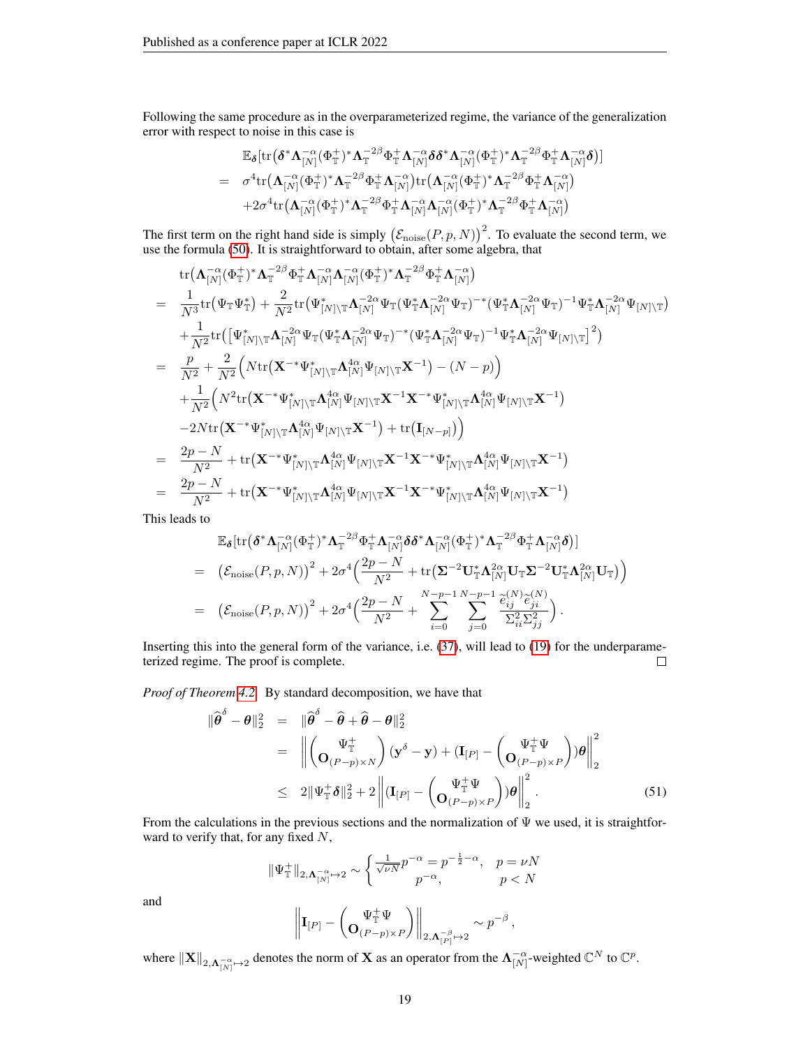Following the same procedure as in the overparameterized regime, the variance of the generalization error with respect to noise in this case is

$$
\begin{aligned}
&\mathbb{E}_{\boldsymbol{\delta}}[\operatorname{tr}\big(\boldsymbol{\delta}^*\boldsymbol{\Lambda}_{[N]}^{-\alpha}(\Phi_{\mathbb{T}}^{+})^*\boldsymbol{\Lambda}_{\mathbb{T}}^{-2\beta}\Phi_{\mathbb{T}}^{+}\boldsymbol{\Lambda}_{[N]}^{-\alpha}\boldsymbol{\delta}\boldsymbol{\delta}^*\boldsymbol{\Lambda}_{[N]}^{-\alpha}(\Phi_{\mathbb{T}}^{+})^*\boldsymbol{\Lambda}_{\mathbb{T}}^{-2\beta}\Phi_{\mathbb{T}}^{+}\boldsymbol{\Lambda}_{[N]}^{-\alpha}\boldsymbol{\delta}\big)] \\
=\;& \sigma^4\operatorname{tr}\big(\boldsymbol{\Lambda}_{[N]}^{-\alpha}(\Phi_{\mathbb{T}}^{+})^*\boldsymbol{\Lambda}_{\mathbb{T}}^{-2\beta}\Phi_{\mathbb{T}}^{+}\boldsymbol{\Lambda}_{[N]}^{-\alpha}\big)\operatorname{tr}\big(\boldsymbol{\Lambda}_{[N]}^{-\alpha}(\Phi_{\mathbb{T}}^{+})^*\boldsymbol{\Lambda}_{\mathbb{T}}^{-2\beta}\Phi_{\mathbb{T}}^{+}\boldsymbol{\Lambda}_{[N]}^{-\alpha}\big) \\
&+2\sigma^4\operatorname{tr}\big(\boldsymbol{\Lambda}_{[N]}^{-\alpha}(\Phi_{\mathbb{T}}^{+})^*\boldsymbol{\Lambda}_{\mathbb{T}}^{-2\beta}\Phi_{\mathbb{T}}^{+}\boldsymbol{\Lambda}_{[N]}^{-\alpha}\boldsymbol{\Lambda}_{[N]}^{-\alpha}(\Phi_{\mathbb{T}}^{+})^*\boldsymbol{\Lambda}_{\mathbb{T}}^{-2\beta}\Phi_{\mathbb{T}}^{+}\boldsymbol{\Lambda}_{[N]}^{-\alpha}\big)
\end{aligned}
$$

The first term on the right hand side is simply $\big(\mathcal{E}_{\text{noise}}(P,p,N)\big)^2$. To evaluate the second term, we use the formula (50). It is straightforward to obtain, after some algebra, that

$$
\begin{aligned}
&\operatorname{tr}\big(\boldsymbol{\Lambda}_{[N]}^{-\alpha}(\Phi_{\mathbb{T}}^{+})^*\boldsymbol{\Lambda}_{\mathbb{T}}^{-2\beta}\Phi_{\mathbb{T}}^{+}\boldsymbol{\Lambda}_{[N]}^{-\alpha}\boldsymbol{\Lambda}_{[N]}^{-\alpha}(\Phi_{\mathbb{T}}^{+})^*\boldsymbol{\Lambda}_{\mathbb{T}}^{-2\beta}\Phi_{\mathbb{T}}^{+}\boldsymbol{\Lambda}_{[N]}^{-\alpha}\big) \\
=\;& \frac{1}{N^3}\operatorname{tr}\big(\Psi_{\mathbb{T}}\Psi_{\mathbb{T}}^*\big)+\frac{2}{N^2}\operatorname{tr}\big(\Psi_{[N]\backslash\mathbb{T}}^*\boldsymbol{\Lambda}_{[N]}^{-2\alpha}\Psi_{\mathbb{T}}(\Psi_{\mathbb{T}}^*\boldsymbol{\Lambda}_{[N]}^{-2\alpha}\Psi_{\mathbb{T}})^{-*}(\Psi_{\mathbb{T}}^*\boldsymbol{\Lambda}_{[N]}^{-2\alpha}\Psi_{\mathbb{T}})^{-1}\Psi_{\mathbb{T}}^*\boldsymbol{\Lambda}_{[N]}^{-2\alpha}\Psi_{[N]\backslash\mathbb{T}}\big) \\
&+\frac{1}{N^2}\operatorname{tr}\big(\big[\Psi_{[N]\backslash\mathbb{T}}^*\boldsymbol{\Lambda}_{[N]}^{-2\alpha}\Psi_{\mathbb{T}}(\Psi_{\mathbb{T}}^*\boldsymbol{\Lambda}_{[N]}^{-2\alpha}\Psi_{\mathbb{T}})^{-*}(\Psi_{\mathbb{T}}^*\boldsymbol{\Lambda}_{[N]}^{-2\alpha}\Psi_{\mathbb{T}})^{-1}\Psi_{\mathbb{T}}^*\boldsymbol{\Lambda}_{[N]}^{-2\alpha}\Psi_{[N]\backslash\mathbb{T}}\big]^2\big) \\
=\;& \frac{p}{N^2}+\frac{2}{N^2}\Big(N\operatorname{tr}\big(\mathbf{X}^{-*}\Psi_{[N]\backslash\mathbb{T}}^*\boldsymbol{\Lambda}_{[N]}^{4\alpha}\Psi_{[N]\backslash\mathbb{T}}\mathbf{X}^{-1}\big)-(N-p)\Big) \\
&+\frac{1}{N^2}\Big(N^2\operatorname{tr}\big(\mathbf{X}^{-*}\Psi_{[N]\backslash\mathbb{T}}^*\boldsymbol{\Lambda}_{[N]}^{4\alpha}\Psi_{[N]\backslash\mathbb{T}}\mathbf{X}^{-1}\mathbf{X}^{-*}\Psi_{[N]\backslash\mathbb{T}}^*\boldsymbol{\Lambda}_{[N]}^{4\alpha}\Psi_{[N]\backslash\mathbb{T}}\mathbf{X}^{-1}\big) \\
&-2N\operatorname{tr}\big(\mathbf{X}^{-*}\Psi_{[N]\backslash\mathbb{T}}^*\boldsymbol{\Lambda}_{[N]}^{4\alpha}\Psi_{[N]\backslash\mathbb{T}}\mathbf{X}^{-1}\big)+\operatorname{tr}\big(\mathbf{I}_{[N-p]}\big)\Big) \\
=\;& \frac{2p-N}{N^2}+\operatorname{tr}\big(\mathbf{X}^{-*}\Psi_{[N]\backslash\mathbb{T}}^*\boldsymbol{\Lambda}_{[N]}^{4\alpha}\Psi_{[N]\backslash\mathbb{T}}\mathbf{X}^{-1}\mathbf{X}^{-*}\Psi_{[N]\backslash\mathbb{T}}^*\boldsymbol{\Lambda}_{[N]}^{4\alpha}\Psi_{[N]\backslash\mathbb{T}}\mathbf{X}^{-1}\big) \\
=\;& \frac{2p-N}{N^2}+\operatorname{tr}\big(\mathbf{X}^{-*}\Psi_{[N]\backslash\mathbb{T}}^*\boldsymbol{\Lambda}_{[N]}^{4\alpha}\Psi_{[N]\backslash\mathbb{T}}\mathbf{X}^{-1}\mathbf{X}^{-*}\Psi_{[N]\backslash\mathbb{T}}^*\boldsymbol{\Lambda}_{[N]}^{4\alpha}\Psi_{[N]\backslash\mathbb{T}}\mathbf{X}^{-1}\big)
\end{aligned}
$$

This leads to

$$
\begin{aligned}
&\mathbb{E}_{\boldsymbol{\delta}}[\operatorname{tr}\big(\boldsymbol{\delta}^*\boldsymbol{\Lambda}_{[N]}^{-\alpha}(\Phi_{\mathbb{T}}^{+})^*\boldsymbol{\Lambda}_{\mathbb{T}}^{-2\beta}\Phi_{\mathbb{T}}^{+}\boldsymbol{\Lambda}_{[N]}^{-\alpha}\boldsymbol{\delta}\boldsymbol{\delta}^*\boldsymbol{\Lambda}_{[N]}^{-\alpha}(\Phi_{\mathbb{T}}^{+})^*\boldsymbol{\Lambda}_{\mathbb{T}}^{-2\beta}\Phi_{\mathbb{T}}^{+}\boldsymbol{\Lambda}_{[N]}^{-\alpha}\boldsymbol{\delta}\big)] \\
=\;& \big(\mathcal{E}_{\text{noise}}(P,p,N)\big)^2+2\sigma^4\Big(\frac{2p-N}{N^2}+\operatorname{tr}\big(\boldsymbol{\Sigma}^{-2}\mathbf{U}_{\mathbb{T}}^*\boldsymbol{\Lambda}_{[N]}^{2\alpha}\mathbf{U}_{\mathbb{T}}\boldsymbol{\Sigma}^{-2}\mathbf{U}_{\mathbb{T}}^*\boldsymbol{\Lambda}_{[N]}^{2\alpha}\mathbf{U}_{\mathbb{T}}\big)\Big) \\
=\;& \big(\mathcal{E}_{\text{noise}}(P,p,N)\big)^2+2\sigma^4\Big(\frac{2p-N}{N^2}+\sum_{i=0}^{N-p-1}\sum_{j=0}^{N-p-1}\frac{\widetilde{e}_{ij}^{(N)}\widetilde{e}_{ji}^{(N)}}{\Sigma_{ii}^2\Sigma_{jj}^2}\Big).
\end{aligned}
$$

Inserting this into the general form of the variance, i.e. (37), will lead to (19) for the underparameterized regime. The proof is complete. ∎

*Proof of Theorem 4.2.* By standard decomposition, we have that

$$
\begin{aligned}
\|\widehat{\boldsymbol{\theta}}^{\delta}-\boldsymbol{\theta}\|_2^2 &= \|\widehat{\boldsymbol{\theta}}^{\delta}-\widehat{\boldsymbol{\theta}}+\widehat{\boldsymbol{\theta}}-\boldsymbol{\theta}\|_2^2 \\
&= \left\|\begin{pmatrix}\Psi_{\mathbb{T}}^{+}\\ \mathbf{O}_{(P-p)\times N}\end{pmatrix}(\mathbf{y}^{\delta}-\mathbf{y})+(\mathbf{I}_{[P]}-\begin{pmatrix}\Psi_{\mathbb{T}}^{+}\Psi\\ \mathbf{O}_{(P-p)\times P}\end{pmatrix})\boldsymbol{\theta}\right\|_2^2 \\
&\le 2\|\Psi_{\mathbb{T}}^{+}\boldsymbol{\delta}\|_2^2+2\left\|(\mathbf{I}_{[P]}-\begin{pmatrix}\Psi_{\mathbb{T}}^{+}\Psi\\ \mathbf{O}_{(P-p)\times P}\end{pmatrix})\boldsymbol{\theta}\right\|_2^2. \qquad (51)
\end{aligned}
$$

From the calculations in the previous sections and the normalization of $\Psi$ we used, it is straightforward to verify that, for any fixed $N$,

$$
\|\Psi_{\mathbb{T}}^{+}\|_{2,\boldsymbol{\Lambda}_{[N]}^{-\alpha}\mapsto 2}\sim\begin{cases}\frac{1}{\sqrt{\nu N}}p^{-\alpha}=p^{-\frac{1}{2}-\alpha}, & p=\nu N\\ p^{-\alpha}, & p<N\end{cases}
$$

and

$$
\left\|\mathbf{I}_{[P]}-\begin{pmatrix}\Psi_{\mathbb{T}}^{+}\Psi\\ \mathbf{O}_{(P-p)\times P}\end{pmatrix}\right\|_{2,\boldsymbol{\Lambda}_{[P]}^{-\beta}\mapsto 2}\sim p^{-\beta},
$$

where $\|\mathbf{X}\|_{2,\boldsymbol{\Lambda}_{[N]}^{-\alpha}\mapsto 2}$ denotes the norm of $\mathbf{X}$ as an operator from the $\boldsymbol{\Lambda}_{[N]}^{-\alpha}$-weighted $\mathbb{C}^N$ to $\mathbb{C}^p$.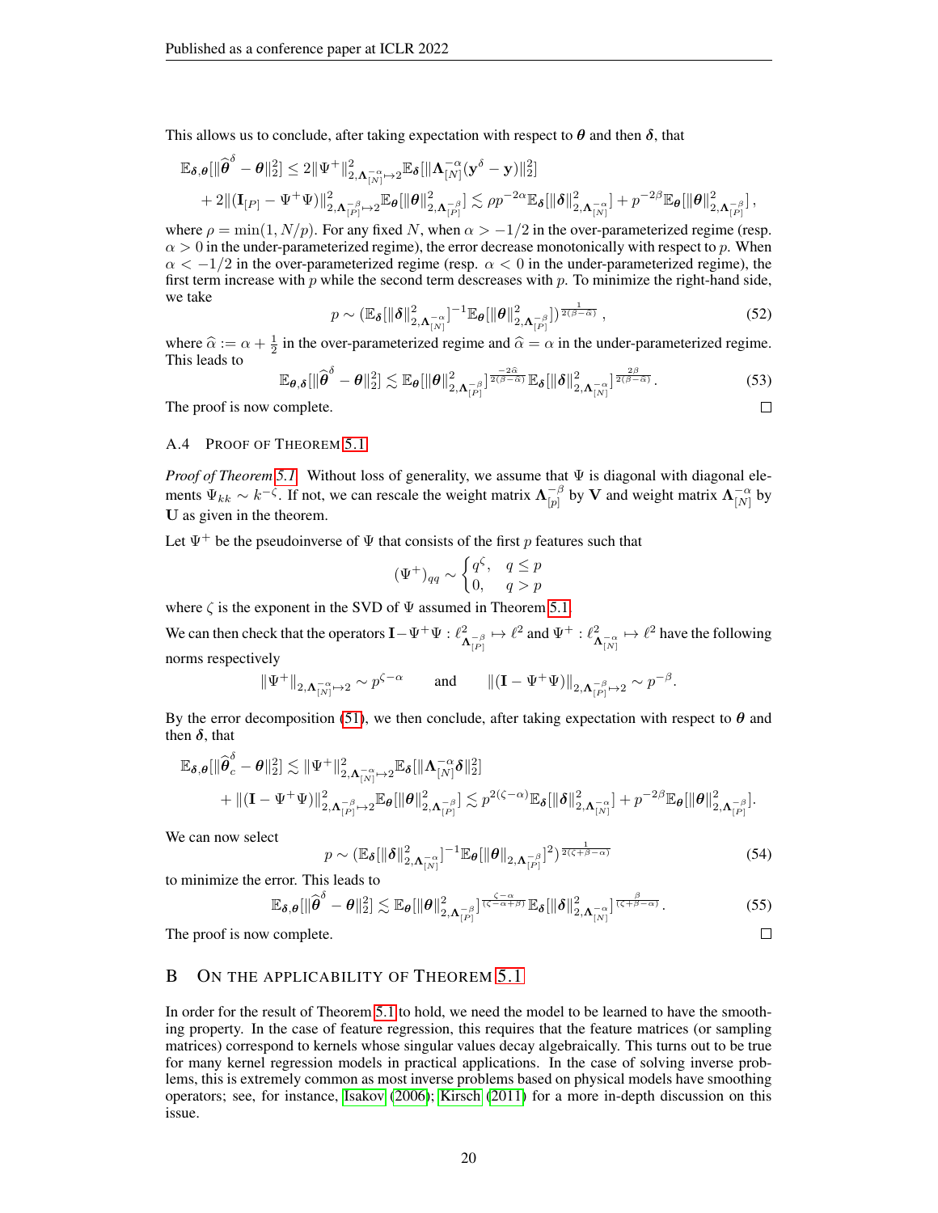This allows us to conclude, after taking expectation with respect to $\boldsymbol{\theta}$ and then $\boldsymbol{\delta}$, that

$$
\begin{aligned}
\mathbb{E}_{\boldsymbol{\delta},\boldsymbol{\theta}}[\|\widehat{\boldsymbol{\theta}}^{\delta} - \boldsymbol{\theta}\|_2^2] &\leq 2\|\Psi^+\|^2_{2,\boldsymbol{\Lambda}_{[N]}^{-\alpha}\mapsto 2}\mathbb{E}_{\boldsymbol{\delta}}[\|\boldsymbol{\Lambda}_{[N]}^{-\alpha}(\mathbf{y}^{\delta} - \mathbf{y})\|_2^2] \\
&+ 2\|(\mathbf{I}_{[P]} - \Psi^+\Psi)\|^2_{2,\boldsymbol{\Lambda}_{[P]}^{-\beta}\mapsto 2}\mathbb{E}_{\boldsymbol{\theta}}[\|\boldsymbol{\theta}\|^2_{2,\boldsymbol{\Lambda}_{[P]}^{-\beta}}] \lesssim \rho p^{-2\alpha}\mathbb{E}_{\boldsymbol{\delta}}[\|\boldsymbol{\delta}\|^2_{2,\boldsymbol{\Lambda}_{[N]}^{-\alpha}}] + p^{-2\beta}\mathbb{E}_{\boldsymbol{\theta}}[\|\boldsymbol{\theta}\|^2_{2,\boldsymbol{\Lambda}_{[P]}^{-\beta}}],
\end{aligned}
$$

where $\rho = \min(1, N/p)$. For any fixed $N$, when $\alpha > -1/2$ in the over-parameterized regime (resp. $\alpha > 0$ in the under-parameterized regime), the error decrease monotonically with respect to $p$. When $\alpha < -1/2$ in the over-parameterized regime (resp. $\alpha < 0$ in the under-parameterized regime), the first term increase with $p$ while the second term descreases with $p$. To minimize the right-hand side, we take

$$
p \sim (\mathbb{E}_{\boldsymbol{\delta}}[\|\boldsymbol{\delta}\|^2_{2,\boldsymbol{\Lambda}_{[N]}^{-\alpha}}]^{-1}\mathbb{E}_{\boldsymbol{\theta}}[\|\boldsymbol{\theta}\|^2_{2,\boldsymbol{\Lambda}_{[P]}^{-\beta}}])^{\frac{1}{2(\beta-\widehat{\alpha})}}, \tag{52}
$$

where $\widehat{\alpha} := \alpha + \frac{1}{2}$ in the over-parameterized regime and $\widehat{\alpha} = \alpha$ in the under-parameterized regime. This leads to

$$
\mathbb{E}_{\boldsymbol{\theta},\boldsymbol{\delta}}[\|\widehat{\boldsymbol{\theta}}^{\delta} - \boldsymbol{\theta}\|_2^2] \lesssim \mathbb{E}_{\boldsymbol{\theta}}[\|\boldsymbol{\theta}\|^2_{2,\boldsymbol{\Lambda}_{[P]}^{-\beta}}]^{\frac{-2\widehat{\alpha}}{2(\beta-\widehat{\alpha})}}\mathbb{E}_{\boldsymbol{\delta}}[\|\boldsymbol{\delta}\|^2_{2,\boldsymbol{\Lambda}_{[N]}^{-\alpha}}]^{\frac{2\beta}{2(\beta-\widehat{\alpha})}}. \tag{53}
$$

The proof is now complete. □

### A.4 Proof of Theorem 5.1

*Proof of Theorem 5.1.* Without loss of generality, we assume that $\Psi$ is diagonal with diagonal elements $\Psi_{kk} \sim k^{-\zeta}$. If not, we can rescale the weight matrix $\boldsymbol{\Lambda}_{[p]}^{-\beta}$ by $\mathbf{V}$ and weight matrix $\boldsymbol{\Lambda}_{[N]}^{-\alpha}$ by $\mathbf{U}$ as given in the theorem.

Let $\Psi^+$ be the pseudoinverse of $\Psi$ that consists of the first $p$ features such that

$$
(\Psi^+)_{qq} \sim \begin{cases} q^{\zeta}, & q \leq p \\ 0, & q > p \end{cases}
$$

where $\zeta$ is the exponent in the SVD of $\Psi$ assumed in Theorem 5.1.

We can then check that the operators $\mathbf{I} - \Psi^+\Psi : \ell^2_{\boldsymbol{\Lambda}_{[P]}^{-\beta}} \mapsto \ell^2$ and $\Psi^+ : \ell^2_{\boldsymbol{\Lambda}_{[N]}^{-\alpha}} \mapsto \ell^2$ have the following norms respectively

$$
\|\Psi^+\|_{2,\boldsymbol{\Lambda}_{[N]}^{-\alpha}\mapsto 2} \sim p^{\zeta-\alpha} \qquad \text{and} \qquad \|(\mathbf{I} - \Psi^+\Psi)\|_{2,\boldsymbol{\Lambda}_{[P]}^{-\beta}\mapsto 2} \sim p^{-\beta}.
$$

By the error decomposition (51), we then conclude, after taking expectation with respect to $\boldsymbol{\theta}$ and then $\boldsymbol{\delta}$, that

$$
\begin{aligned}
\mathbb{E}_{\boldsymbol{\delta},\boldsymbol{\theta}}[\|\widehat{\boldsymbol{\theta}}_c^{\delta} - \boldsymbol{\theta}\|_2^2] &\lesssim \|\Psi^+\|^2_{2,\boldsymbol{\Lambda}_{[N]}^{-\alpha}\mapsto 2}\mathbb{E}_{\boldsymbol{\delta}}[\|\boldsymbol{\Lambda}_{[N]}^{-\alpha}\boldsymbol{\delta}\|_2^2] \\
&+ \|(\mathbf{I} - \Psi^+\Psi)\|^2_{2,\boldsymbol{\Lambda}_{[P]}^{-\beta}\mapsto 2}\mathbb{E}_{\boldsymbol{\theta}}[\|\boldsymbol{\theta}\|^2_{2,\boldsymbol{\Lambda}_{[P]}^{-\beta}}] \lesssim p^{2(\zeta-\alpha)}\mathbb{E}_{\boldsymbol{\delta}}[\|\boldsymbol{\delta}\|^2_{2,\boldsymbol{\Lambda}_{[N]}^{-\alpha}}] + p^{-2\beta}\mathbb{E}_{\boldsymbol{\theta}}[\|\boldsymbol{\theta}\|^2_{2,\boldsymbol{\Lambda}_{[P]}^{-\beta}}].
\end{aligned}
$$

We can now select

$$
p \sim (\mathbb{E}_{\boldsymbol{\delta}}[\|\boldsymbol{\delta}\|^2_{2,\boldsymbol{\Lambda}_{[N]}^{-\alpha}}]^{-1}\mathbb{E}_{\boldsymbol{\theta}}[\|\boldsymbol{\theta}\|_{2,\boldsymbol{\Lambda}_{[P]}^{-\beta}}]^2)^{\frac{1}{2(\zeta+\beta-\alpha)}} \tag{54}
$$

to minimize the error. This leads to

$$
\mathbb{E}_{\boldsymbol{\delta},\boldsymbol{\theta}}[\|\widehat{\boldsymbol{\theta}}^{\delta} - \boldsymbol{\theta}\|_2^2] \lesssim \mathbb{E}_{\boldsymbol{\theta}}[\|\boldsymbol{\theta}\|^2_{2,\boldsymbol{\Lambda}_{[P]}^{-\beta}}]^{\frac{\zeta-\alpha}{(\zeta-\alpha+\beta)}}\mathbb{E}_{\boldsymbol{\delta}}[\|\boldsymbol{\delta}\|^2_{2,\boldsymbol{\Lambda}_{[N]}^{-\alpha}}]^{\frac{\beta}{(\zeta+\beta-\alpha)}}. \tag{55}
$$

The proof is now complete. □

## B On the Applicability of Theorem 5.1

In order for the result of Theorem 5.1 to hold, we need the model to be learned to have the smoothing property. In the case of feature regression, this requires that the feature matrices (or sampling matrices) correspond to kernels whose singular values decay algebraically. This turns out to be true for many kernel regression models in practical applications. In the case of solving inverse problems, this is extremely common as most inverse problems based on physical models have smoothing operators; see, for instance, Isakov (2006); Kirsch (2011) for a more in-depth discussion on this issue.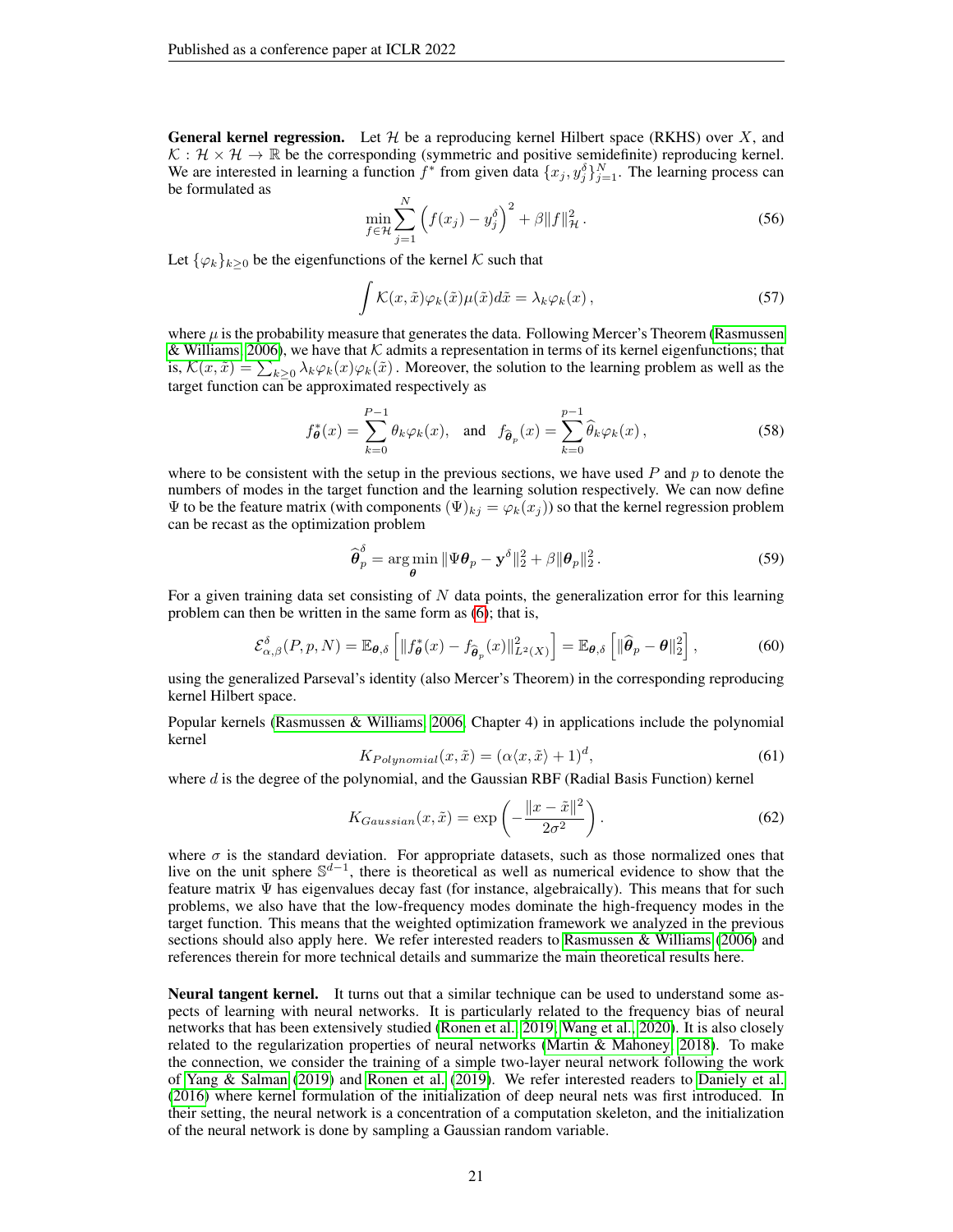**General kernel regression.** Let $\mathcal{H}$ be a reproducing kernel Hilbert space (RKHS) over $X$, and $\mathcal{K} : \mathcal{H} \times \mathcal{H} \to \mathbb{R}$ be the corresponding (symmetric and positive semidefinite) reproducing kernel. We are interested in learning a function $f^*$ from given data $\{x_j, y_j^\delta\}_{j=1}^N$. The learning process can be formulated as

$$\min_{f \in \mathcal{H}} \sum_{j=1}^{N} \left( f(x_j) - y_j^\delta \right)^2 + \beta \|f\|_{\mathcal{H}}^2 . \tag{56}$$

Let $\{\varphi_k\}_{k \geq 0}$ be the eigenfunctions of the kernel $\mathcal{K}$ such that

$$\int \mathcal{K}(x, \tilde{x}) \varphi_k(\tilde{x}) \mu(\tilde{x}) d\tilde{x} = \lambda_k \varphi_k(x) , \tag{57}$$

where $\mu$ is the probability measure that generates the data. Following Mercer's Theorem (Rasmussen & Williams, 2006), we have that $\mathcal{K}$ admits a representation in terms of its kernel eigenfunctions; that is, $\mathcal{K}(x, \tilde{x}) = \sum_{k \geq 0} \lambda_k \varphi_k(x) \varphi_k(\tilde{x})$ . Moreover, the solution to the learning problem as well as the target function can be approximated respectively as

$$f^*_{\boldsymbol{\theta}}(x) = \sum_{k=0}^{P-1} \theta_k \varphi_k(x), \quad \text{and} \quad f_{\widehat{\boldsymbol{\theta}}_p}(x) = \sum_{k=0}^{p-1} \widehat{\theta}_k \varphi_k(x) , \tag{58}$$

where to be consistent with the setup in the previous sections, we have used $P$ and $p$ to denote the numbers of modes in the target function and the learning solution respectively. We can now define $\Psi$ to be the feature matrix (with components $(\Psi)_{kj} = \varphi_k(x_j)$) so that the kernel regression problem can be recast as the optimization problem

$$\widehat{\boldsymbol{\theta}}_p^\delta = \arg\min_{\boldsymbol{\theta}} \|\Psi \boldsymbol{\theta}_p - \mathbf{y}^\delta\|_2^2 + \beta \|\boldsymbol{\theta}_p\|_2^2 . \tag{59}$$

For a given training data set consisting of $N$ data points, the generalization error for this learning problem can then be written in the same form as (6); that is,

$$\mathcal{E}_{\alpha,\beta}^\delta(P, p, N) = \mathbb{E}_{\boldsymbol{\theta},\delta} \left[ \|f^*_{\boldsymbol{\theta}}(x) - f_{\widehat{\boldsymbol{\theta}}_p}(x)\|_{L^2(X)}^2 \right] = \mathbb{E}_{\boldsymbol{\theta},\delta} \left[ \|\widehat{\boldsymbol{\theta}}_p - \boldsymbol{\theta}\|_2^2 \right] , \tag{60}$$

using the generalized Parseval's identity (also Mercer's Theorem) in the corresponding reproducing kernel Hilbert space.

Popular kernels (Rasmussen & Williams, 2006, Chapter 4) in applications include the polynomial kernel

$$K_{Polynomial}(x, \tilde{x}) = (\alpha \langle x, \tilde{x} \rangle + 1)^d , \tag{61}$$

where $d$ is the degree of the polynomial, and the Gaussian RBF (Radial Basis Function) kernel

$$K_{Gaussian}(x, \tilde{x}) = \exp\left( -\frac{\|x - \tilde{x}\|^2}{2\sigma^2} \right) . \tag{62}$$

where $\sigma$ is the standard deviation. For appropriate datasets, such as those normalized ones that live on the unit sphere $\mathbb{S}^{d-1}$, there is theoretical as well as numerical evidence to show that the feature matrix $\Psi$ has eigenvalues decay fast (for instance, algebraically). This means that for such problems, we also have that the low-frequency modes dominate the high-frequency modes in the target function. This means that the weighted optimization framework we analyzed in the previous sections should also apply here. We refer interested readers to Rasmussen & Williams (2006) and references therein for more technical details and summarize the main theoretical results here.

**Neural tangent kernel.** It turns out that a similar technique can be used to understand some aspects of learning with neural networks. It is particularly related to the frequency bias of neural networks that has been extensively studied (Ronen et al., 2019; Wang et al., 2020). It is also closely related to the regularization properties of neural networks (Martin & Mahoney, 2018). To make the connection, we consider the training of a simple two-layer neural network following the work of Yang & Salman (2019) and Ronen et al. (2019). We refer interested readers to Daniely et al. (2016) where kernel formulation of the initialization of deep neural nets was first introduced. In their setting, the neural network is a concentration of a computation skeleton, and the initialization of the neural network is done by sampling a Gaussian random variable.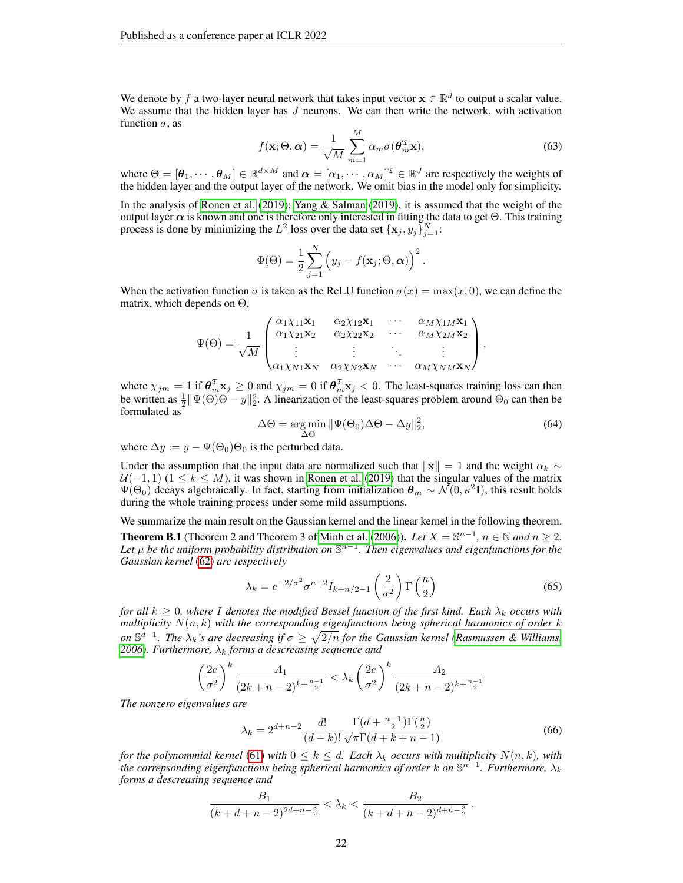We denote by $f$ a two-layer neural network that takes input vector $\mathbf{x} \in \mathbb{R}^d$ to output a scalar value. We assume that the hidden layer has $J$ neurons. We can then write the network, with activation function $\sigma$, as

$$
f(\mathbf{x}; \Theta, \boldsymbol{\alpha}) = \frac{1}{\sqrt{M}} \sum_{m=1}^{M} \alpha_m \sigma(\boldsymbol{\theta}_m^{\mathfrak{T}} \mathbf{x}), \tag{63}
$$

where $\Theta = [\boldsymbol{\theta}_1, \cdots, \boldsymbol{\theta}_M] \in \mathbb{R}^{d \times M}$ and $\boldsymbol{\alpha} = [\alpha_1, \cdots, \alpha_M]^{\mathfrak{T}} \in \mathbb{R}^J$ are respectively the weights of the hidden layer and the output layer of the network. We omit bias in the model only for simplicity.

In the analysis of Ronen et al. (2019); Yang & Salman (2019), it is assumed that the weight of the output layer $\boldsymbol{\alpha}$ is known and one is therefore only interested in fitting the data to get $\Theta$. This training process is done by minimizing the $L^2$ loss over the data set $\{\mathbf{x}_j, y_j\}_{j=1}^N$:

$$
\Phi(\Theta) = \frac{1}{2} \sum_{j=1}^{N} \Big( y_j - f(\mathbf{x}_j; \Theta, \boldsymbol{\alpha}) \Big)^2 .
$$

When the activation function $\sigma$ is taken as the ReLU function $\sigma(x) = \max(x, 0)$, we can define the matrix, which depends on $\Theta$,

$$
\Psi(\Theta) = \frac{1}{\sqrt{M}} \begin{pmatrix} \alpha_1 \chi_{11} \mathbf{x}_1 & \alpha_2 \chi_{12} \mathbf{x}_1 & \cdots & \alpha_M \chi_{1M} \mathbf{x}_1 \\ \alpha_1 \chi_{21} \mathbf{x}_2 & \alpha_2 \chi_{22} \mathbf{x}_2 & \cdots & \alpha_M \chi_{2M} \mathbf{x}_2 \\ \vdots & \vdots & \ddots & \vdots \\ \alpha_1 \chi_{N1} \mathbf{x}_N & \alpha_2 \chi_{N2} \mathbf{x}_N & \cdots & \alpha_M \chi_{NM} \mathbf{x}_N \end{pmatrix},
$$

where $\chi_{jm} = 1$ if $\boldsymbol{\theta}_m^{\mathfrak{T}} \mathbf{x}_j \geq 0$ and $\chi_{jm} = 0$ if $\boldsymbol{\theta}_m^{\mathfrak{T}} \mathbf{x}_j < 0$. The least-squares training loss can then be written as $\frac{1}{2} \|\Psi(\Theta)\Theta - y\|_2^2$. A linearization of the least-squares problem around $\Theta_0$ can then be formulated as

$$
\Delta\Theta = \underset{\Delta\Theta}{\arg\min} \, \|\Psi(\Theta_0)\Delta\Theta - \Delta y\|_2^2, \tag{64}
$$

where $\Delta y := y - \Psi(\Theta_0)\Theta_0$ is the perturbed data.

Under the assumption that the input data are normalized such that $\|\mathbf{x}\| = 1$ and the weight $\alpha_k \sim \mathcal{U}(-1, 1)$ $(1 \leq k \leq M)$, it was shown in Ronen et al. (2019) that the singular values of the matrix $\Psi(\Theta_0)$ decays algebraically. In fact, starting from initialization $\boldsymbol{\theta}_m \sim \mathcal{N}(0, \kappa^2 \mathbf{I})$, this result holds during the whole training process under some mild assumptions.

We summarize the main result on the Gaussian kernel and the linear kernel in the following theorem.

**Theorem B.1** (Theorem 2 and Theorem 3 of Minh et al. (2006)). *Let $X = \mathbb{S}^{n-1}$, $n \in \mathbb{N}$ and $n \geq 2$. Let $\mu$ be the uniform probability distribution on $\mathbb{S}^{n-1}$. Then eigenvalues and eigenfunctions for the Gaussian kernel (62) are respectively*

$$
\lambda_k = e^{-2/\sigma^2} \sigma^{n-2} I_{k+n/2-1}\left(\frac{2}{\sigma^2}\right) \Gamma\left(\frac{n}{2}\right) \tag{65}
$$

*for all $k \geq 0$, where $I$ denotes the modified Bessel function of the first kind. Each $\lambda_k$ occurs with multiplicity $N(n, k)$ with the corresponding eigenfunctions being spherical harmonics of order $k$ on $\mathbb{S}^{d-1}$. The $\lambda_k$'s are decreasing if $\sigma \geq \sqrt{2/n}$ for the Gaussian kernel (Rasmussen & Williams, 2006). Furthermore, $\lambda_k$ forms a descreasing sequence and*

$$
\left(\frac{2e}{\sigma^2}\right)^k \frac{A_1}{(2k+n-2)^{k+\frac{n-1}{2}}} < \lambda_k \left(\frac{2e}{\sigma^2}\right)^k \frac{A_2}{(2k+n-2)^{k+\frac{n-1}{2}}}
$$

*The nonzero eigenvalues are*

$$
\lambda_k = 2^{d+n-2} \frac{d!}{(d-k)!} \frac{\Gamma(d + \frac{n-1}{2})\Gamma(\frac{n}{2})}{\sqrt{\pi}\Gamma(d+k+n-1)} \tag{66}
$$

*for the polynommial kernel (61) with $0 \leq k \leq d$. Each $\lambda_k$ occurs with multiplicity $N(n, k)$, with the correpsonding eigenfunctions being spherical harmonics of order $k$ on $\mathbb{S}^{n-1}$. Furthermore, $\lambda_k$ forms a descreasing sequence and*

$$
\frac{B_1}{(k+d+n-2)^{2d+n-\frac{3}{2}}} < \lambda_k < \frac{B_2}{(k+d+n-2)^{d+n-\frac{3}{2}}} .
$$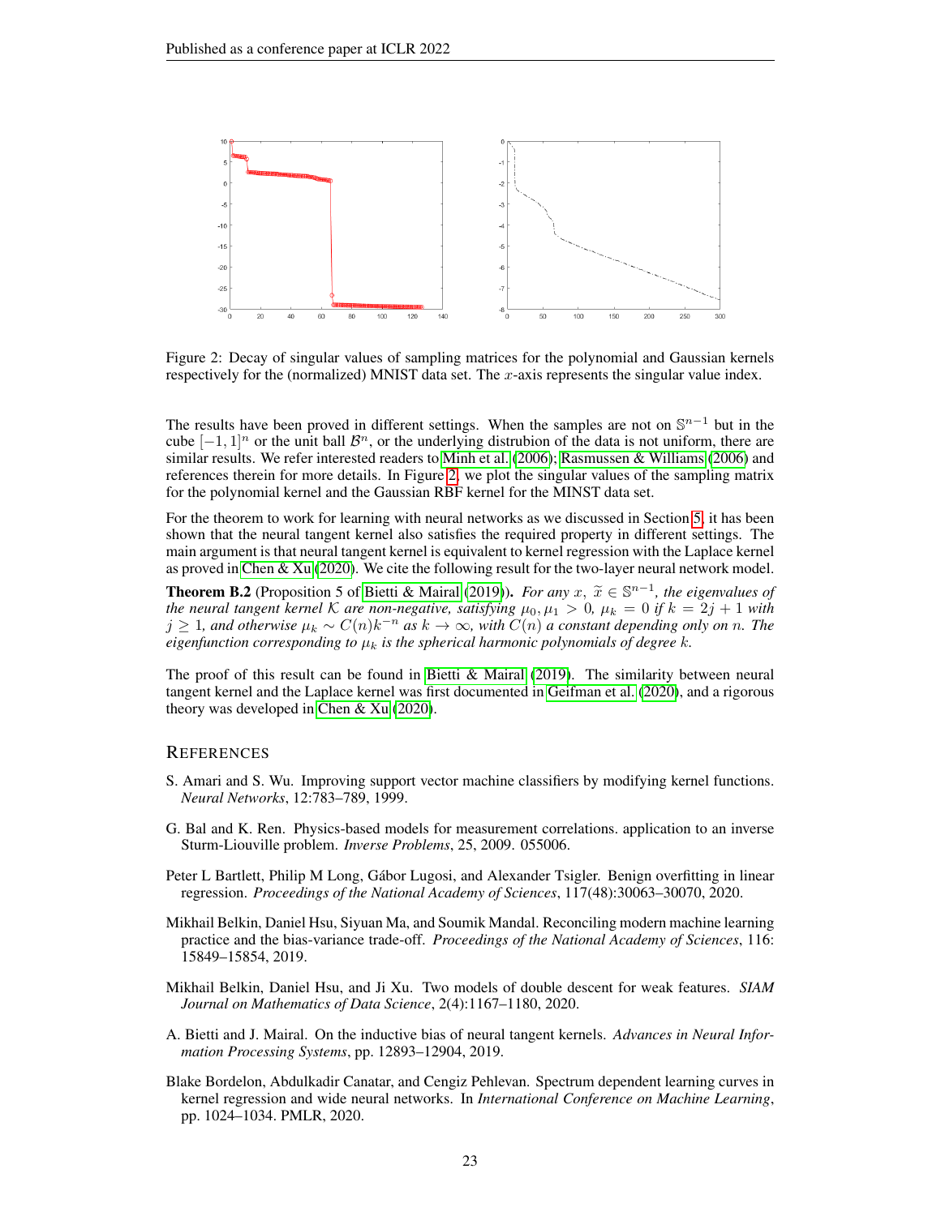Figure 2: Decay of singular values of sampling matrices for the polynomial and Gaussian kernels respectively for the (normalized) MNIST data set. The $x$-axis represents the singular value index.

The results have been proved in different settings. When the samples are not on $\mathbb{S}^{n-1}$ but in the cube $[-1,1]^n$ or the unit ball $\mathcal{B}^n$, or the underlying distrubion of the data is not uniform, there are similar results. We refer interested readers to Minh et al. (2006); Rasmussen & Williams (2006) and references therein for more details. In Figure 2, we plot the singular values of the sampling matrix for the polynomial kernel and the Gaussian RBF kernel for the MINST data set.

For the theorem to work for learning with neural networks as we discussed in Section 5, it has been shown that the neural tangent kernel also satisfies the required property in different settings. The main argument is that neural tangent kernel is equivalent to kernel regression with the Laplace kernel as proved in Chen & Xu (2020). We cite the following result for the two-layer neural network model.

**Theorem B.2** (Proposition 5 of Bietti & Mairal (2019)). *For any $x$, $\widetilde{x} \in \mathbb{S}^{n-1}$, the eigenvalues of the neural tangent kernel $\mathcal{K}$ are non-negative, satisfying $\mu_0, \mu_1 > 0$, $\mu_k = 0$ if $k = 2j+1$ with $j \geq 1$, and otherwise $\mu_k \sim C(n)k^{-n}$ as $k \to \infty$, with $C(n)$ a constant depending only on $n$. The eigenfunction corresponding to $\mu_k$ is the spherical harmonic polynomials of degree $k$.*

The proof of this result can be found in Bietti & Mairal (2019). The similarity between neural tangent kernel and the Laplace kernel was first documented in Geifman et al. (2020), and a rigorous theory was developed in Chen & Xu (2020).

## References

S. Amari and S. Wu. Improving support vector machine classifiers by modifying kernel functions. *Neural Networks*, 12:783–789, 1999.

G. Bal and K. Ren. Physics-based models for measurement correlations. application to an inverse Sturm-Liouville problem. *Inverse Problems*, 25, 2009. 055006.

Peter L Bartlett, Philip M Long, Gábor Lugosi, and Alexander Tsigler. Benign overfitting in linear regression. *Proceedings of the National Academy of Sciences*, 117(48):30063–30070, 2020.

Mikhail Belkin, Daniel Hsu, Siyuan Ma, and Soumik Mandal. Reconciling modern machine learning practice and the bias-variance trade-off. *Proceedings of the National Academy of Sciences*, 116: 15849–15854, 2019.

Mikhail Belkin, Daniel Hsu, and Ji Xu. Two models of double descent for weak features. *SIAM Journal on Mathematics of Data Science*, 2(4):1167–1180, 2020.

A. Bietti and J. Mairal. On the inductive bias of neural tangent kernels. *Advances in Neural Information Processing Systems*, pp. 12893–12904, 2019.

Blake Bordelon, Abdulkadir Canatar, and Cengiz Pehlevan. Spectrum dependent learning curves in kernel regression and wide neural networks. In *International Conference on Machine Learning*, pp. 1024–1034. PMLR, 2020.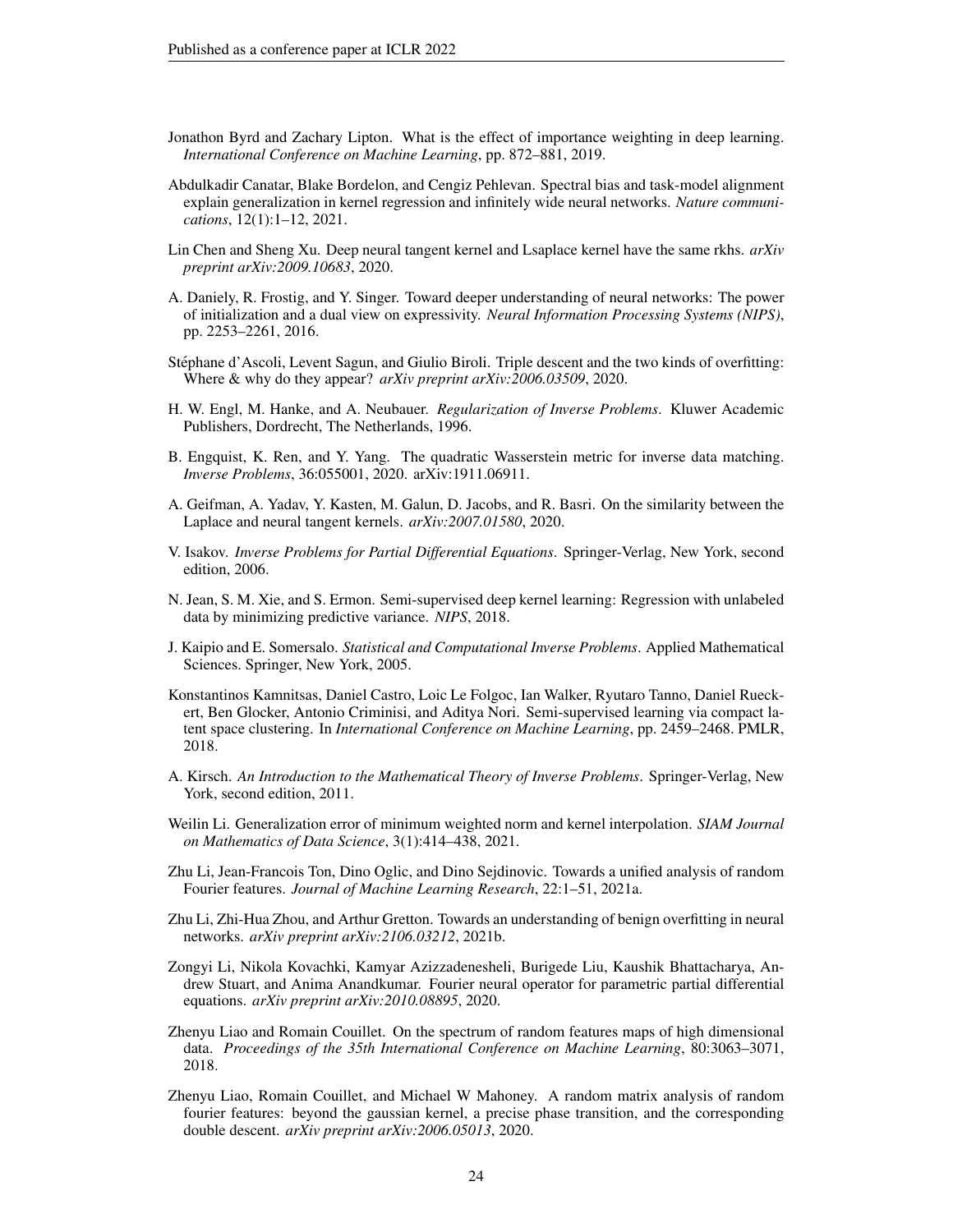Jonathon Byrd and Zachary Lipton. What is the effect of importance weighting in deep learning. *International Conference on Machine Learning*, pp. 872–881, 2019.

Abdulkadir Canatar, Blake Bordelon, and Cengiz Pehlevan. Spectral bias and task-model alignment explain generalization in kernel regression and infinitely wide neural networks. *Nature communications*, 12(1):1–12, 2021.

Lin Chen and Sheng Xu. Deep neural tangent kernel and Lsaplace kernel have the same rkhs. *arXiv preprint arXiv:2009.10683*, 2020.

A. Daniely, R. Frostig, and Y. Singer. Toward deeper understanding of neural networks: The power of initialization and a dual view on expressivity. *Neural Information Processing Systems (NIPS)*, pp. 2253–2261, 2016.

Stéphane d'Ascoli, Levent Sagun, and Giulio Biroli. Triple descent and the two kinds of overfitting: Where & why do they appear? *arXiv preprint arXiv:2006.03509*, 2020.

H. W. Engl, M. Hanke, and A. Neubauer. *Regularization of Inverse Problems*. Kluwer Academic Publishers, Dordrecht, The Netherlands, 1996.

B. Engquist, K. Ren, and Y. Yang. The quadratic Wasserstein metric for inverse data matching. *Inverse Problems*, 36:055001, 2020. arXiv:1911.06911.

A. Geifman, A. Yadav, Y. Kasten, M. Galun, D. Jacobs, and R. Basri. On the similarity between the Laplace and neural tangent kernels. *arXiv:2007.01580*, 2020.

V. Isakov. *Inverse Problems for Partial Differential Equations*. Springer-Verlag, New York, second edition, 2006.

N. Jean, S. M. Xie, and S. Ermon. Semi-supervised deep kernel learning: Regression with unlabeled data by minimizing predictive variance. *NIPS*, 2018.

J. Kaipio and E. Somersalo. *Statistical and Computational Inverse Problems*. Applied Mathematical Sciences. Springer, New York, 2005.

Konstantinos Kamnitsas, Daniel Castro, Loic Le Folgoc, Ian Walker, Ryutaro Tanno, Daniel Rueckert, Ben Glocker, Antonio Criminisi, and Aditya Nori. Semi-supervised learning via compact latent space clustering. In *International Conference on Machine Learning*, pp. 2459–2468. PMLR, 2018.

A. Kirsch. *An Introduction to the Mathematical Theory of Inverse Problems*. Springer-Verlag, New York, second edition, 2011.

Weilin Li. Generalization error of minimum weighted norm and kernel interpolation. *SIAM Journal on Mathematics of Data Science*, 3(1):414–438, 2021.

Zhu Li, Jean-Francois Ton, Dino Oglic, and Dino Sejdinovic. Towards a unified analysis of random Fourier features. *Journal of Machine Learning Research*, 22:1–51, 2021a.

Zhu Li, Zhi-Hua Zhou, and Arthur Gretton. Towards an understanding of benign overfitting in neural networks. *arXiv preprint arXiv:2106.03212*, 2021b.

Zongyi Li, Nikola Kovachki, Kamyar Azizzadenesheli, Burigede Liu, Kaushik Bhattacharya, Andrew Stuart, and Anima Anandkumar. Fourier neural operator for parametric partial differential equations. *arXiv preprint arXiv:2010.08895*, 2020.

Zhenyu Liao and Romain Couillet. On the spectrum of random features maps of high dimensional data. *Proceedings of the 35th International Conference on Machine Learning*, 80:3063–3071, 2018.

Zhenyu Liao, Romain Couillet, and Michael W Mahoney. A random matrix analysis of random fourier features: beyond the gaussian kernel, a precise phase transition, and the corresponding double descent. *arXiv preprint arXiv:2006.05013*, 2020.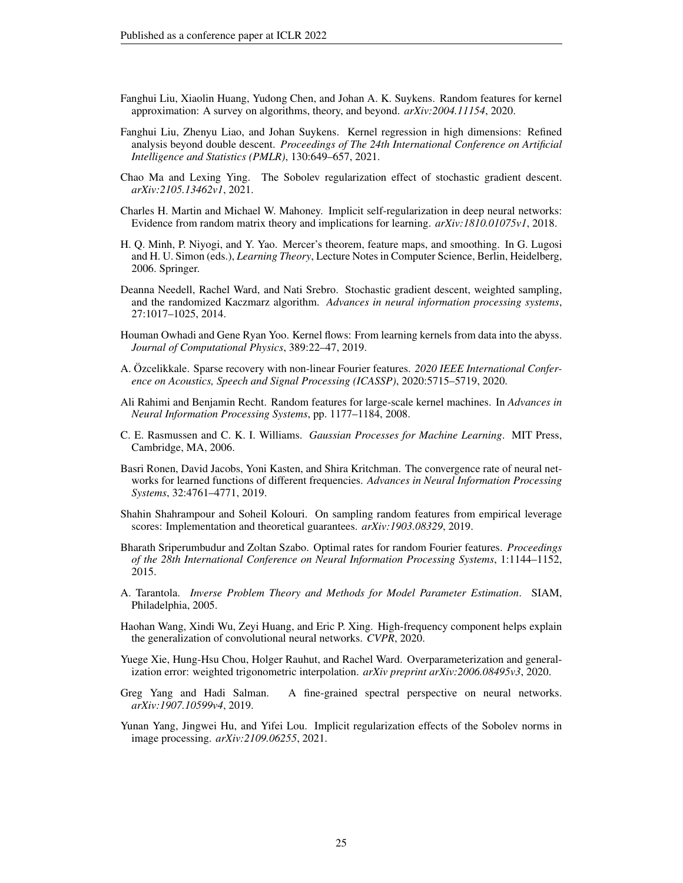Fanghui Liu, Xiaolin Huang, Yudong Chen, and Johan A. K. Suykens. Random features for kernel approximation: A survey on algorithms, theory, and beyond. *arXiv:2004.11154*, 2020.

Fanghui Liu, Zhenyu Liao, and Johan Suykens. Kernel regression in high dimensions: Refined analysis beyond double descent. *Proceedings of The 24th International Conference on Artificial Intelligence and Statistics (PMLR)*, 130:649–657, 2021.

Chao Ma and Lexing Ying. The Sobolev regularization effect of stochastic gradient descent. *arXiv:2105.13462v1*, 2021.

Charles H. Martin and Michael W. Mahoney. Implicit self-regularization in deep neural networks: Evidence from random matrix theory and implications for learning. *arXiv:1810.01075v1*, 2018.

H. Q. Minh, P. Niyogi, and Y. Yao. Mercer's theorem, feature maps, and smoothing. In G. Lugosi and H. U. Simon (eds.), *Learning Theory*, Lecture Notes in Computer Science, Berlin, Heidelberg, 2006. Springer.

Deanna Needell, Rachel Ward, and Nati Srebro. Stochastic gradient descent, weighted sampling, and the randomized Kaczmarz algorithm. *Advances in neural information processing systems*, 27:1017–1025, 2014.

Houman Owhadi and Gene Ryan Yoo. Kernel flows: From learning kernels from data into the abyss. *Journal of Computational Physics*, 389:22–47, 2019.

A. Özcelikkale. Sparse recovery with non-linear Fourier features. *2020 IEEE International Conference on Acoustics, Speech and Signal Processing (ICASSP)*, 2020:5715–5719, 2020.

Ali Rahimi and Benjamin Recht. Random features for large-scale kernel machines. In *Advances in Neural Information Processing Systems*, pp. 1177–1184, 2008.

C. E. Rasmussen and C. K. I. Williams. *Gaussian Processes for Machine Learning*. MIT Press, Cambridge, MA, 2006.

Basri Ronen, David Jacobs, Yoni Kasten, and Shira Kritchman. The convergence rate of neural networks for learned functions of different frequencies. *Advances in Neural Information Processing Systems*, 32:4761–4771, 2019.

Shahin Shahrampour and Soheil Kolouri. On sampling random features from empirical leverage scores: Implementation and theoretical guarantees. *arXiv:1903.08329*, 2019.

Bharath Sriperumbudur and Zoltan Szabo. Optimal rates for random Fourier features. *Proceedings of the 28th International Conference on Neural Information Processing Systems*, 1:1144–1152, 2015.

A. Tarantola. *Inverse Problem Theory and Methods for Model Parameter Estimation*. SIAM, Philadelphia, 2005.

Haohan Wang, Xindi Wu, Zeyi Huang, and Eric P. Xing. High-frequency component helps explain the generalization of convolutional neural networks. *CVPR*, 2020.

Yuege Xie, Hung-Hsu Chou, Holger Rauhut, and Rachel Ward. Overparameterization and generalization error: weighted trigonometric interpolation. *arXiv preprint arXiv:2006.08495v3*, 2020.

Greg Yang and Hadi Salman. A fine-grained spectral perspective on neural networks. *arXiv:1907.10599v4*, 2019.

Yunan Yang, Jingwei Hu, and Yifei Lou. Implicit regularization effects of the Sobolev norms in image processing. *arXiv:2109.06255*, 2021.